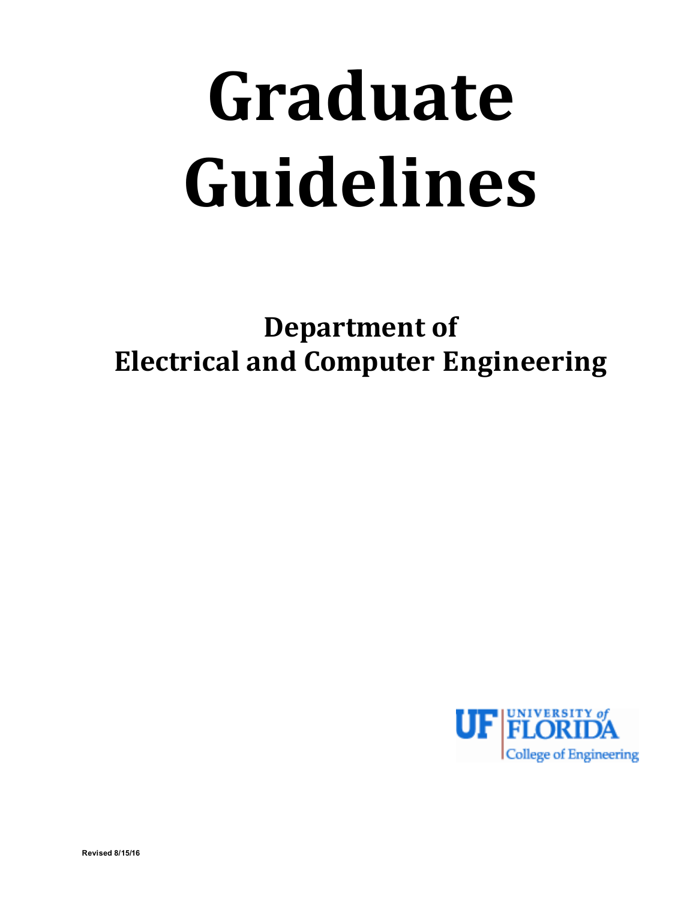# Graduate Guidelines

## Department of Electrical and Computer Engineering

UF | UNIVERSITY of FLORIDA
College of Engineering

Revised 8/15/16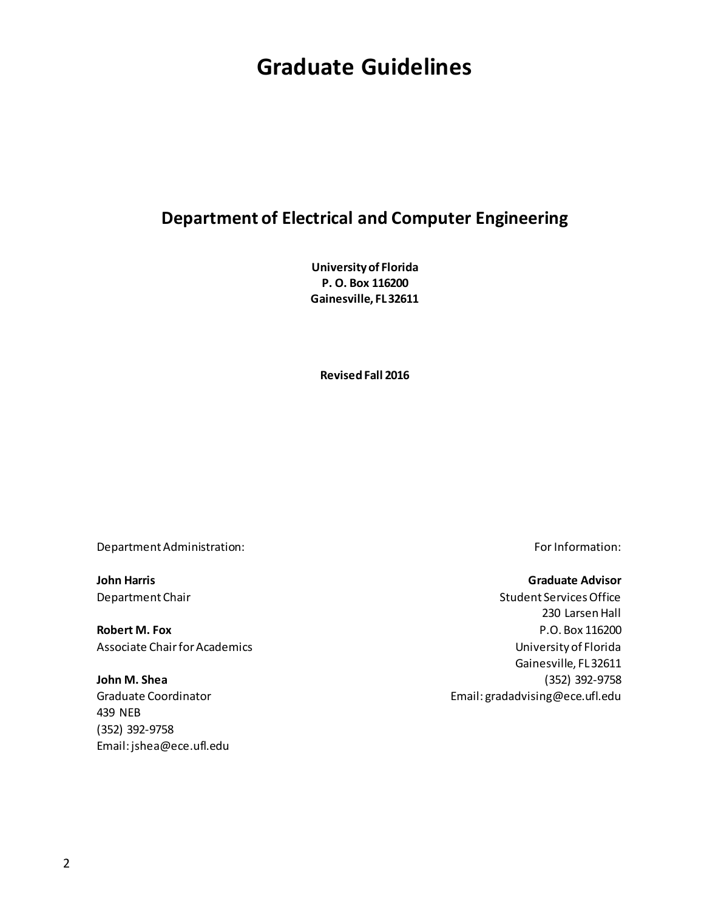# Graduate Guidelines

## Department of Electrical and Computer Engineering

**University of Florida**
**P. O. Box 116200**
**Gainesville, FL 32611**

**Revised Fall 2016**

Department Administration:

**John Harris**
Department Chair

**Robert M. Fox**
Associate Chair for Academics

**John M. Shea**
Graduate Coordinator
439 NEB
(352) 392-9758
Email: jshea@ece.ufl.edu

For Information:

**Graduate Advisor**
Student Services Office
230 Larsen Hall
P.O. Box 116200
University of Florida
Gainesville, FL 32611
(352) 392-9758
Email: gradadvising@ece.ufl.edu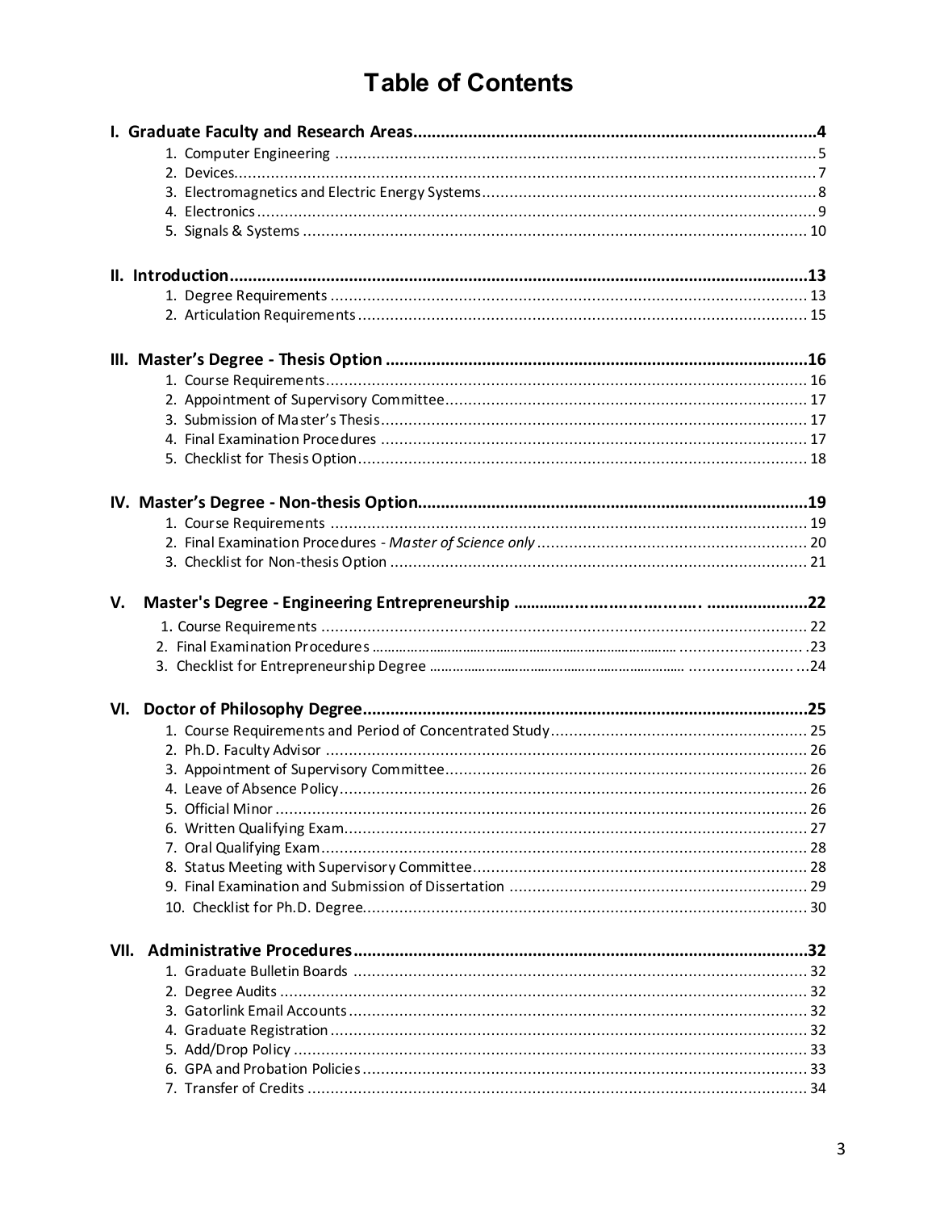# Table of Contents

**I. Graduate Faculty and Research Areas .......... 4**
1. Computer Engineering .......... 5
2. Devices .......... 7
3. Electromagnetics and Electric Energy Systems .......... 8
4. Electronics .......... 9
5. Signals & Systems .......... 10

**II. Introduction .......... 13**
1. Degree Requirements .......... 13
2. Articulation Requirements .......... 15

**III. Master's Degree - Thesis Option .......... 16**
1. Course Requirements .......... 16
2. Appointment of Supervisory Committee .......... 17
3. Submission of Master's Thesis .......... 17
4. Final Examination Procedures .......... 17
5. Checklist for Thesis Option .......... 18

**IV. Master's Degree - Non-thesis Option .......... 19**
1. Course Requirements .......... 19
2. Final Examination Procedures - *Master of Science only* .......... 20
3. Checklist for Non-thesis Option .......... 21

**V. Master's Degree - Engineering Entrepreneurship .......... 22**
1. Course Requirements .......... 22
2. Final Examination Procedures .......... 23
3. Checklist for Entrepreneurship Degree .......... 24

**VI. Doctor of Philosophy Degree .......... 25**
1. Course Requirements and Period of Concentrated Study .......... 25
2. Ph.D. Faculty Advisor .......... 26
3. Appointment of Supervisory Committee .......... 26
4. Leave of Absence Policy .......... 26
5. Official Minor .......... 26
6. Written Qualifying Exam .......... 27
7. Oral Qualifying Exam .......... 28
8. Status Meeting with Supervisory Committee .......... 28
9. Final Examination and Submission of Dissertation .......... 29
10. Checklist for Ph.D. Degree .......... 30

**VII. Administrative Procedures .......... 32**
1. Graduate Bulletin Boards .......... 32
2. Degree Audits .......... 32
3. Gatorlink Email Accounts .......... 32
4. Graduate Registration .......... 32
5. Add/Drop Policy .......... 33
6. GPA and Probation Policies .......... 33
7. Transfer of Credits .......... 34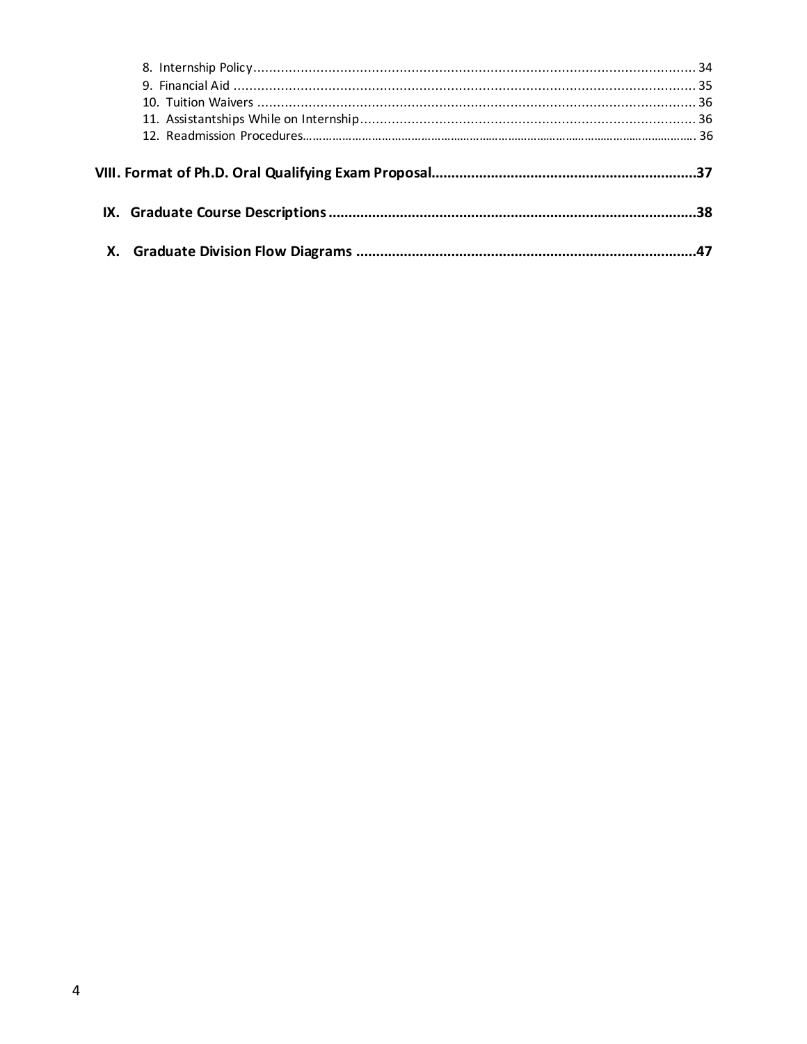8. Internship Policy ............................................................................................................ 34
9. Financial Aid ................................................................................................................ 35
10. Tuition Waivers .......................................................................................................... 36
11. Assistantships While on Internship ............................................................................ 36
12. Readmission Procedures............................................................................................. 36

**VIII. Format of Ph.D. Oral Qualifying Exam Proposal..................................................................37**

**IX. Graduate Course Descriptions ...........................................................................................38**

**X. Graduate Division Flow Diagrams ....................................................................................47**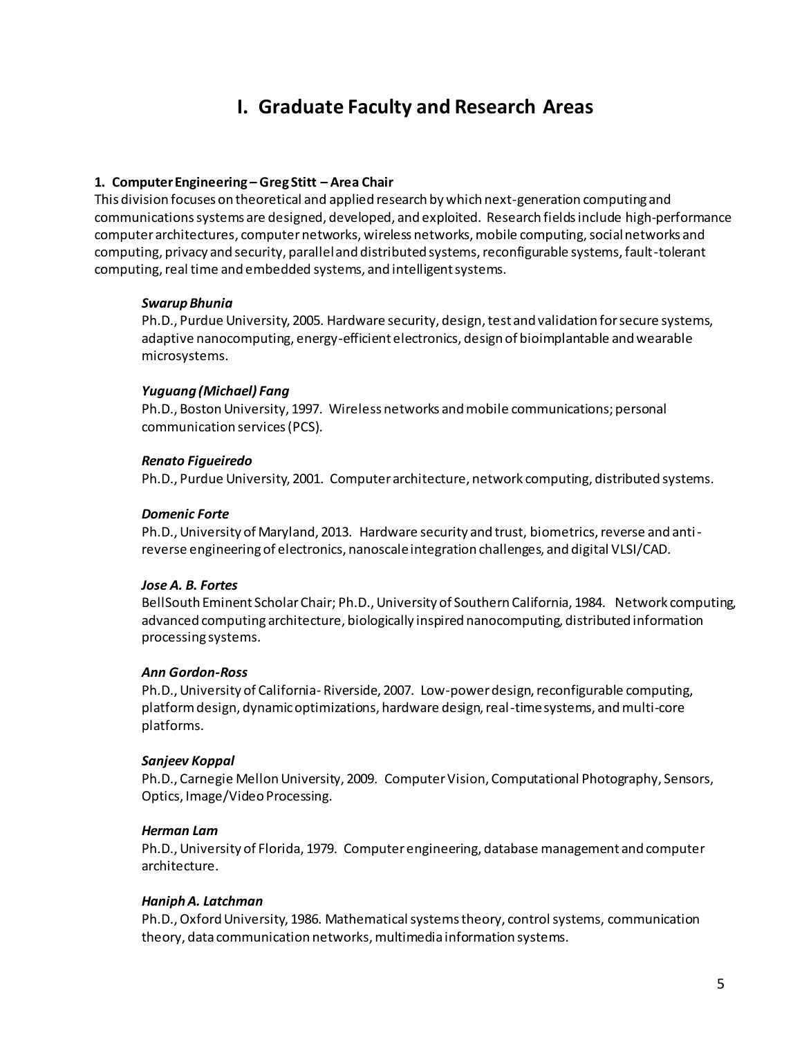# I. Graduate Faculty and Research Areas

**1. Computer Engineering – Greg Stitt – Area Chair**

This division focuses on theoretical and applied research by which next-generation computing and communications systems are designed, developed, and exploited. Research fields include high-performance computer architectures, computer networks, wireless networks, mobile computing, social networks and computing, privacy and security, parallel and distributed systems, reconfigurable systems, fault-tolerant computing, real time and embedded systems, and intelligent systems.

***Swarup Bhunia***
Ph.D., Purdue University, 2005. Hardware security, design, test and validation for secure systems, adaptive nanocomputing, energy-efficient electronics, design of bioimplantable and wearable microsystems.

***Yuguang (Michael) Fang***
Ph.D., Boston University, 1997. Wireless networks and mobile communications; personal communication services (PCS).

***Renato Figueiredo***
Ph.D., Purdue University, 2001. Computer architecture, network computing, distributed systems.

***Domenic Forte***
Ph.D., University of Maryland, 2013. Hardware security and trust, biometrics, reverse and anti-reverse engineering of electronics, nanoscale integration challenges, and digital VLSI/CAD.

***Jose A. B. Fortes***
BellSouth Eminent Scholar Chair; Ph.D., University of Southern California, 1984. Network computing, advanced computing architecture, biologically inspired nanocomputing, distributed information processing systems.

***Ann Gordon-Ross***
Ph.D., University of California- Riverside, 2007. Low-power design, reconfigurable computing, platform design, dynamic optimizations, hardware design, real-time systems, and multi-core platforms.

***Sanjeev Koppal***
Ph.D., Carnegie Mellon University, 2009. Computer Vision, Computational Photography, Sensors, Optics, Image/Video Processing.

***Herman Lam***
Ph.D., University of Florida, 1979. Computer engineering, database management and computer architecture.

***Haniph A. Latchman***
Ph.D., Oxford University, 1986. Mathematical systems theory, control systems, communication theory, data communication networks, multimedia information systems.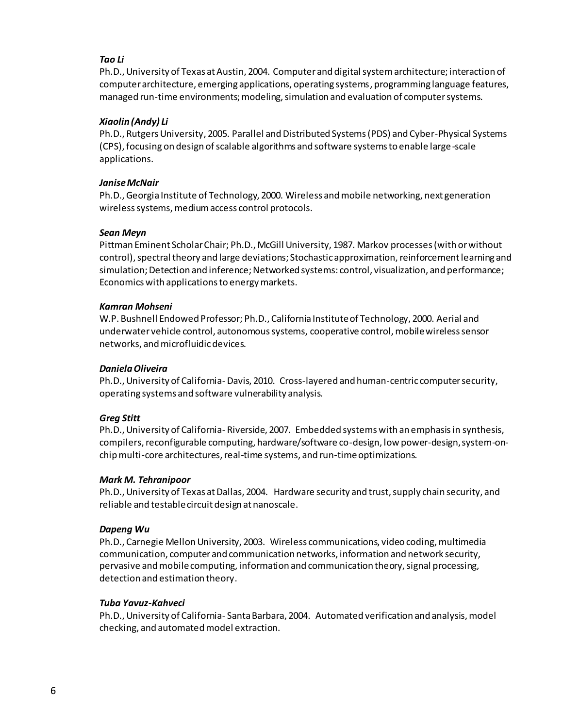***Tao Li***
Ph.D., University of Texas at Austin, 2004. Computer and digital system architecture; interaction of computer architecture, emerging applications, operating systems, programming language features, managed run-time environments; modeling, simulation and evaluation of computer systems.

***Xiaolin (Andy) Li***
Ph.D., Rutgers University, 2005. Parallel and Distributed Systems (PDS) and Cyber-Physical Systems (CPS), focusing on design of scalable algorithms and software systems to enable large-scale applications.

***Janise McNair***
Ph.D., Georgia Institute of Technology, 2000. Wireless and mobile networking, next generation wireless systems, medium access control protocols.

***Sean Meyn***
Pittman Eminent Scholar Chair; Ph.D., McGill University, 1987. Markov processes (with or without control), spectral theory and large deviations; Stochastic approximation, reinforcement learning and simulation; Detection and inference; Networked systems: control, visualization, and performance; Economics with applications to energy markets.

***Kamran Mohseni***
W.P. Bushnell Endowed Professor; Ph.D., California Institute of Technology, 2000. Aerial and underwater vehicle control, autonomous systems, cooperative control, mobile wireless sensor networks, and microfluidic devices.

***Daniela Oliveira***
Ph.D., University of California- Davis, 2010. Cross-layered and human-centric computer security, operating systems and software vulnerability analysis.

***Greg Stitt***
Ph.D., University of California- Riverside, 2007. Embedded systems with an emphasis in synthesis, compilers, reconfigurable computing, hardware/software co-design, low power-design, system-on-chip multi-core architectures, real-time systems, and run-time optimizations.

***Mark M. Tehranipoor***
Ph.D., University of Texas at Dallas, 2004. Hardware security and trust, supply chain security, and reliable and testable circuit design at nanoscale.

***Dapeng Wu***
Ph.D., Carnegie Mellon University, 2003. Wireless communications, video coding, multimedia communication, computer and communication networks, information and network security, pervasive and mobile computing, information and communication theory, signal processing, detection and estimation theory.

***Tuba Yavuz-Kahveci***
Ph.D., University of California- Santa Barbara, 2004. Automated verification and analysis, model checking, and automated model extraction.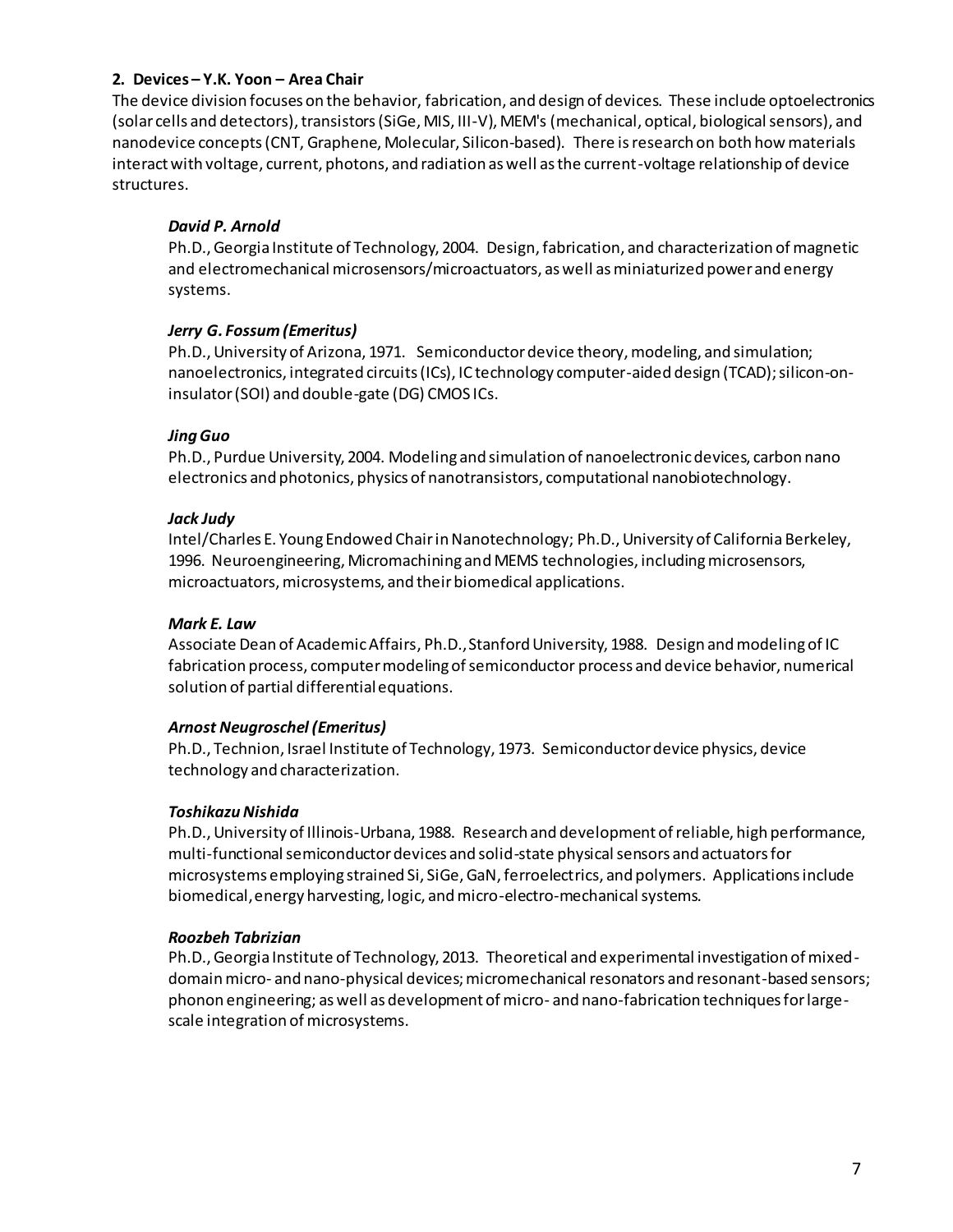**2. Devices – Y.K. Yoon – Area Chair**

The device division focuses on the behavior, fabrication, and design of devices. These include optoelectronics (solar cells and detectors), transistors (SiGe, MIS, III-V), MEM's (mechanical, optical, biological sensors), and nanodevice concepts (CNT, Graphene, Molecular, Silicon-based). There is research on both how materials interact with voltage, current, photons, and radiation as well as the current-voltage relationship of device structures.

***David P. Arnold***

Ph.D., Georgia Institute of Technology, 2004. Design, fabrication, and characterization of magnetic and electromechanical microsensors/microactuators, as well as miniaturized power and energy systems.

***Jerry G. Fossum (Emeritus)***

Ph.D., University of Arizona, 1971. Semiconductor device theory, modeling, and simulation; nanoelectronics, integrated circuits (ICs), IC technology computer-aided design (TCAD); silicon-on-insulator (SOI) and double-gate (DG) CMOS ICs.

***Jing Guo***

Ph.D., Purdue University, 2004. Modeling and simulation of nanoelectronic devices, carbon nano electronics and photonics, physics of nanotransistors, computational nanobiotechnology.

***Jack Judy***

Intel/Charles E. Young Endowed Chair in Nanotechnology; Ph.D., University of California Berkeley, 1996. Neuroengineering, Micromachining and MEMS technologies, including microsensors, microactuators, microsystems, and their biomedical applications.

***Mark E. Law***

Associate Dean of Academic Affairs, Ph.D., Stanford University, 1988. Design and modeling of IC fabrication process, computer modeling of semiconductor process and device behavior, numerical solution of partial differential equations.

***Arnost Neugroschel (Emeritus)***

Ph.D., Technion, Israel Institute of Technology, 1973. Semiconductor device physics, device technology and characterization.

***Toshikazu Nishida***

Ph.D., University of Illinois-Urbana, 1988. Research and development of reliable, high performance, multi-functional semiconductor devices and solid-state physical sensors and actuators for microsystems employing strained Si, SiGe, GaN, ferroelectrics, and polymers. Applications include biomedical, energy harvesting, logic, and micro-electro-mechanical systems.

***Roozbeh Tabrizian***

Ph.D., Georgia Institute of Technology, 2013. Theoretical and experimental investigation of mixed-domain micro- and nano-physical devices; micromechanical resonators and resonant-based sensors; phonon engineering; as well as development of micro- and nano-fabrication techniques for large-scale integration of microsystems.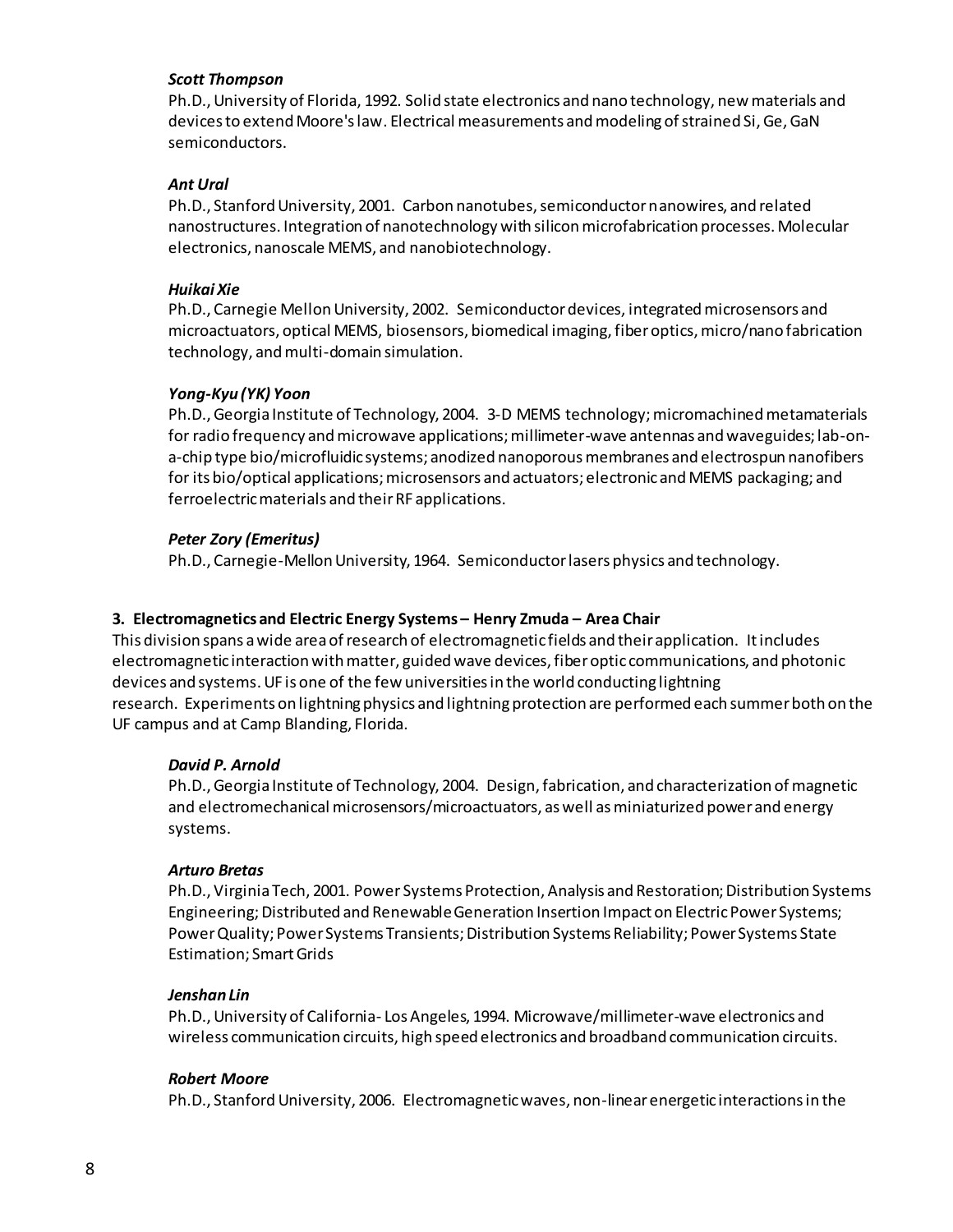*Scott Thompson*

Ph.D., University of Florida, 1992. Solid state electronics and nano technology, new materials and devices to extend Moore's law. Electrical measurements and modeling of strained Si, Ge, GaN semiconductors.

*Ant Ural*

Ph.D., Stanford University, 2001. Carbon nanotubes, semiconductor nanowires, and related nanostructures. Integration of nanotechnology with silicon microfabrication processes. Molecular electronics, nanoscale MEMS, and nanobiotechnology.

*Huikai Xie*

Ph.D., Carnegie Mellon University, 2002. Semiconductor devices, integrated microsensors and microactuators, optical MEMS, biosensors, biomedical imaging, fiber optics, micro/nano fabrication technology, and multi-domain simulation.

*Yong-Kyu (YK) Yoon*

Ph.D., Georgia Institute of Technology, 2004. 3-D MEMS technology; micromachined metamaterials for radio frequency and microwave applications; millimeter-wave antennas and waveguides; lab-on-a-chip type bio/microfluidic systems; anodized nanoporous membranes and electrospun nanofibers for its bio/optical applications; microsensors and actuators; electronic and MEMS packaging; and ferroelectric materials and their RF applications.

*Peter Zory (Emeritus)*

Ph.D., Carnegie-Mellon University, 1964. Semiconductor lasers physics and technology.

**3. Electromagnetics and Electric Energy Systems – Henry Zmuda – Area Chair**

This division spans a wide area of research of electromagnetic fields and their application. It includes electromagnetic interaction with matter, guided wave devices, fiber optic communications, and photonic devices and systems. UF is one of the few universities in the world conducting lightning research. Experiments on lightning physics and lightning protection are performed each summer both on the UF campus and at Camp Blanding, Florida.

*David P. Arnold*

Ph.D., Georgia Institute of Technology, 2004. Design, fabrication, and characterization of magnetic and electromechanical microsensors/microactuators, as well as miniaturized power and energy systems.

*Arturo Bretas*

Ph.D., Virginia Tech, 2001. Power Systems Protection, Analysis and Restoration; Distribution Systems Engineering; Distributed and Renewable Generation Insertion Impact on Electric Power Systems; Power Quality; Power Systems Transients; Distribution Systems Reliability; Power Systems State Estimation; Smart Grids

*Jenshan Lin*

Ph.D., University of California- Los Angeles, 1994. Microwave/millimeter-wave electronics and wireless communication circuits, high speed electronics and broadband communication circuits.

*Robert Moore*

Ph.D., Stanford University, 2006. Electromagnetic waves, non-linear energetic interactions in the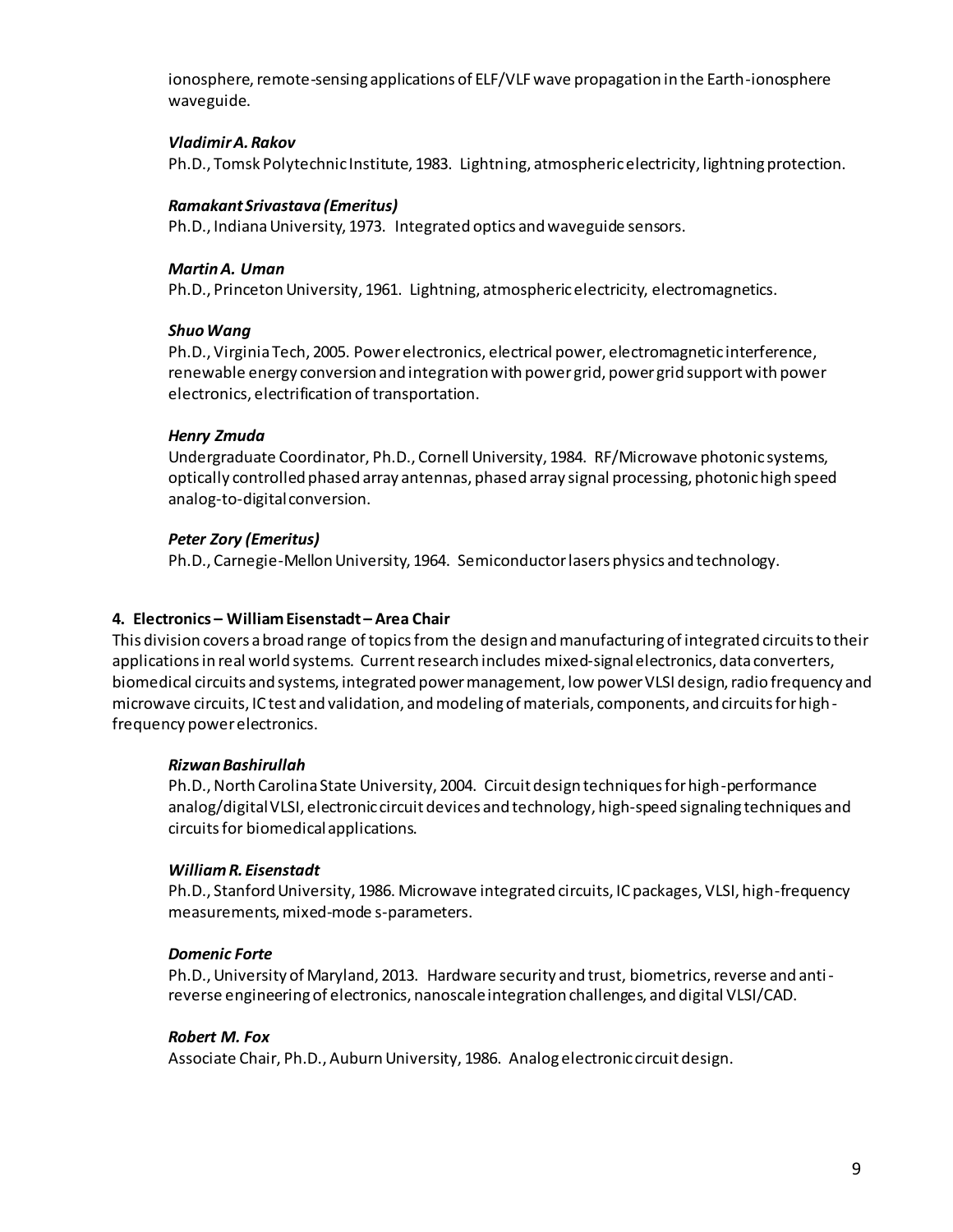ionosphere, remote-sensing applications of ELF/VLF wave propagation in the Earth-ionosphere waveguide.

***Vladimir A. Rakov***
Ph.D., Tomsk Polytechnic Institute, 1983. Lightning, atmospheric electricity, lightning protection.

***Ramakant Srivastava (Emeritus)***
Ph.D., Indiana University, 1973. Integrated optics and waveguide sensors.

***Martin A. Uman***
Ph.D., Princeton University, 1961. Lightning, atmospheric electricity, electromagnetics.

***Shuo Wang***
Ph.D., Virginia Tech, 2005. Power electronics, electrical power, electromagnetic interference, renewable energy conversion and integration with power grid, power grid support with power electronics, electrification of transportation.

***Henry Zmuda***
Undergraduate Coordinator, Ph.D., Cornell University, 1984. RF/Microwave photonic systems, optically controlled phased array antennas, phased array signal processing, photonic high speed analog-to-digital conversion.

***Peter Zory (Emeritus)***
Ph.D., Carnegie-Mellon University, 1964. Semiconductor lasers physics and technology.

**4. Electronics – William Eisenstadt – Area Chair**

This division covers a broad range of topics from the design and manufacturing of integrated circuits to their applications in real world systems. Current research includes mixed-signal electronics, data converters, biomedical circuits and systems, integrated power management, low power VLSI design, radio frequency and microwave circuits, IC test and validation, and modeling of materials, components, and circuits for high-frequency power electronics.

***Rizwan Bashirullah***
Ph.D., North Carolina State University, 2004. Circuit design techniques for high-performance analog/digital VLSI, electronic circuit devices and technology, high-speed signaling techniques and circuits for biomedical applications.

***William R. Eisenstadt***
Ph.D., Stanford University, 1986. Microwave integrated circuits, IC packages, VLSI, high-frequency measurements, mixed-mode s-parameters.

***Domenic Forte***
Ph.D., University of Maryland, 2013. Hardware security and trust, biometrics, reverse and anti-reverse engineering of electronics, nanoscale integration challenges, and digital VLSI/CAD.

***Robert M. Fox***
Associate Chair, Ph.D., Auburn University, 1986. Analog electronic circuit design.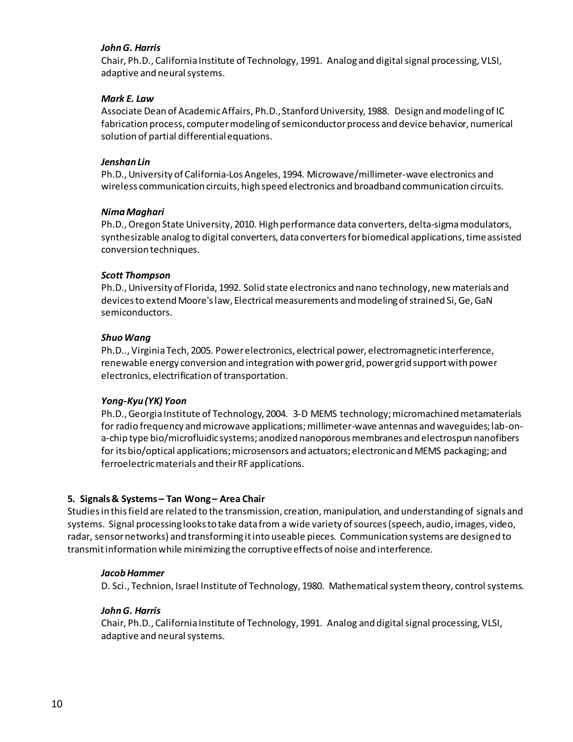***John G. Harris***
Chair, Ph.D., California Institute of Technology, 1991. Analog and digital signal processing, VLSI, adaptive and neural systems.

***Mark E. Law***
Associate Dean of Academic Affairs, Ph.D., Stanford University, 1988. Design and modeling of IC fabrication process, computer modeling of semiconductor process and device behavior, numerical solution of partial differential equations.

***Jenshan Lin***
Ph.D., University of California-Los Angeles, 1994. Microwave/millimeter-wave electronics and wireless communication circuits, high speed electronics and broadband communication circuits.

***Nima Maghari***
Ph.D., Oregon State University, 2010. High performance data converters, delta-sigma modulators, synthesizable analog to digital converters, data converters for biomedical applications, time assisted conversion techniques.

***Scott Thompson***
Ph.D., University of Florida, 1992. Solid state electronics and nano technology, new materials and devices to extend Moore's law, Electrical measurements and modeling of strained Si, Ge, GaN semiconductors.

***Shuo Wang***
Ph.D.., Virginia Tech, 2005. Power electronics, electrical power, electromagnetic interference, renewable energy conversion and integration with power grid, power grid support with power electronics, electrification of transportation.

***Yong-Kyu (YK) Yoon***
Ph.D., Georgia Institute of Technology, 2004. 3-D MEMS technology; micromachined metamaterials for radio frequency and microwave applications; millimeter-wave antennas and waveguides; lab-on-a-chip type bio/microfluidic systems; anodized nanoporous membranes and electrospun nanofibers for its bio/optical applications; microsensors and actuators; electronic and MEMS packaging; and ferroelectric materials and their RF applications.

**5. Signals & Systems – Tan Wong – Area Chair**

Studies in this field are related to the transmission, creation, manipulation, and understanding of signals and systems. Signal processing looks to take data from a wide variety of sources (speech, audio, images, video, radar, sensor networks) and transforming it into useable pieces. Communication systems are designed to transmit information while minimizing the corruptive effects of noise and interference.

***Jacob Hammer***
D. Sci., Technion, Israel Institute of Technology, 1980. Mathematical system theory, control systems.

***John G. Harris***
Chair, Ph.D., California Institute of Technology, 1991. Analog and digital signal processing, VLSI, adaptive and neural systems.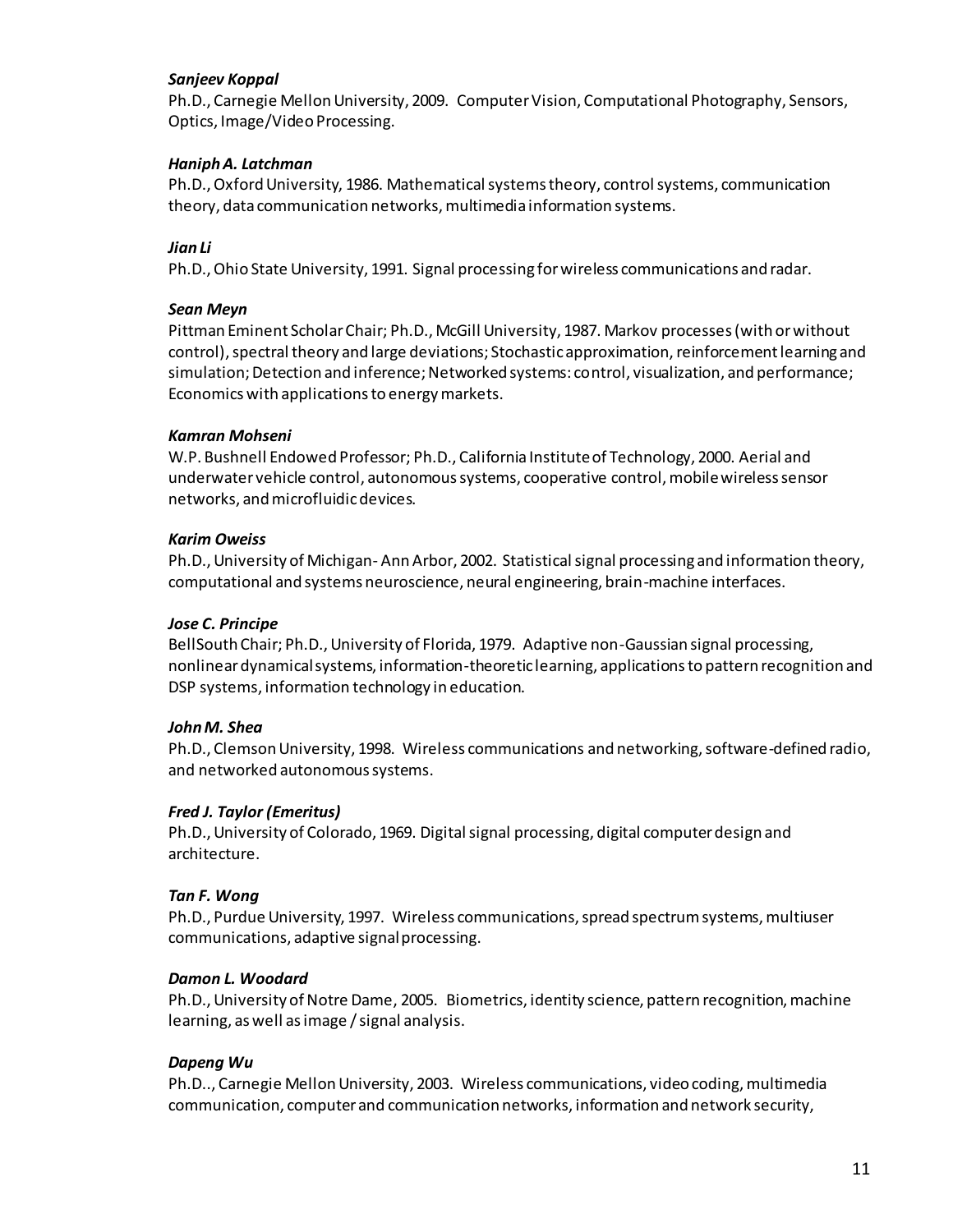***Sanjeev Koppal***
Ph.D., Carnegie Mellon University, 2009. Computer Vision, Computational Photography, Sensors, Optics, Image/Video Processing.

***Haniph A. Latchman***
Ph.D., Oxford University, 1986. Mathematical systems theory, control systems, communication theory, data communication networks, multimedia information systems.

***Jian Li***
Ph.D., Ohio State University, 1991. Signal processing for wireless communications and radar.

***Sean Meyn***
Pittman Eminent Scholar Chair; Ph.D., McGill University, 1987. Markov processes (with or without control), spectral theory and large deviations; Stochastic approximation, reinforcement learning and simulation; Detection and inference; Networked systems: control, visualization, and performance; Economics with applications to energy markets.

***Kamran Mohseni***
W.P. Bushnell Endowed Professor; Ph.D., California Institute of Technology, 2000. Aerial and underwater vehicle control, autonomous systems, cooperative control, mobile wireless sensor networks, and microfluidic devices.

***Karim Oweiss***
Ph.D., University of Michigan- Ann Arbor, 2002. Statistical signal processing and information theory, computational and systems neuroscience, neural engineering, brain-machine interfaces.

***Jose C. Principe***
BellSouth Chair; Ph.D., University of Florida, 1979. Adaptive non-Gaussian signal processing, nonlinear dynamical systems, information-theoretic learning, applications to pattern recognition and DSP systems, information technology in education.

***John M. Shea***
Ph.D., Clemson University, 1998. Wireless communications and networking, software-defined radio, and networked autonomous systems.

***Fred J. Taylor (Emeritus)***
Ph.D., University of Colorado, 1969. Digital signal processing, digital computer design and architecture.

***Tan F. Wong***
Ph.D., Purdue University, 1997. Wireless communications, spread spectrum systems, multiuser communications, adaptive signal processing.

***Damon L. Woodard***
Ph.D., University of Notre Dame, 2005. Biometrics, identity science, pattern recognition, machine learning, as well as image / signal analysis.

***Dapeng Wu***
Ph.D.., Carnegie Mellon University, 2003. Wireless communications, video coding, multimedia communication, computer and communication networks, information and network security,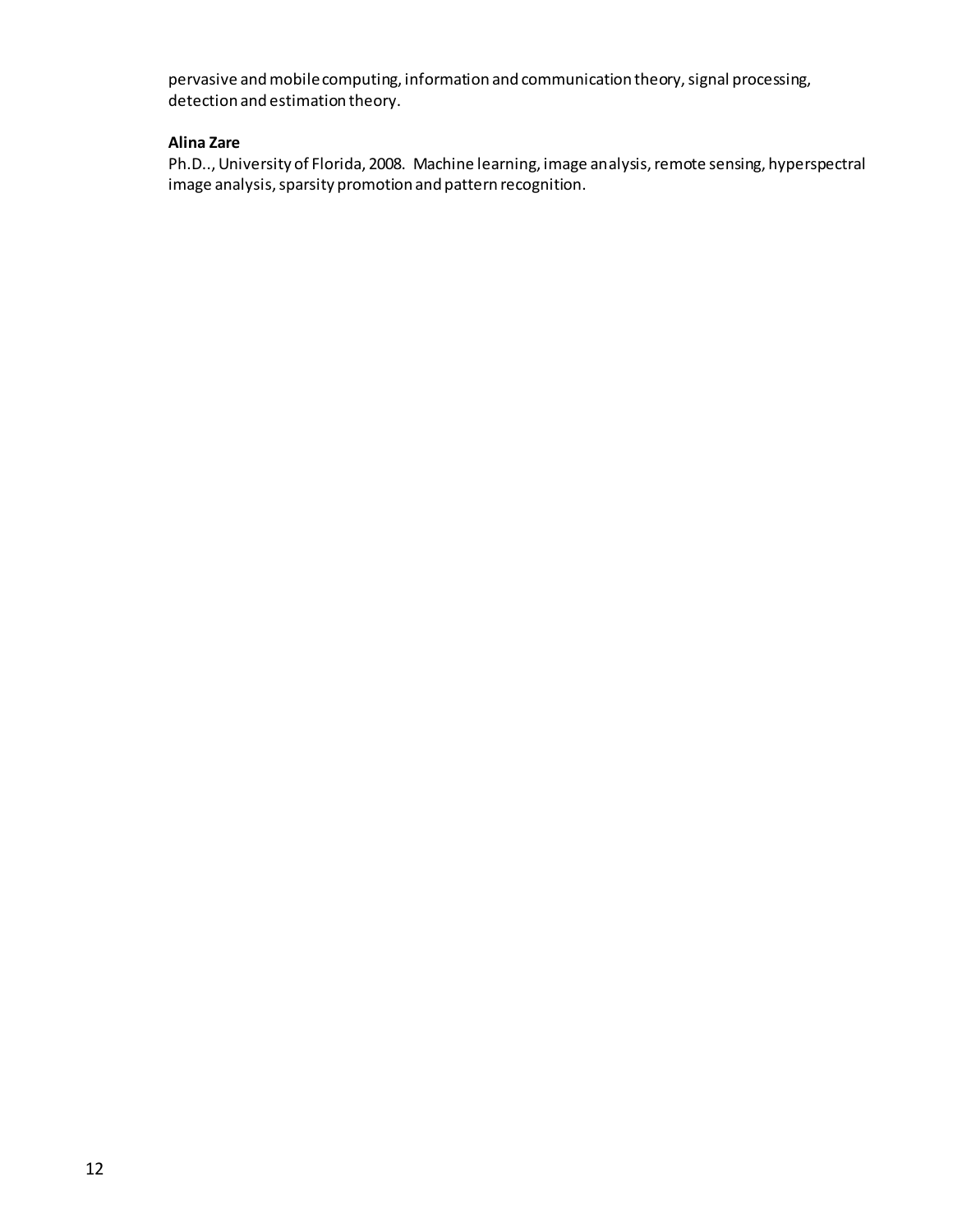pervasive and mobile computing, information and communication theory, signal processing, detection and estimation theory.

**Alina Zare**
Ph.D.., University of Florida, 2008. Machine learning, image analysis, remote sensing, hyperspectral image analysis, sparsity promotion and pattern recognition.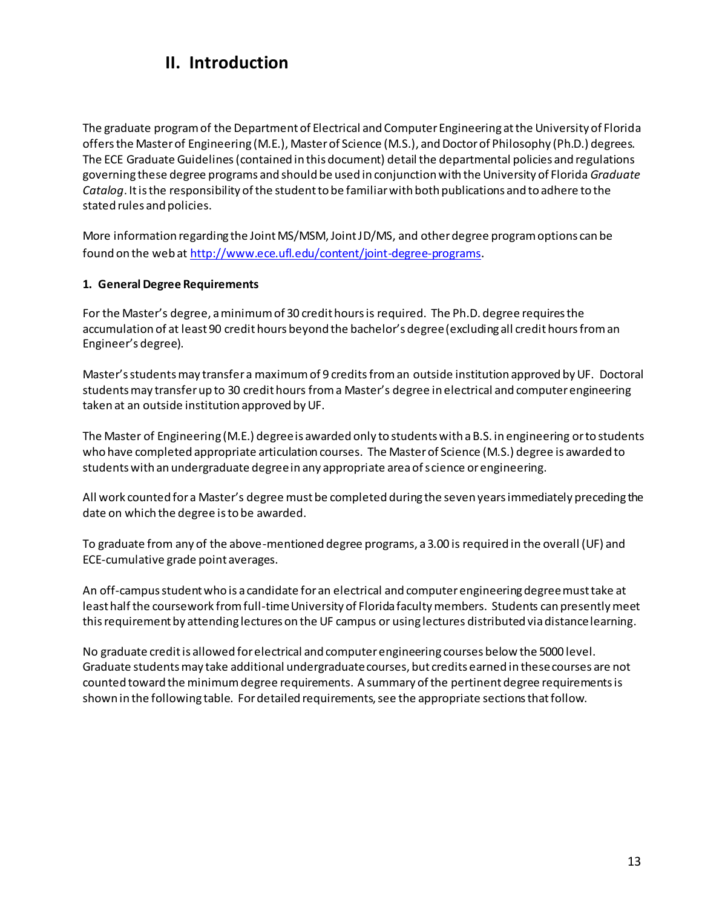# II. Introduction

The graduate program of the Department of Electrical and Computer Engineering at the University of Florida offers the Master of Engineering (M.E.), Master of Science (M.S.), and Doctor of Philosophy (Ph.D.) degrees. The ECE Graduate Guidelines (contained in this document) detail the departmental policies and regulations governing these degree programs and should be used in conjunction with the University of Florida *Graduate Catalog*. It is the responsibility of the student to be familiar with both publications and to adhere to the stated rules and policies.

More information regarding the Joint MS/MSM, Joint JD/MS, and other degree program options can be found on the web at [http://www.ece.ufl.edu/content/joint-degree-programs](http://www.ece.ufl.edu/content/joint-degree-programs).

**1. General Degree Requirements**

For the Master's degree, a minimum of 30 credit hours is required. The Ph.D. degree requires the accumulation of at least 90 credit hours beyond the bachelor's degree (excluding all credit hours from an Engineer's degree).

Master's students may transfer a maximum of 9 credits from an outside institution approved by UF. Doctoral students may transfer up to 30 credit hours from a Master's degree in electrical and computer engineering taken at an outside institution approved by UF.

The Master of Engineering (M.E.) degree is awarded only to students with a B.S. in engineering or to students who have completed appropriate articulation courses. The Master of Science (M.S.) degree is awarded to students with an undergraduate degree in any appropriate area of science or engineering.

All work counted for a Master's degree must be completed during the seven years immediately preceding the date on which the degree is to be awarded.

To graduate from any of the above-mentioned degree programs, a 3.00 is required in the overall (UF) and ECE-cumulative grade point averages.

An off-campus student who is a candidate for an electrical and computer engineering degree must take at least half the coursework from full-time University of Florida faculty members. Students can presently meet this requirement by attending lectures on the UF campus or using lectures distributed via distance learning.

No graduate credit is allowed for electrical and computer engineering courses below the 5000 level. Graduate students may take additional undergraduate courses, but credits earned in these courses are not counted toward the minimum degree requirements. A summary of the pertinent degree requirements is shown in the following table. For detailed requirements, see the appropriate sections that follow.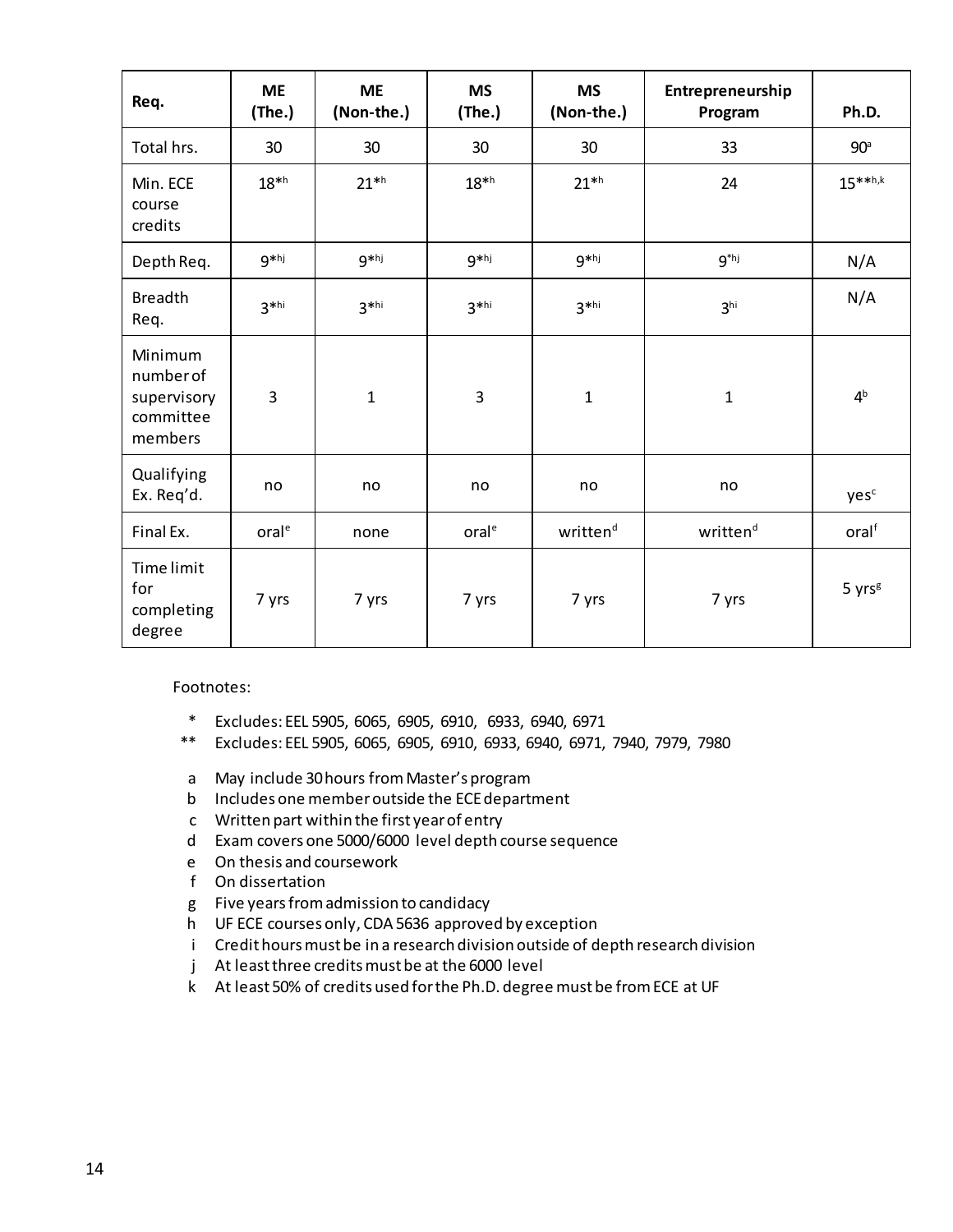| Req. | ME (The.) | ME (Non-the.) | MS (The.) | MS (Non-the.) | Entrepreneurship Program | Ph.D. |
|---|---|---|---|---|---|---|
| Total hrs. | 30 | 30 | 30 | 30 | 33 | 90[a] |
| Min. ECE course credits | 18*[h] | 21*[h] | 18*[h] | 21*[h] | 24 | 15**[h,k] |
| Depth Req. | 9*[hj] | 9*[hj] | 9*[hj] | 9*[hj] | 9*[hj] | N/A |
| Breadth Req. | 3*[hi] | 3*[hi] | 3*[hi] | 3*[hi] | 3[hi] | N/A |
| Minimum number of supervisory committee members | 3 | 1 | 3 | 1 | 1 | 4[b] |
| Qualifying Ex. Req'd. | no | no | no | no | no | yes[c] |
| Final Ex. | oral[e] | none | oral[e] | written[d] | written[d] | oral[f] |
| Time limit for completing degree | 7 yrs | 7 yrs | 7 yrs | 7 yrs | 7 yrs | 5 yrs[g] |

Footnotes:

- \* Excludes: EEL 5905, 6065, 6905, 6910, 6933, 6940, 6971
- \*\* Excludes: EEL 5905, 6065, 6905, 6910, 6933, 6940, 6971, 7940, 7979, 7980

- a May include 30 hours from Master's program
- b Includes one member outside the ECE department
- c Written part within the first year of entry
- d Exam covers one 5000/6000 level depth course sequence
- e On thesis and coursework
- f On dissertation
- g Five years from admission to candidacy
- h UF ECE courses only, CDA 5636 approved by exception
- i Credit hours must be in a research division outside of depth research division
- j At least three credits must be at the 6000 level
- k At least 50% of credits used for the Ph.D. degree must be from ECE at UF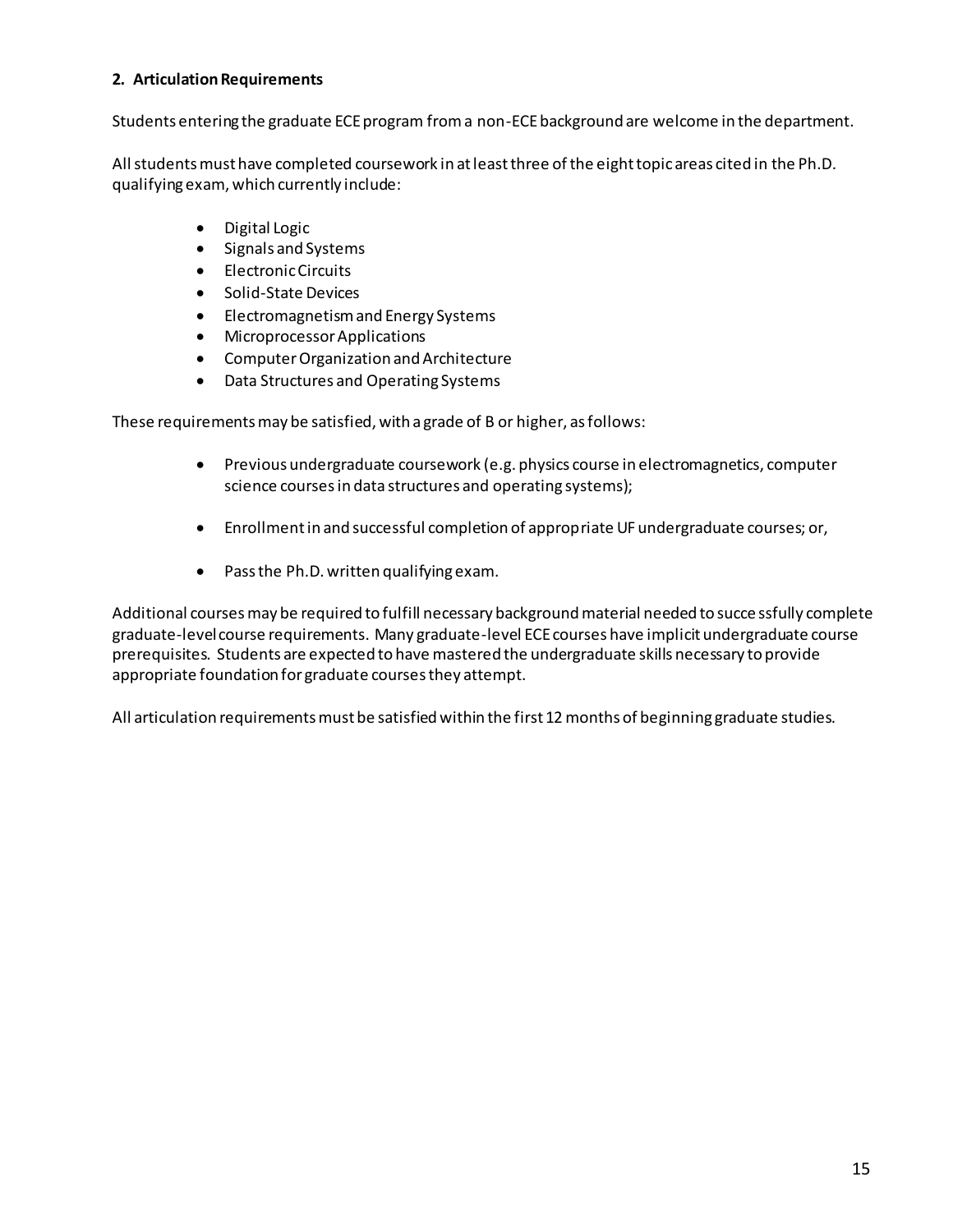## 2. Articulation Requirements

Students entering the graduate ECE program from a non-ECE background are welcome in the department.

All students must have completed coursework in at least three of the eight topic areas cited in the Ph.D. qualifying exam, which currently include:

- Digital Logic
- Signals and Systems
- Electronic Circuits
- Solid-State Devices
- Electromagnetism and Energy Systems
- Microprocessor Applications
- Computer Organization and Architecture
- Data Structures and Operating Systems

These requirements may be satisfied, with a grade of B or higher, as follows:

- Previous undergraduate coursework (e.g. physics course in electromagnetics, computer science courses in data structures and operating systems);
- Enrollment in and successful completion of appropriate UF undergraduate courses; or,
- Pass the Ph.D. written qualifying exam.

Additional courses may be required to fulfill necessary background material needed to successfully complete graduate-level course requirements. Many graduate-level ECE courses have implicit undergraduate course prerequisites. Students are expected to have mastered the undergraduate skills necessary to provide appropriate foundation for graduate courses they attempt.

All articulation requirements must be satisfied within the first 12 months of beginning graduate studies.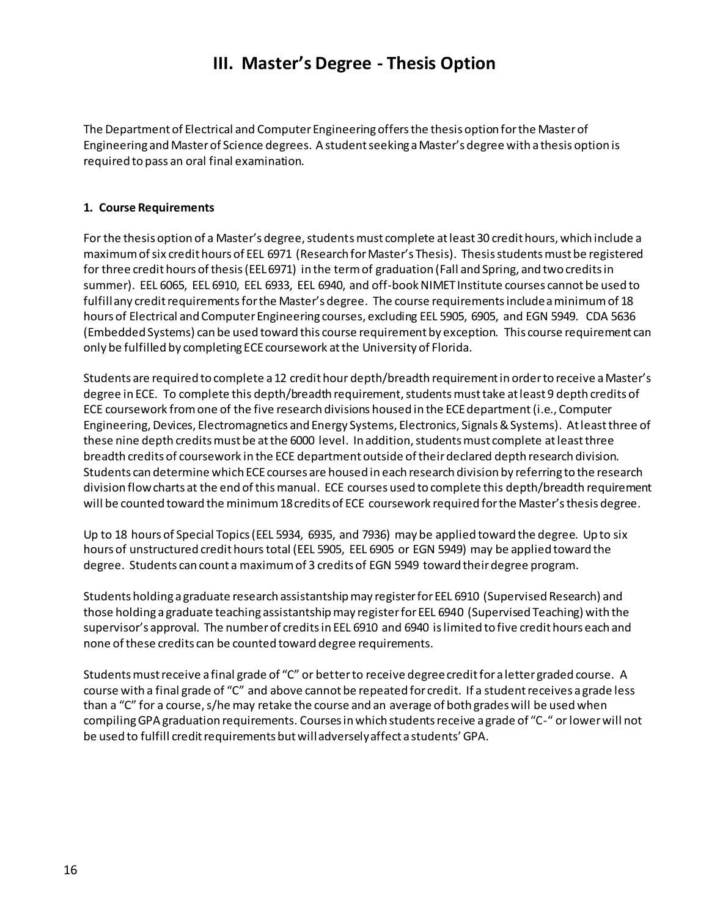# III. Master's Degree - Thesis Option

The Department of Electrical and Computer Engineering offers the thesis option for the Master of Engineering and Master of Science degrees. A student seeking a Master's degree with a thesis option is required to pass an oral final examination.

**1. Course Requirements**

For the thesis option of a Master's degree, students must complete at least 30 credit hours, which include a maximum of six credit hours of EEL 6971 (Research for Master's Thesis). Thesis students must be registered for three credit hours of thesis (EEL 6971) in the term of graduation (Fall and Spring, and two credits in summer). EEL 6065, EEL 6910, EEL 6933, EEL 6940, and off-book NIMET Institute courses cannot be used to fulfill any credit requirements for the Master's degree. The course requirements include a minimum of 18 hours of Electrical and Computer Engineering courses, excluding EEL 5905, 6905, and EGN 5949. CDA 5636 (Embedded Systems) can be used toward this course requirement by exception. This course requirement can only be fulfilled by completing ECE coursework at the University of Florida.

Students are required to complete a 12 credit hour depth/breadth requirement in order to receive a Master's degree in ECE. To complete this depth/breadth requirement, students must take at least 9 depth credits of ECE coursework from one of the five research divisions housed in the ECE department (i.e., Computer Engineering, Devices, Electromagnetics and Energy Systems, Electronics, Signals & Systems). At least three of these nine depth credits must be at the 6000 level. In addition, students must complete at least three breadth credits of coursework in the ECE department outside of their declared depth research division. Students can determine which ECE courses are housed in each research division by referring to the research division flowcharts at the end of this manual. ECE courses used to complete this depth/breadth requirement will be counted toward the minimum 18 credits of ECE coursework required for the Master's thesis degree.

Up to 18 hours of Special Topics (EEL 5934, 6935, and 7936) may be applied toward the degree. Up to six hours of unstructured credit hours total (EEL 5905, EEL 6905 or EGN 5949) may be applied toward the degree. Students can count a maximum of 3 credits of EGN 5949 toward their degree program.

Students holding a graduate research assistantship may register for EEL 6910 (Supervised Research) and those holding a graduate teaching assistantship may register for EEL 6940 (Supervised Teaching) with the supervisor's approval. The number of credits in EEL 6910 and 6940 is limited to five credit hours each and none of these credits can be counted toward degree requirements.

Students must receive a final grade of "C" or better to receive degree credit for a letter graded course. A course with a final grade of "C" and above cannot be repeated for credit. If a student receives a grade less than a "C" for a course, s/he may retake the course and an average of both grades will be used when compiling GPA graduation requirements. Courses in which students receive a grade of "C-" or lower will not be used to fulfill credit requirements but will adversely affect a students' GPA.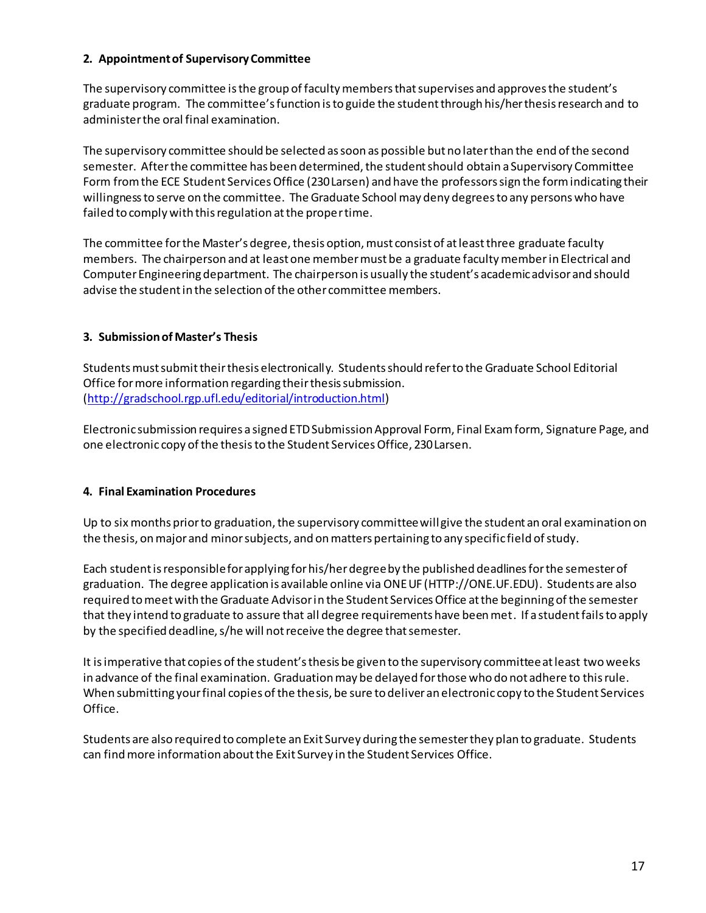### 2. Appointment of Supervisory Committee

The supervisory committee is the group of faculty members that supervises and approves the student's graduate program. The committee's function is to guide the student through his/her thesis research and to administer the oral final examination.

The supervisory committee should be selected as soon as possible but no later than the end of the second semester. After the committee has been determined, the student should obtain a Supervisory Committee Form from the ECE Student Services Office (230 Larsen) and have the professors sign the form indicating their willingness to serve on the committee. The Graduate School may deny degrees to any persons who have failed to comply with this regulation at the proper time.

The committee for the Master's degree, thesis option, must consist of at least three graduate faculty members. The chairperson and at least one member must be a graduate faculty member in Electrical and Computer Engineering department. The chairperson is usually the student's academic advisor and should advise the student in the selection of the other committee members.

### 3. Submission of Master's Thesis

Students must submit their thesis electronically. Students should refer to the Graduate School Editorial Office for more information regarding their thesis submission. (http://gradschool.rgp.ufl.edu/editorial/introduction.html)

Electronic submission requires a signed ETD Submission Approval Form, Final Exam form, Signature Page, and one electronic copy of the thesis to the Student Services Office, 230 Larsen.

### 4. Final Examination Procedures

Up to six months prior to graduation, the supervisory committee will give the student an oral examination on the thesis, on major and minor subjects, and on matters pertaining to any specific field of study.

Each student is responsible for applying for his/her degree by the published deadlines for the semester of graduation. The degree application is available online via ONE UF (HTTP://ONE.UF.EDU). Students are also required to meet with the Graduate Advisor in the Student Services Office at the beginning of the semester that they intend to graduate to assure that all degree requirements have been met. If a student fails to apply by the specified deadline, s/he will not receive the degree that semester.

It is imperative that copies of the student's thesis be given to the supervisory committee at least two weeks in advance of the final examination. Graduation may be delayed for those who do not adhere to this rule. When submitting your final copies of the thesis, be sure to deliver an electronic copy to the Student Services Office.

Students are also required to complete an Exit Survey during the semester they plan to graduate. Students can find more information about the Exit Survey in the Student Services Office.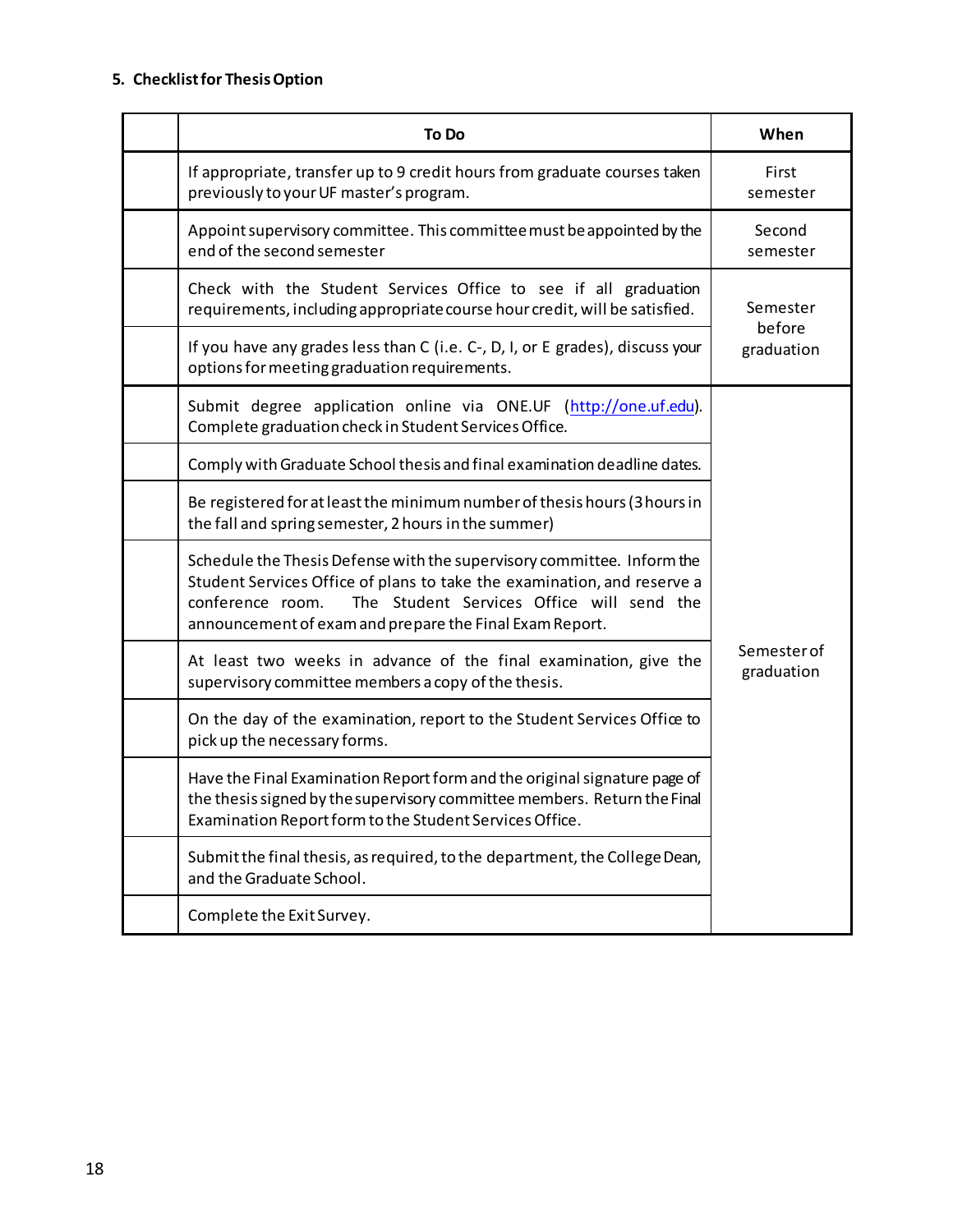**5. Checklist for Thesis Option**

| | To Do | When |
|---|---|---|
| | If appropriate, transfer up to 9 credit hours from graduate courses taken previously to your UF master's program. | First semester |
| | Appoint supervisory committee. This committee must be appointed by the end of the second semester | Second semester |
| | Check with the Student Services Office to see if all graduation requirements, including appropriate course hour credit, will be satisfied. | Semester before graduation |
| | If you have any grades less than C (i.e. C-, D, I, or E grades), discuss your options for meeting graduation requirements. | |
| | Submit degree application online via ONE.UF (http://one.uf.edu). Complete graduation check in Student Services Office. | Semester of graduation |
| | Comply with Graduate School thesis and final examination deadline dates. | |
| | Be registered for at least the minimum number of thesis hours (3 hours in the fall and spring semester, 2 hours in the summer) | |
| | Schedule the Thesis Defense with the supervisory committee. Inform the Student Services Office of plans to take the examination, and reserve a conference room. The Student Services Office will send the announcement of exam and prepare the Final Exam Report. | |
| | At least two weeks in advance of the final examination, give the supervisory committee members a copy of the thesis. | |
| | On the day of the examination, report to the Student Services Office to pick up the necessary forms. | |
| | Have the Final Examination Report form and the original signature page of the thesis signed by the supervisory committee members. Return the Final Examination Report form to the Student Services Office. | |
| | Submit the final thesis, as required, to the department, the College Dean, and the Graduate School. | |
| | Complete the Exit Survey. | |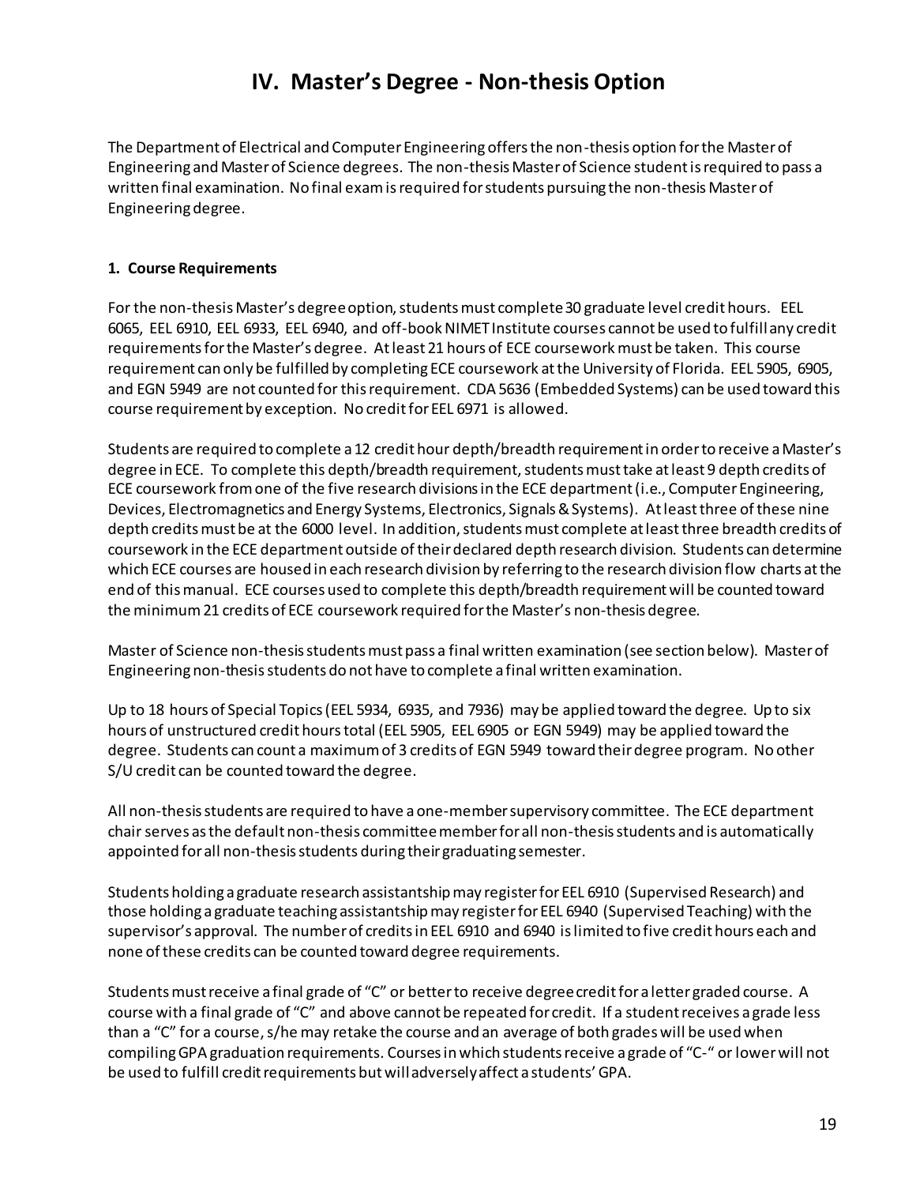# IV. Master's Degree - Non-thesis Option

The Department of Electrical and Computer Engineering offers the non-thesis option for the Master of Engineering and Master of Science degrees. The non-thesis Master of Science student is required to pass a written final examination. No final exam is required for students pursuing the non-thesis Master of Engineering degree.

**1. Course Requirements**

For the non-thesis Master's degree option, students must complete 30 graduate level credit hours. EEL 6065, EEL 6910, EEL 6933, EEL 6940, and off-book NIMET Institute courses cannot be used to fulfill any credit requirements for the Master's degree. At least 21 hours of ECE coursework must be taken. This course requirement can only be fulfilled by completing ECE coursework at the University of Florida. EEL 5905, 6905, and EGN 5949 are not counted for this requirement. CDA 5636 (Embedded Systems) can be used toward this course requirement by exception. No credit for EEL 6971 is allowed.

Students are required to complete a 12 credit hour depth/breadth requirement in order to receive a Master's degree in ECE. To complete this depth/breadth requirement, students must take at least 9 depth credits of ECE coursework from one of the five research divisions in the ECE department (i.e., Computer Engineering, Devices, Electromagnetics and Energy Systems, Electronics, Signals & Systems). At least three of these nine depth credits must be at the 6000 level. In addition, students must complete at least three breadth credits of coursework in the ECE department outside of their declared depth research division. Students can determine which ECE courses are housed in each research division by referring to the research division flow charts at the end of this manual. ECE courses used to complete this depth/breadth requirement will be counted toward the minimum 21 credits of ECE coursework required for the Master's non-thesis degree.

Master of Science non-thesis students must pass a final written examination (see section below). Master of Engineering non-thesis students do not have to complete a final written examination.

Up to 18 hours of Special Topics (EEL 5934, 6935, and 7936) may be applied toward the degree. Up to six hours of unstructured credit hours total (EEL 5905, EEL 6905 or EGN 5949) may be applied toward the degree. Students can count a maximum of 3 credits of EGN 5949 toward their degree program. No other S/U credit can be counted toward the degree.

All non-thesis students are required to have a one-member supervisory committee. The ECE department chair serves as the default non-thesis committee member for all non-thesis students and is automatically appointed for all non-thesis students during their graduating semester.

Students holding a graduate research assistantship may register for EEL 6910 (Supervised Research) and those holding a graduate teaching assistantship may register for EEL 6940 (Supervised Teaching) with the supervisor's approval. The number of credits in EEL 6910 and 6940 is limited to five credit hours each and none of these credits can be counted toward degree requirements.

Students must receive a final grade of "C" or better to receive degree credit for a letter graded course. A course with a final grade of "C" and above cannot be repeated for credit. If a student receives a grade less than a "C" for a course, s/he may retake the course and an average of both grades will be used when compiling GPA graduation requirements. Courses in which students receive a grade of "C-" or lower will not be used to fulfill credit requirements but will adversely affect a students' GPA.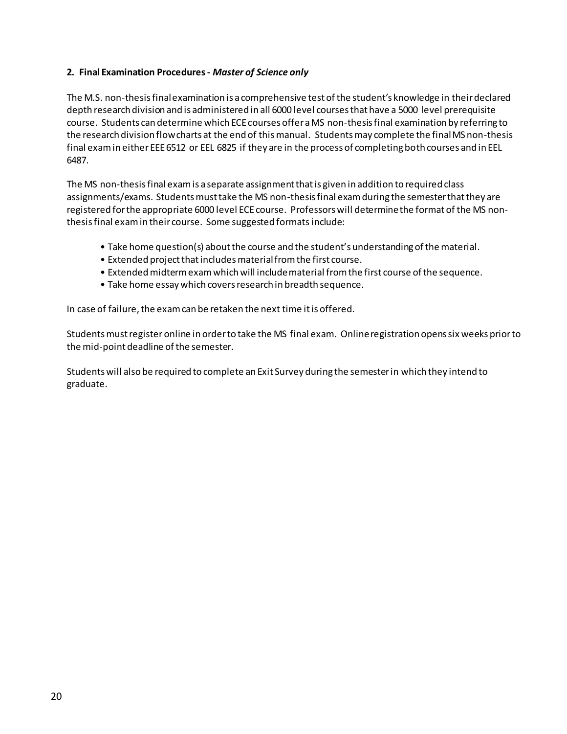### 2. Final Examination Procedures - *Master of Science only*

The M.S. non-thesis final examination is a comprehensive test of the student's knowledge in their declared depth research division and is administered in all 6000 level courses that have a 5000 level prerequisite course. Students can determine which ECE courses offer a MS non-thesis final examination by referring to the research division flowcharts at the end of this manual. Students may complete the final MS non-thesis final exam in either EEE 6512 or EEL 6825 if they are in the process of completing both courses and in EEL 6487.

The MS non-thesis final exam is a separate assignment that is given in addition to required class assignments/exams. Students must take the MS non-thesis final exam during the semester that they are registered for the appropriate 6000 level ECE course. Professors will determine the format of the MS non-thesis final exam in their course. Some suggested formats include:

- Take home question(s) about the course and the student's understanding of the material.
- Extended project that includes material from the first course.
- Extended midterm exam which will include material from the first course of the sequence.
- Take home essay which covers research in breadth sequence.

In case of failure, the exam can be retaken the next time it is offered.

Students must register online in order to take the MS final exam. Online registration opens six weeks prior to the mid-point deadline of the semester.

Students will also be required to complete an Exit Survey during the semester in which they intend to graduate.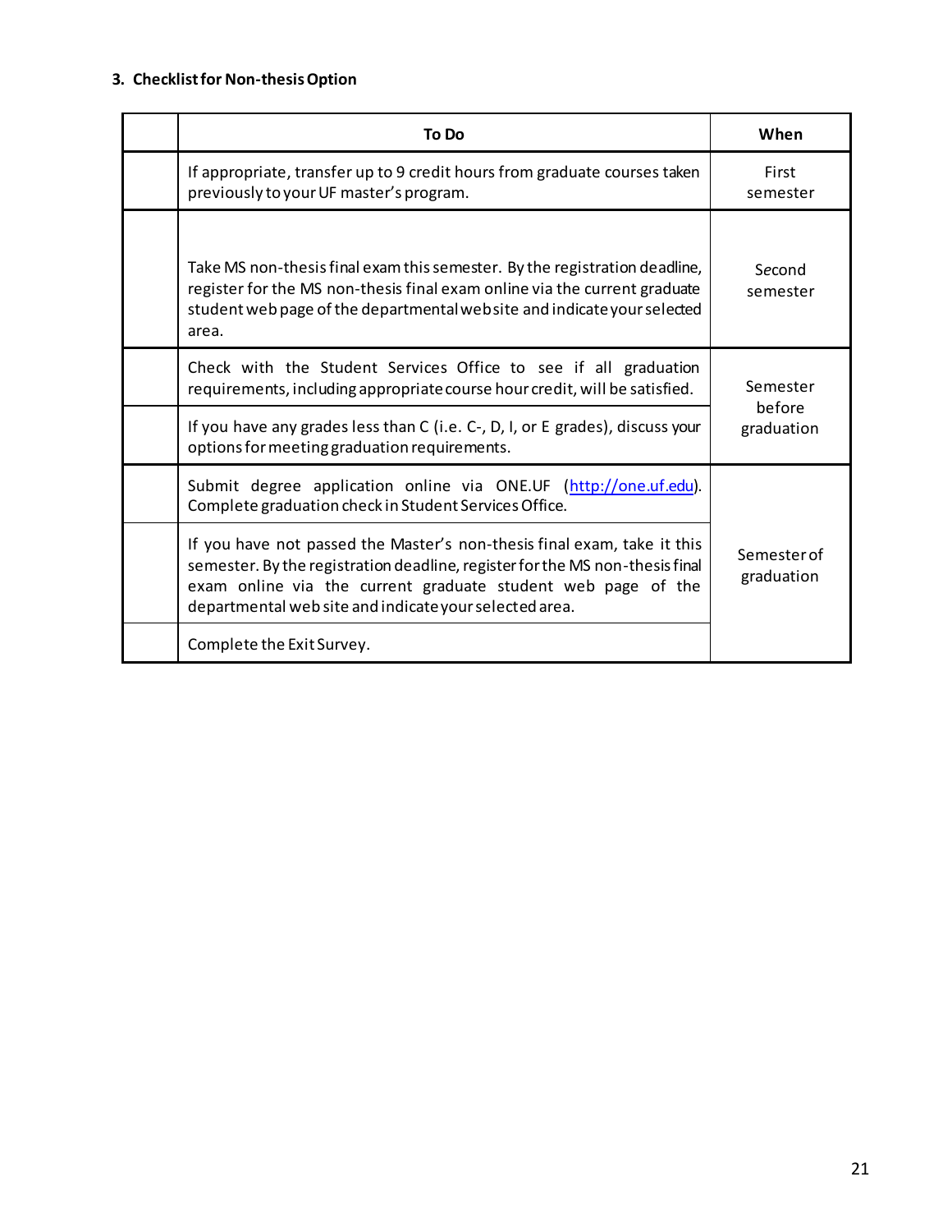### 3. Checklist for Non-thesis Option

| | To Do | When |
|---|---|---|
| | If appropriate, transfer up to 9 credit hours from graduate courses taken previously to your UF master's program. | First semester |
| | Take MS non-thesis final exam this semester. By the registration deadline, register for the MS non-thesis final exam online via the current graduate student web page of the departmental website and indicate your selected area. | Second semester |
| | Check with the Student Services Office to see if all graduation requirements, including appropriate course hour credit, will be satisfied. | Semester before graduation |
| | If you have any grades less than C (i.e. C-, D, I, or E grades), discuss your options for meeting graduation requirements. | |
| | Submit degree application online via ONE.UF (http://one.uf.edu). Complete graduation check in Student Services Office. | Semester of graduation |
| | If you have not passed the Master's non-thesis final exam, take it this semester. By the registration deadline, register for the MS non-thesis final exam online via the current graduate student web page of the departmental web site and indicate your selected area. | |
| | Complete the Exit Survey. | |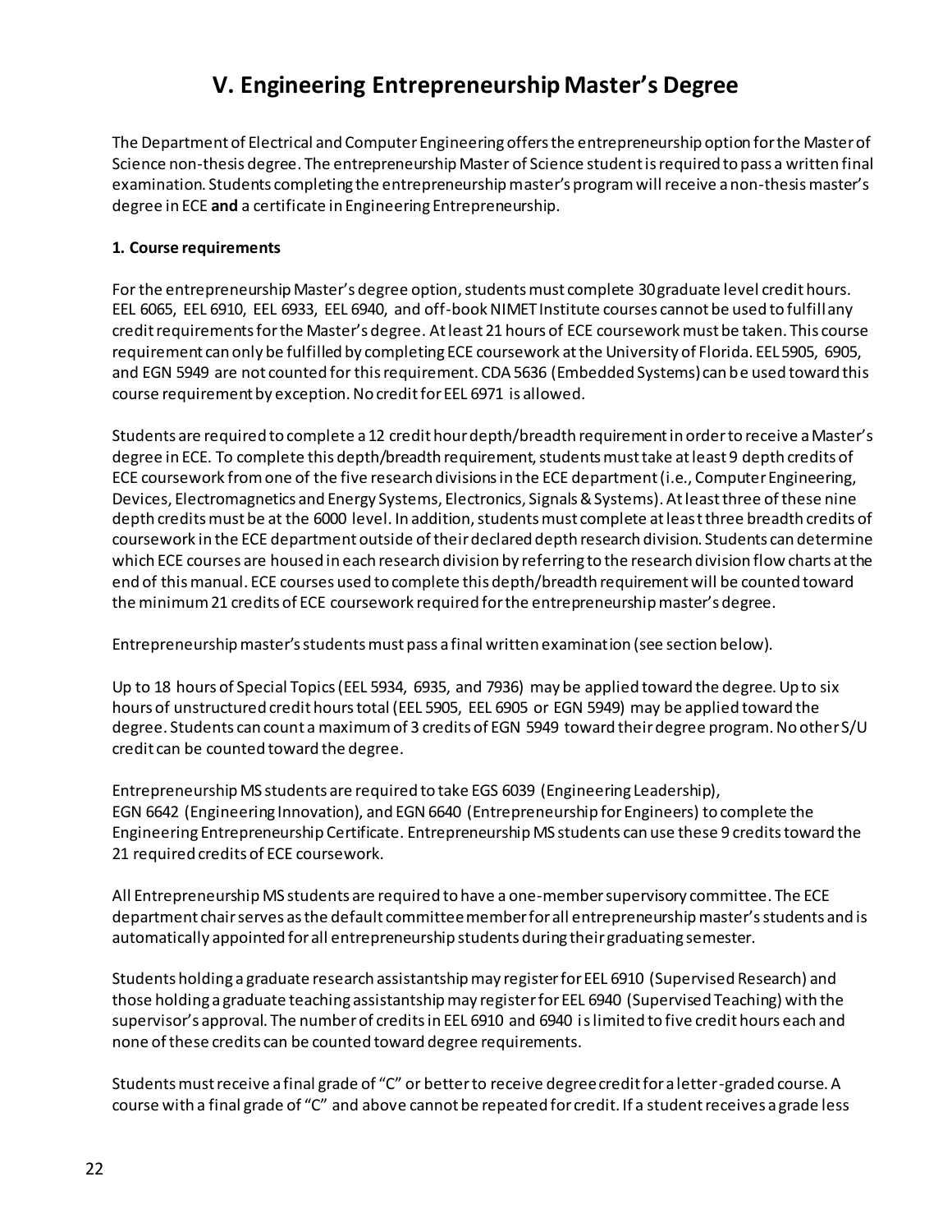# V. Engineering Entrepreneurship Master's Degree

The Department of Electrical and Computer Engineering offers the entrepreneurship option for the Master of Science non-thesis degree. The entrepreneurship Master of Science student is required to pass a written final examination. Students completing the entrepreneurship master's program will receive a non-thesis master's degree in ECE **and** a certificate in Engineering Entrepreneurship.

**1. Course requirements**

For the entrepreneurship Master's degree option, students must complete 30 graduate level credit hours. EEL 6065, EEL 6910, EEL 6933, EEL 6940, and off-book NIMET Institute courses cannot be used to fulfill any credit requirements for the Master's degree. At least 21 hours of ECE coursework must be taken. This course requirement can only be fulfilled by completing ECE coursework at the University of Florida. EEL 5905, 6905, and EGN 5949 are not counted for this requirement. CDA 5636 (Embedded Systems) can be used toward this course requirement by exception. No credit for EEL 6971 is allowed.

Students are required to complete a 12 credit hour depth/breadth requirement in order to receive a Master's degree in ECE. To complete this depth/breadth requirement, students must take at least 9 depth credits of ECE coursework from one of the five research divisions in the ECE department (i.e., Computer Engineering, Devices, Electromagnetics and Energy Systems, Electronics, Signals & Systems). At least three of these nine depth credits must be at the 6000 level. In addition, students must complete at least three breadth credits of coursework in the ECE department outside of their declared depth research division. Students can determine which ECE courses are housed in each research division by referring to the research division flow charts at the end of this manual. ECE courses used to complete this depth/breadth requirement will be counted toward the minimum 21 credits of ECE coursework required for the entrepreneurship master's degree.

Entrepreneurship master's students must pass a final written examination (see section below).

Up to 18 hours of Special Topics (EEL 5934, 6935, and 7936) may be applied toward the degree. Up to six hours of unstructured credit hours total (EEL 5905, EEL 6905 or EGN 5949) may be applied toward the degree. Students can count a maximum of 3 credits of EGN 5949 toward their degree program. No other S/U credit can be counted toward the degree.

Entrepreneurship MS students are required to take EGS 6039 (Engineering Leadership), EGN 6642 (Engineering Innovation), and EGN 6640 (Entrepreneurship for Engineers) to complete the Engineering Entrepreneurship Certificate. Entrepreneurship MS students can use these 9 credits toward the 21 required credits of ECE coursework.

All Entrepreneurship MS students are required to have a one-member supervisory committee. The ECE department chair serves as the default committee member for all entrepreneurship master's students and is automatically appointed for all entrepreneurship students during their graduating semester.

Students holding a graduate research assistantship may register for EEL 6910 (Supervised Research) and those holding a graduate teaching assistantship may register for EEL 6940 (Supervised Teaching) with the supervisor's approval. The number of credits in EEL 6910 and 6940 is limited to five credit hours each and none of these credits can be counted toward degree requirements.

Students must receive a final grade of "C" or better to receive degree credit for a letter-graded course. A course with a final grade of "C" and above cannot be repeated for credit. If a student receives a grade less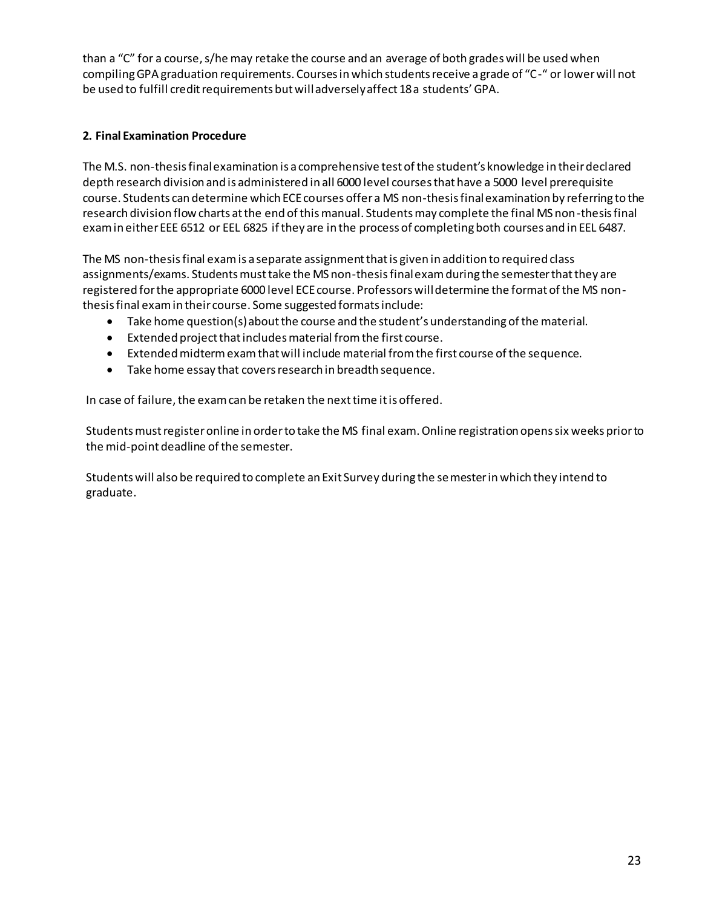than a "C" for a course, s/he may retake the course and an average of both grades will be used when compiling GPA graduation requirements. Courses in which students receive a grade of "C-" or lower will not be used to fulfill credit requirements but will adversely affect 18 a students' GPA.

**2. Final Examination Procedure**

The M.S. non-thesis final examination is a comprehensive test of the student's knowledge in their declared depth research division and is administered in all 6000 level courses that have a 5000 level prerequisite course. Students can determine which ECE courses offer a MS non-thesis final examination by referring to the research division flow charts at the end of this manual. Students may complete the final MS non-thesis final exam in either EEE 6512 or EEL 6825 if they are in the process of completing both courses and in EEL 6487.

The MS non-thesis final exam is a separate assignment that is given in addition to required class assignments/exams. Students must take the MS non-thesis final exam during the semester that they are registered for the appropriate 6000 level ECE course. Professors will determine the format of the MS non-thesis final exam in their course. Some suggested formats include:

- Take home question(s) about the course and the student's understanding of the material.
- Extended project that includes material from the first course.
- Extended midterm exam that will include material from the first course of the sequence.
- Take home essay that covers research in breadth sequence.

In case of failure, the exam can be retaken the next time it is offered.

Students must register online in order to take the MS final exam. Online registration opens six weeks prior to the mid-point deadline of the semester.

Students will also be required to complete an Exit Survey during the semester in which they intend to graduate.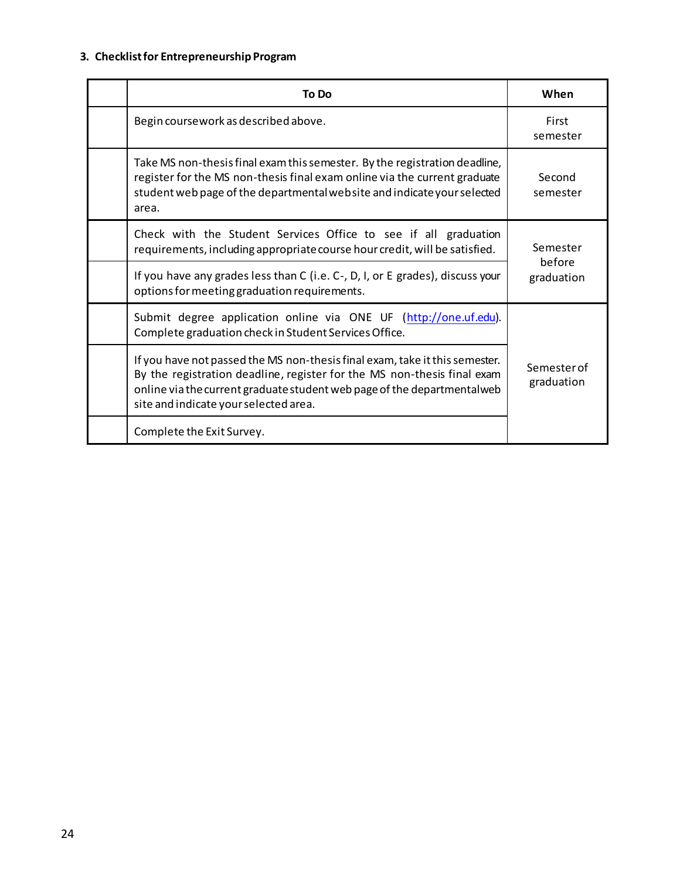### 3. Checklist for Entrepreneurship Program

| | To Do | When |
|---|---|---|
| | Begin coursework as described above. | First semester |
| | Take MS non-thesis final exam this semester. By the registration deadline, register for the MS non-thesis final exam online via the current graduate student web page of the departmental website and indicate your selected area. | Second semester |
| | Check with the Student Services Office to see if all graduation requirements, including appropriate course hour credit, will be satisfied. | Semester before graduation |
| | If you have any grades less than C (i.e. C-, D, I, or E grades), discuss your options for meeting graduation requirements. | |
| | Submit degree application online via ONE UF (http://one.uf.edu). Complete graduation check in Student Services Office. | Semester of graduation |
| | If you have not passed the MS non-thesis final exam, take it this semester. By the registration deadline, register for the MS non-thesis final exam online via the current graduate student web page of the departmental web site and indicate your selected area. | |
| | Complete the Exit Survey. | |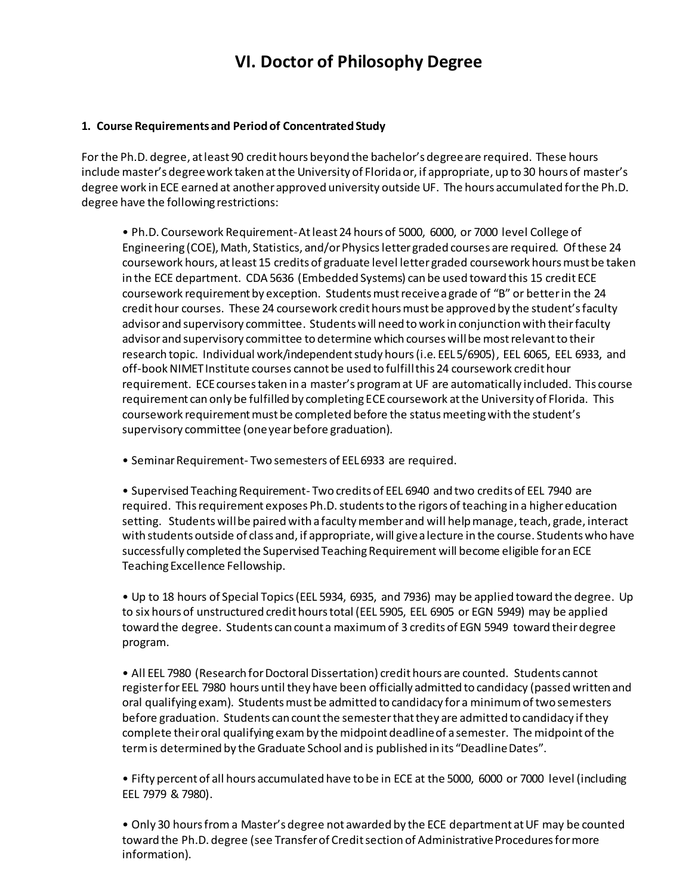# VI. Doctor of Philosophy Degree

**1. Course Requirements and Period of Concentrated Study**

For the Ph.D. degree, at least 90 credit hours beyond the bachelor's degree are required. These hours include master's degree work taken at the University of Florida or, if appropriate, up to 30 hours of master's degree work in ECE earned at another approved university outside UF. The hours accumulated for the Ph.D. degree have the following restrictions:

- Ph.D. Coursework Requirement- At least 24 hours of 5000, 6000, or 7000 level College of Engineering (COE), Math, Statistics, and/or Physics letter graded courses are required. Of these 24 coursework hours, at least 15 credits of graduate level letter graded coursework hours must be taken in the ECE department. CDA 5636 (Embedded Systems) can be used toward this 15 credit ECE coursework requirement by exception. Students must receive a grade of "B" or better in the 24 credit hour courses. These 24 coursework credit hours must be approved by the student's faculty advisor and supervisory committee. Students will need to work in conjunction with their faculty advisor and supervisory committee to determine which courses will be most relevant to their research topic. Individual work/independent study hours (i.e. EEL 5/6905), EEL 6065, EEL 6933, and off-book NIMET Institute courses cannot be used to fulfill this 24 coursework credit hour requirement. ECE courses taken in a master's program at UF are automatically included. This course requirement can only be fulfilled by completing ECE coursework at the University of Florida. This coursework requirement must be completed before the status meeting with the student's supervisory committee (one year before graduation).

- Seminar Requirement- Two semesters of EEL 6933 are required.

- Supervised Teaching Requirement- Two credits of EEL 6940 and two credits of EEL 7940 are required. This requirement exposes Ph.D. students to the rigors of teaching in a higher education setting. Students will be paired with a faculty member and will help manage, teach, grade, interact with students outside of class and, if appropriate, will give a lecture in the course. Students who have successfully completed the Supervised Teaching Requirement will become eligible for an ECE Teaching Excellence Fellowship.

- Up to 18 hours of Special Topics (EEL 5934, 6935, and 7936) may be applied toward the degree. Up to six hours of unstructured credit hours total (EEL 5905, EEL 6905 or EGN 5949) may be applied toward the degree. Students can count a maximum of 3 credits of EGN 5949 toward their degree program.

- All EEL 7980 (Research for Doctoral Dissertation) credit hours are counted. Students cannot register for EEL 7980 hours until they have been officially admitted to candidacy (passed written and oral qualifying exam). Students must be admitted to candidacy for a minimum of two semesters before graduation. Students can count the semester that they are admitted to candidacy if they complete their oral qualifying exam by the midpoint deadline of a semester. The midpoint of the term is determined by the Graduate School and is published in its "Deadline Dates".

- Fifty percent of all hours accumulated have to be in ECE at the 5000, 6000 or 7000 level (including EEL 7979 & 7980).

- Only 30 hours from a Master's degree not awarded by the ECE department at UF may be counted toward the Ph.D. degree (see Transfer of Credit section of Administrative Procedures for more information).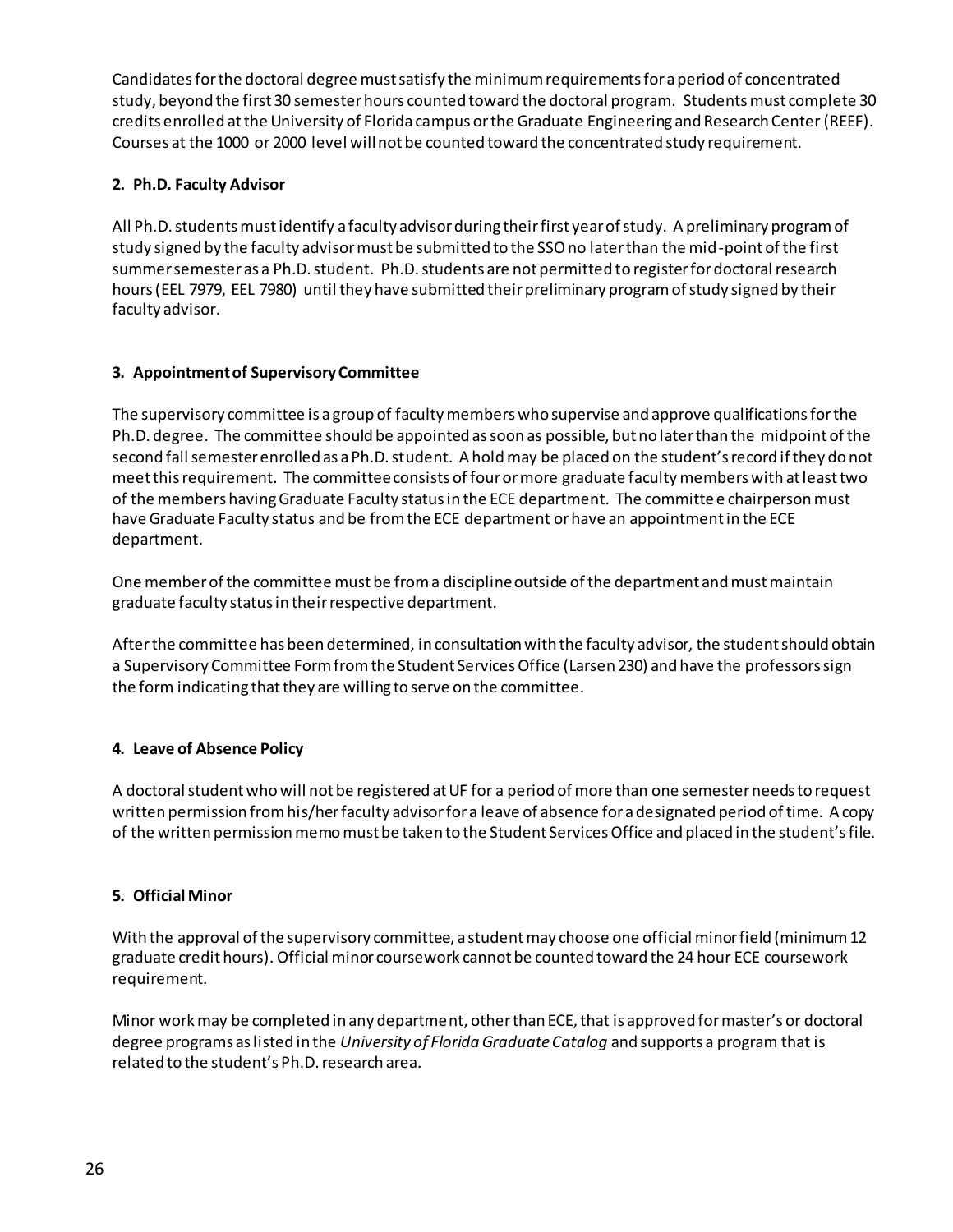Candidates for the doctoral degree must satisfy the minimum requirements for a period of concentrated study, beyond the first 30 semester hours counted toward the doctoral program. Students must complete 30 credits enrolled at the University of Florida campus or the Graduate Engineering and Research Center (REEF). Courses at the 1000 or 2000 level will not be counted toward the concentrated study requirement.

**2. Ph.D. Faculty Advisor**

All Ph.D. students must identify a faculty advisor during their first year of study. A preliminary program of study signed by the faculty advisor must be submitted to the SSO no later than the mid-point of the first summer semester as a Ph.D. student. Ph.D. students are not permitted to register for doctoral research hours (EEL 7979, EEL 7980) until they have submitted their preliminary program of study signed by their faculty advisor.

**3. Appointment of Supervisory Committee**

The supervisory committee is a group of faculty members who supervise and approve qualifications for the Ph.D. degree. The committee should be appointed as soon as possible, but no later than the midpoint of the second fall semester enrolled as a Ph.D. student. A hold may be placed on the student's record if they do not meet this requirement. The committee consists of four or more graduate faculty members with at least two of the members having Graduate Faculty status in the ECE department. The committee chairperson must have Graduate Faculty status and be from the ECE department or have an appointment in the ECE department.

One member of the committee must be from a discipline outside of the department and must maintain graduate faculty status in their respective department.

After the committee has been determined, in consultation with the faculty advisor, the student should obtain a Supervisory Committee Form from the Student Services Office (Larsen 230) and have the professors sign the form indicating that they are willing to serve on the committee.

**4. Leave of Absence Policy**

A doctoral student who will not be registered at UF for a period of more than one semester needs to request written permission from his/her faculty advisor for a leave of absence for a designated period of time. A copy of the written permission memo must be taken to the Student Services Office and placed in the student's file.

**5. Official Minor**

With the approval of the supervisory committee, a student may choose one official minor field (minimum 12 graduate credit hours). Official minor coursework cannot be counted toward the 24 hour ECE coursework requirement.

Minor work may be completed in any department, other than ECE, that is approved for master's or doctoral degree programs as listed in the *University of Florida Graduate Catalog* and supports a program that is related to the student's Ph.D. research area.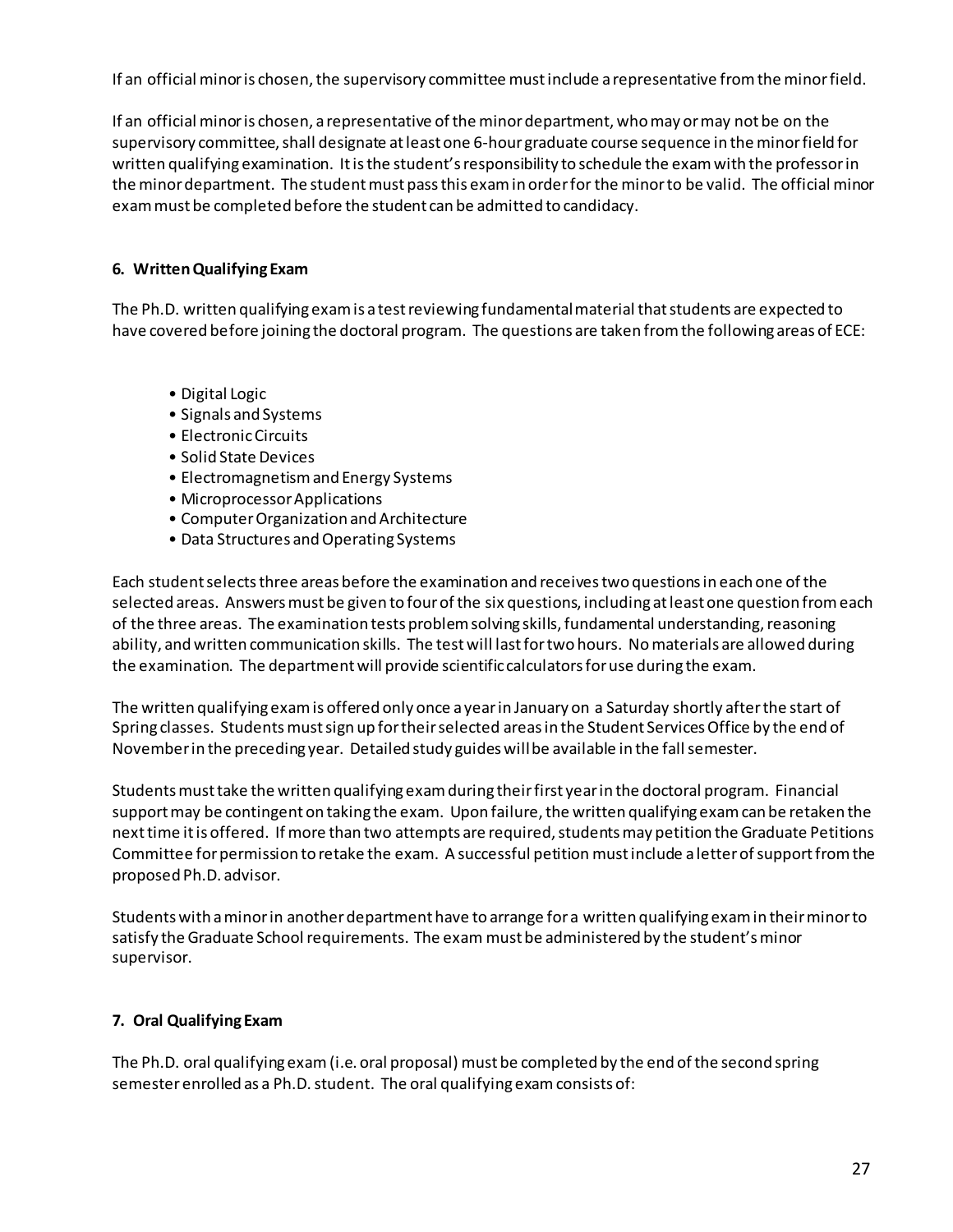If an official minor is chosen, the supervisory committee must include a representative from the minor field.

If an official minor is chosen, a representative of the minor department, who may or may not be on the supervisory committee, shall designate at least one 6-hour graduate course sequence in the minor field for written qualifying examination. It is the student's responsibility to schedule the exam with the professor in the minor department. The student must pass this exam in order for the minor to be valid. The official minor exam must be completed before the student can be admitted to candidacy.

### 6. Written Qualifying Exam

The Ph.D. written qualifying exam is a test reviewing fundamental material that students are expected to have covered before joining the doctoral program. The questions are taken from the following areas of ECE:

- Digital Logic
- Signals and Systems
- Electronic Circuits
- Solid State Devices
- Electromagnetism and Energy Systems
- Microprocessor Applications
- Computer Organization and Architecture
- Data Structures and Operating Systems

Each student selects three areas before the examination and receives two questions in each one of the selected areas. Answers must be given to four of the six questions, including at least one question from each of the three areas. The examination tests problem solving skills, fundamental understanding, reasoning ability, and written communication skills. The test will last for two hours. No materials are allowed during the examination. The department will provide scientific calculators for use during the exam.

The written qualifying exam is offered only once a year in January on a Saturday shortly after the start of Spring classes. Students must sign up for their selected areas in the Student Services Office by the end of November in the preceding year. Detailed study guides will be available in the fall semester.

Students must take the written qualifying exam during their first year in the doctoral program. Financial support may be contingent on taking the exam. Upon failure, the written qualifying exam can be retaken the next time it is offered. If more than two attempts are required, students may petition the Graduate Petitions Committee for permission to retake the exam. A successful petition must include a letter of support from the proposed Ph.D. advisor.

Students with a minor in another department have to arrange for a written qualifying exam in their minor to satisfy the Graduate School requirements. The exam must be administered by the student's minor supervisor.

### 7. Oral Qualifying Exam

The Ph.D. oral qualifying exam (i.e. oral proposal) must be completed by the end of the second spring semester enrolled as a Ph.D. student. The oral qualifying exam consists of: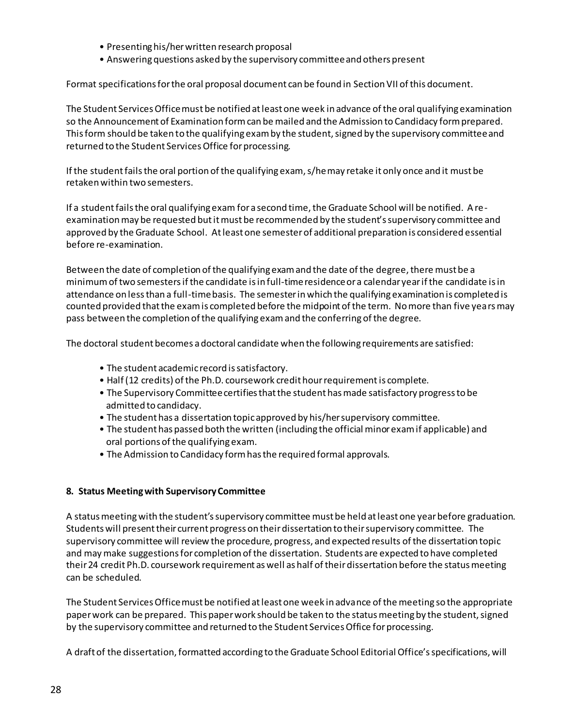- Presenting his/her written research proposal
- Answering questions asked by the supervisory committee and others present

Format specifications for the oral proposal document can be found in Section VII of this document.

The Student Services Office must be notified at least one week in advance of the oral qualifying examination so the Announcement of Examination form can be mailed and the Admission to Candidacy form prepared. This form should be taken to the qualifying exam by the student, signed by the supervisory committee and returned to the Student Services Office for processing.

If the student fails the oral portion of the qualifying exam, s/he may retake it only once and it must be retaken within two semesters.

If a student fails the oral qualifying exam for a second time, the Graduate School will be notified. A re-examination may be requested but it must be recommended by the student's supervisory committee and approved by the Graduate School. At least one semester of additional preparation is considered essential before re-examination.

Between the date of completion of the qualifying exam and the date of the degree, there must be a minimum of two semesters if the candidate is in full-time residence or a calendar year if the candidate is in attendance on less than a full-time basis. The semester in which the qualifying examination is completed is counted provided that the exam is completed before the midpoint of the term. No more than five years may pass between the completion of the qualifying exam and the conferring of the degree.

The doctoral student becomes a doctoral candidate when the following requirements are satisfied:

- The student academic record is satisfactory.
- Half (12 credits) of the Ph.D. coursework credit hour requirement is complete.
- The Supervisory Committee certifies that the student has made satisfactory progress to be admitted to candidacy.
- The student has a dissertation topic approved by his/her supervisory committee.
- The student has passed both the written (including the official minor exam if applicable) and oral portions of the qualifying exam.
- The Admission to Candidacy form has the required formal approvals.

**8. Status Meeting with Supervisory Committee**

A status meeting with the student's supervisory committee must be held at least one year before graduation. Students will present their current progress on their dissertation to their supervisory committee. The supervisory committee will review the procedure, progress, and expected results of the dissertation topic and may make suggestions for completion of the dissertation. Students are expected to have completed their 24 credit Ph.D. coursework requirement as well as half of their dissertation before the status meeting can be scheduled.

The Student Services Office must be notified at least one week in advance of the meeting so the appropriate paper work can be prepared. This paper work should be taken to the status meeting by the student, signed by the supervisory committee and returned to the Student Services Office for processing.

A draft of the dissertation, formatted according to the Graduate School Editorial Office's specifications, will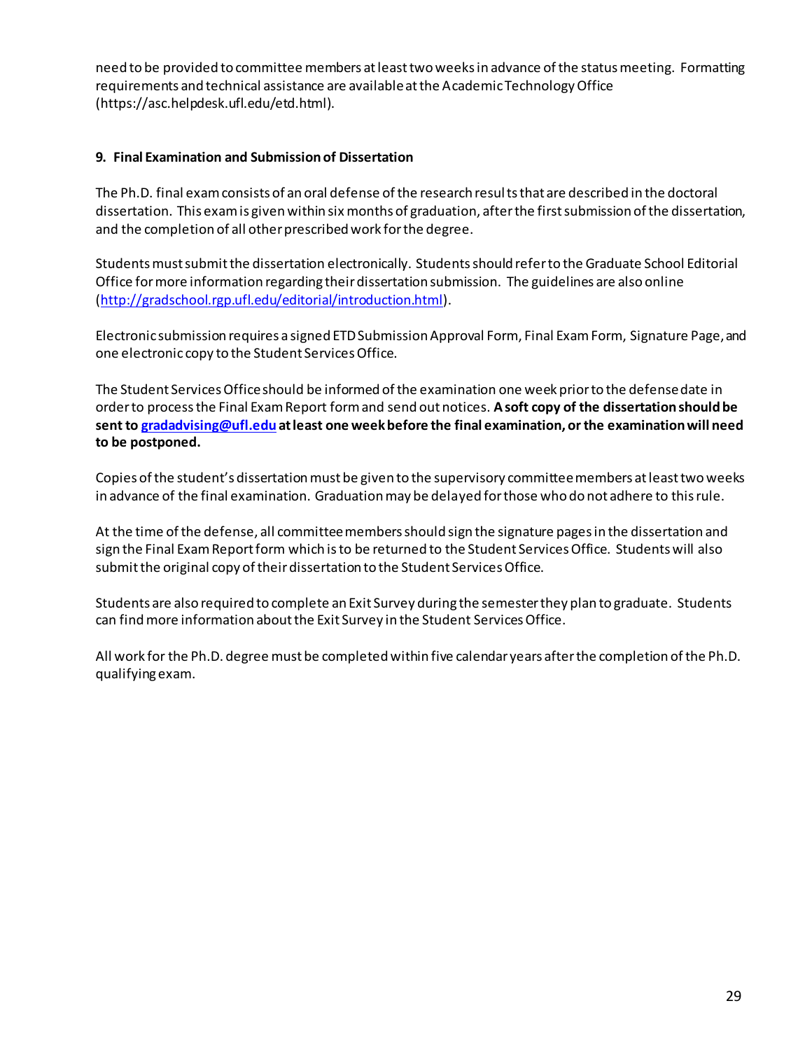need to be provided to committee members at least two weeks in advance of the status meeting. Formatting requirements and technical assistance are available at the Academic Technology Office (https://asc.helpdesk.ufl.edu/etd.html).

### 9. Final Examination and Submission of Dissertation

The Ph.D. final exam consists of an oral defense of the research results that are described in the doctoral dissertation. This exam is given within six months of graduation, after the first submission of the dissertation, and the completion of all other prescribed work for the degree.

Students must submit the dissertation electronically. Students should refer to the Graduate School Editorial Office for more information regarding their dissertation submission. The guidelines are also online (http://gradschool.rgp.ufl.edu/editorial/introduction.html).

Electronic submission requires a signed ETD Submission Approval Form, Final Exam Form, Signature Page, and one electronic copy to the Student Services Office.

The Student Services Office should be informed of the examination one week prior to the defense date in order to process the Final Exam Report form and send out notices. **A soft copy of the dissertation should be sent to gradadvising@ufl.edu at least one week before the final examination, or the examination will need to be postponed.**

Copies of the student's dissertation must be given to the supervisory committee members at least two weeks in advance of the final examination. Graduation may be delayed for those who do not adhere to this rule.

At the time of the defense, all committee members should sign the signature pages in the dissertation and sign the Final Exam Report form which is to be returned to the Student Services Office. Students will also submit the original copy of their dissertation to the Student Services Office.

Students are also required to complete an Exit Survey during the semester they plan to graduate. Students can find more information about the Exit Survey in the Student Services Office.

All work for the Ph.D. degree must be completed within five calendar years after the completion of the Ph.D. qualifying exam.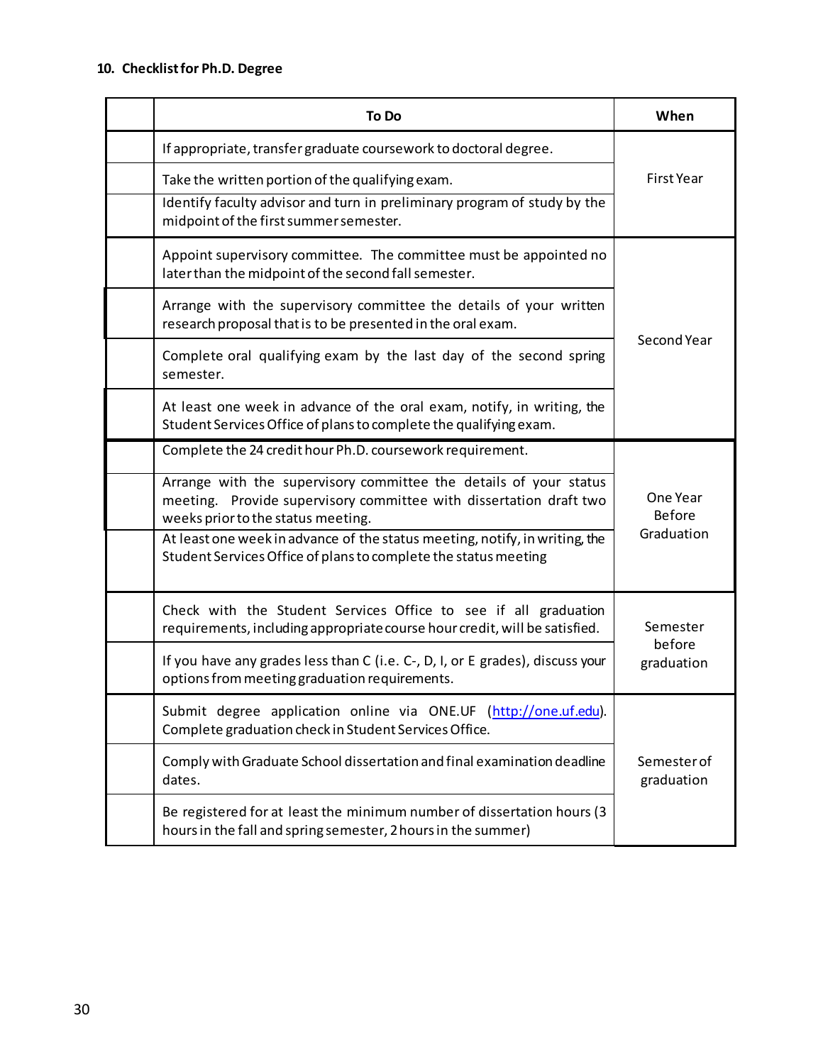## 10. Checklist for Ph.D. Degree

| | To Do | When |
|---|---|---|
| | If appropriate, transfer graduate coursework to doctoral degree. | First Year |
| | Take the written portion of the qualifying exam. | |
| | Identify faculty advisor and turn in preliminary program of study by the midpoint of the first summer semester. | |
| | Appoint supervisory committee. The committee must be appointed no later than the midpoint of the second fall semester. | Second Year |
| | Arrange with the supervisory committee the details of your written research proposal that is to be presented in the oral exam. | |
| | Complete oral qualifying exam by the last day of the second spring semester. | |
| | At least one week in advance of the oral exam, notify, in writing, the Student Services Office of plans to complete the qualifying exam. | |
| | Complete the 24 credit hour Ph.D. coursework requirement. | One Year Before Graduation |
| | Arrange with the supervisory committee the details of your status meeting. Provide supervisory committee with dissertation draft two weeks prior to the status meeting. | |
| | At least one week in advance of the status meeting, notify, in writing, the Student Services Office of plans to complete the status meeting | |
| | Check with the Student Services Office to see if all graduation requirements, including appropriate course hour credit, will be satisfied. | Semester before graduation |
| | If you have any grades less than C (i.e. C-, D, I, or E grades), discuss your options from meeting graduation requirements. | |
| | Submit degree application online via ONE.UF (http://one.uf.edu). Complete graduation check in Student Services Office. | Semester of graduation |
| | Comply with Graduate School dissertation and final examination deadline dates. | |
| | Be registered for at least the minimum number of dissertation hours (3 hours in the fall and spring semester, 2 hours in the summer) | |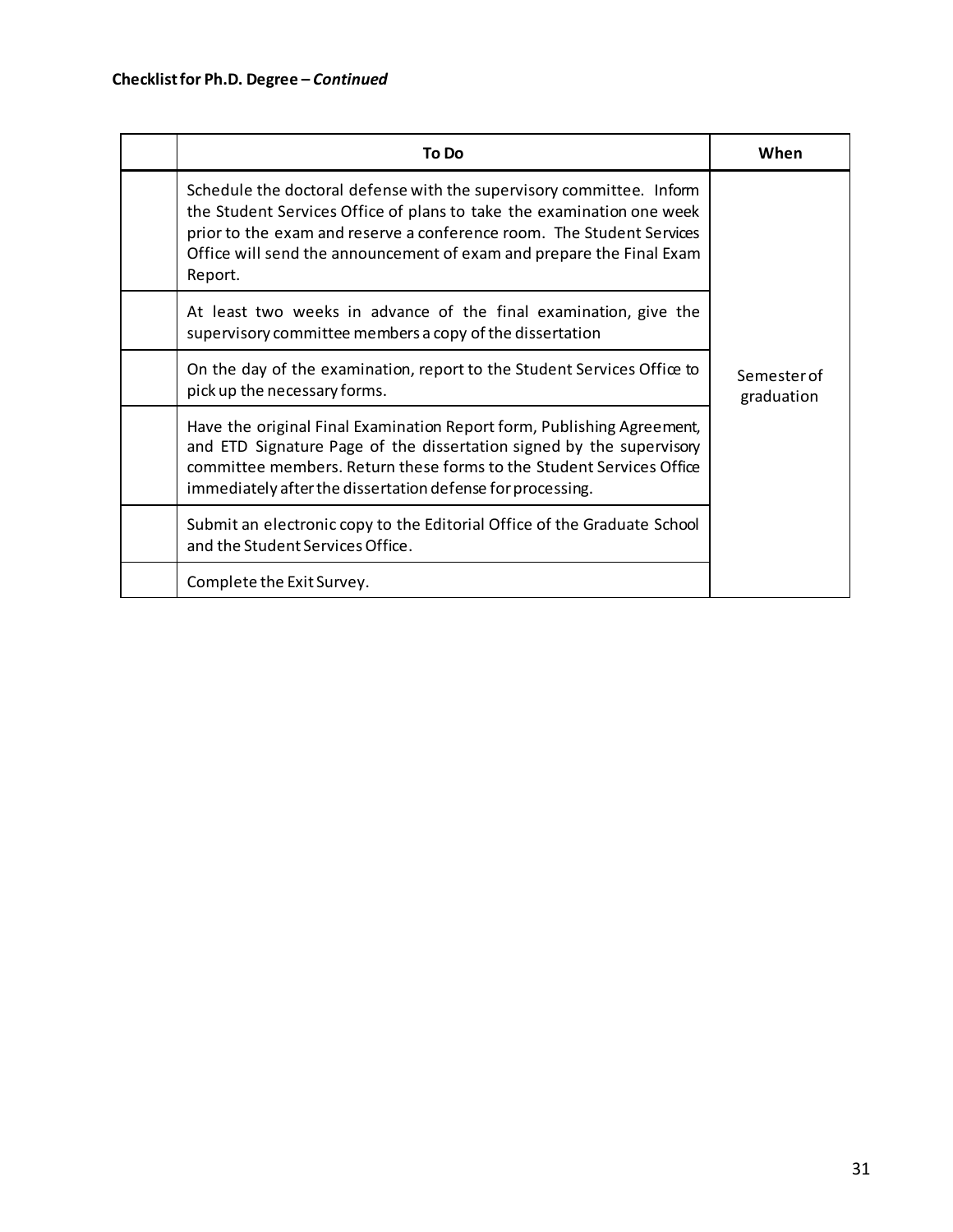**Checklist for Ph.D. Degree – *Continued***

| | To Do | When |
|---|---|---|
| | Schedule the doctoral defense with the supervisory committee. Inform the Student Services Office of plans to take the examination one week prior to the exam and reserve a conference room. The Student Services Office will send the announcement of exam and prepare the Final Exam Report. | Semester of graduation |
| | At least two weeks in advance of the final examination, give the supervisory committee members a copy of the dissertation | |
| | On the day of the examination, report to the Student Services Office to pick up the necessary forms. | |
| | Have the original Final Examination Report form, Publishing Agreement, and ETD Signature Page of the dissertation signed by the supervisory committee members. Return these forms to the Student Services Office immediately after the dissertation defense for processing. | |
| | Submit an electronic copy to the Editorial Office of the Graduate School and the Student Services Office. | |
| | Complete the Exit Survey. | |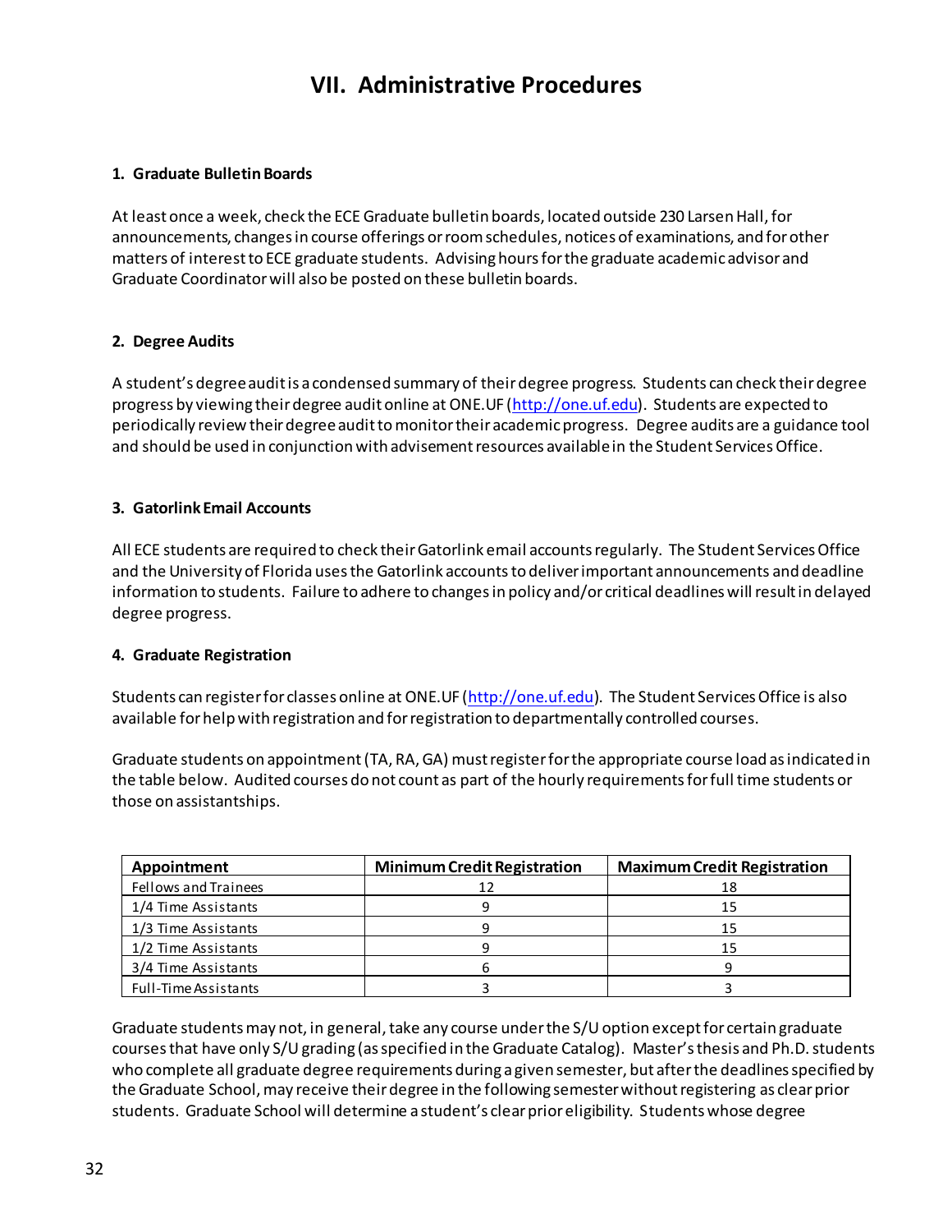# VII. Administrative Procedures

### 1. Graduate Bulletin Boards

At least once a week, check the ECE Graduate bulletin boards, located outside 230 Larsen Hall, for announcements, changes in course offerings or room schedules, notices of examinations, and for other matters of interest to ECE graduate students. Advising hours for the graduate academic advisor and Graduate Coordinator will also be posted on these bulletin boards.

### 2. Degree Audits

A student's degree audit is a condensed summary of their degree progress. Students can check their degree progress by viewing their degree audit online at ONE.UF (http://one.uf.edu). Students are expected to periodically review their degree audit to monitor their academic progress. Degree audits are a guidance tool and should be used in conjunction with advisement resources available in the Student Services Office.

### 3. Gatorlink Email Accounts

All ECE students are required to check their Gatorlink email accounts regularly. The Student Services Office and the University of Florida uses the Gatorlink accounts to deliver important announcements and deadline information to students. Failure to adhere to changes in policy and/or critical deadlines will result in delayed degree progress.

### 4. Graduate Registration

Students can register for classes online at ONE.UF (http://one.uf.edu). The Student Services Office is also available for help with registration and for registration to departmentally controlled courses.

Graduate students on appointment (TA, RA, GA) must register for the appropriate course load as indicated in the table below. Audited courses do not count as part of the hourly requirements for full time students or those on assistantships.

| Appointment | Minimum Credit Registration | Maximum Credit Registration |
|---|---|---|
| Fellows and Trainees | 12 | 18 |
| 1/4 Time Assistants | 9 | 15 |
| 1/3 Time Assistants | 9 | 15 |
| 1/2 Time Assistants | 9 | 15 |
| 3/4 Time Assistants | 6 | 9 |
| Full-Time Assistants | 3 | 3 |

Graduate students may not, in general, take any course under the S/U option except for certain graduate courses that have only S/U grading (as specified in the Graduate Catalog). Master's thesis and Ph.D. students who complete all graduate degree requirements during a given semester, but after the deadlines specified by the Graduate School, may receive their degree in the following semester without registering as clear prior students. Graduate School will determine a student's clear prior eligibility. Students whose degree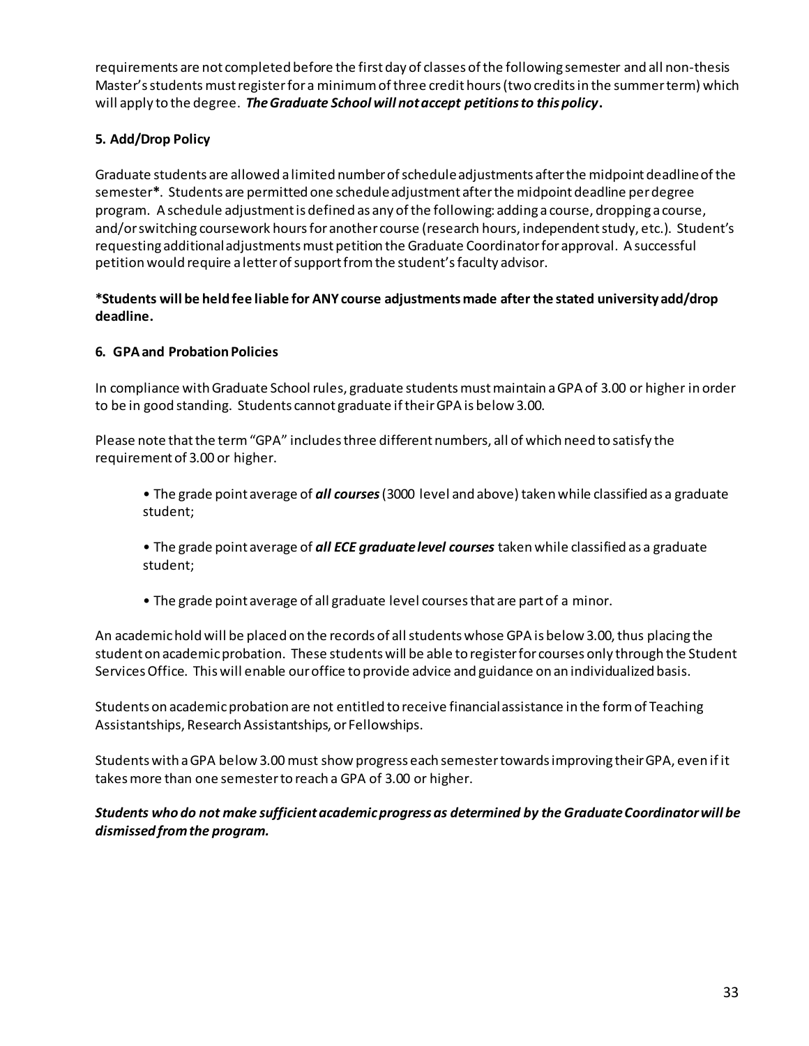requirements are not completed before the first day of classes of the following semester and all non-thesis Master's students must register for a minimum of three credit hours (two credits in the summer term) which will apply to the degree. ***The Graduate School will not accept petitions to this policy*.**

### 5. Add/Drop Policy

Graduate students are allowed a limited number of schedule adjustments after the midpoint deadline of the semester**\***. Students are permitted one schedule adjustment after the midpoint deadline per degree program. A schedule adjustment is defined as any of the following: adding a course, dropping a course, and/or switching coursework hours for another course (research hours, independent study, etc.). Student's requesting additional adjustments must petition the Graduate Coordinator for approval. A successful petition would require a letter of support from the student's faculty advisor.

**\*Students will be held fee liable for ANY course adjustments made after the stated university add/drop deadline.**

### 6. GPA and Probation Policies

In compliance with Graduate School rules, graduate students must maintain a GPA of 3.00 or higher in order to be in good standing. Students cannot graduate if their GPA is below 3.00.

Please note that the term "GPA" includes three different numbers, all of which need to satisfy the requirement of 3.00 or higher.

- The grade point average of ***all courses*** (3000 level and above) taken while classified as a graduate student;
- The grade point average of ***all ECE graduate level courses*** taken while classified as a graduate student;
- The grade point average of all graduate level courses that are part of a minor.

An academic hold will be placed on the records of all students whose GPA is below 3.00, thus placing the student on academic probation. These students will be able to register for courses only through the Student Services Office. This will enable our office to provide advice and guidance on an individualized basis.

Students on academic probation are not entitled to receive financial assistance in the form of Teaching Assistantships, Research Assistantships, or Fellowships.

Students with a GPA below 3.00 must show progress each semester towards improving their GPA, even if it takes more than one semester to reach a GPA of 3.00 or higher.

***Students who do not make sufficient academic progress as determined by the Graduate Coordinator will be dismissed from the program.***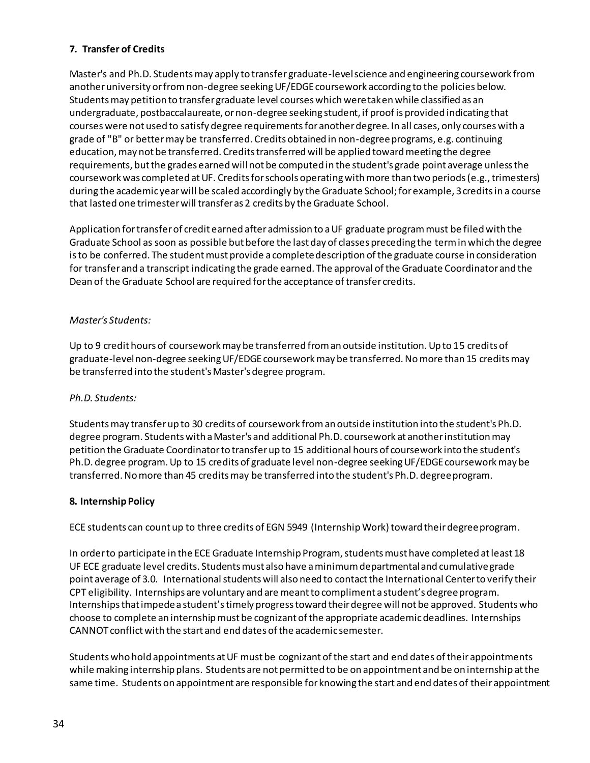**7. Transfer of Credits**

Master's and Ph.D. Students may apply to transfer graduate-level science and engineering coursework from another university or from non-degree seeking UF/EDGE coursework according to the policies below. Students may petition to transfer graduate level courses which were taken while classified as an undergraduate, postbaccalaureate, or non-degree seeking student, if proof is provided indicating that courses were not used to satisfy degree requirements for another degree. In all cases, only courses with a grade of "B" or better may be transferred. Credits obtained in non-degree programs, e.g. continuing education, may not be transferred. Credits transferred will be applied toward meeting the degree requirements, but the grades earned will not be computed in the student's grade point average unless the coursework was completed at UF. Credits for schools operating with more than two periods (e.g., trimesters) during the academic year will be scaled accordingly by the Graduate School; for example, 3 credits in a course that lasted one trimester will transfer as 2 credits by the Graduate School.

Application for transfer of credit earned after admission to a UF graduate program must be filed with the Graduate School as soon as possible but before the last day of classes preceding the term in which the degree is to be conferred. The student must provide a complete description of the graduate course in consideration for transfer and a transcript indicating the grade earned. The approval of the Graduate Coordinator and the Dean of the Graduate School are required for the acceptance of transfer credits.

*Master's Students:*

Up to 9 credit hours of coursework may be transferred from an outside institution. Up to 15 credits of graduate-level non-degree seeking UF/EDGE coursework may be transferred. No more than 15 credits may be transferred into the student's Master's degree program.

*Ph.D. Students:*

Students may transfer up to 30 credits of coursework from an outside institution into the student's Ph.D. degree program. Students with a Master's and additional Ph.D. coursework at another institution may petition the Graduate Coordinator to transfer up to 15 additional hours of coursework into the student's Ph.D. degree program. Up to 15 credits of graduate level non-degree seeking UF/EDGE coursework may be transferred. No more than 45 credits may be transferred into the student's Ph.D. degree program.

**8. Internship Policy**

ECE students can count up to three credits of EGN 5949 (Internship Work) toward their degree program.

In order to participate in the ECE Graduate Internship Program, students must have completed at least 18 UF ECE graduate level credits. Students must also have a minimum departmental and cumulative grade point average of 3.0. International students will also need to contact the International Center to verify their CPT eligibility. Internships are voluntary and are meant to compliment a student's degree program. Internships that impede a student's timely progress toward their degree will not be approved. Students who choose to complete an internship must be cognizant of the appropriate academic deadlines. Internships CANNOT conflict with the start and end dates of the academic semester.

Students who hold appointments at UF must be cognizant of the start and end dates of their appointments while making internship plans. Students are not permitted to be on appointment and be on internship at the same time. Students on appointment are responsible for knowing the start and end dates of their appointment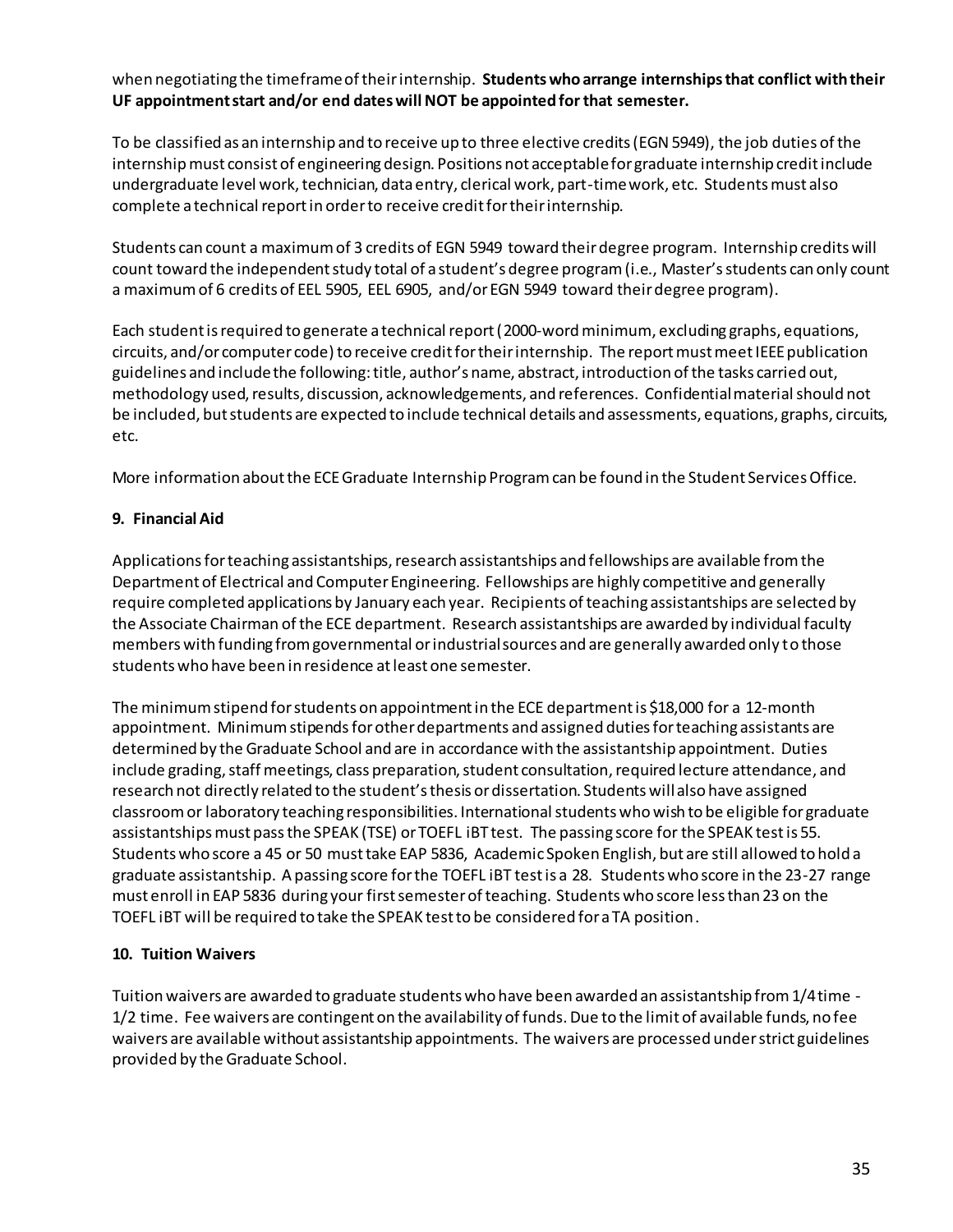when negotiating the timeframe of their internship. **Students who arrange internships that conflict with their UF appointment start and/or end dates will NOT be appointed for that semester.**

To be classified as an internship and to receive up to three elective credits (EGN 5949), the job duties of the internship must consist of engineering design. Positions not acceptable for graduate internship credit include undergraduate level work, technician, data entry, clerical work, part-time work, etc. Students must also complete a technical report in order to receive credit for their internship.

Students can count a maximum of 3 credits of EGN 5949 toward their degree program. Internship credits will count toward the independent study total of a student's degree program (i.e., Master's students can only count a maximum of 6 credits of EEL 5905, EEL 6905, and/or EGN 5949 toward their degree program).

Each student is required to generate a technical report (2000-word minimum, excluding graphs, equations, circuits, and/or computer code) to receive credit for their internship. The report must meet IEEE publication guidelines and include the following: title, author's name, abstract, introduction of the tasks carried out, methodology used, results, discussion, acknowledgements, and references. Confidential material should not be included, but students are expected to include technical details and assessments, equations, graphs, circuits, etc.

More information about the ECE Graduate Internship Program can be found in the Student Services Office.

## 9. Financial Aid

Applications for teaching assistantships, research assistantships and fellowships are available from the Department of Electrical and Computer Engineering. Fellowships are highly competitive and generally require completed applications by January each year. Recipients of teaching assistantships are selected by the Associate Chairman of the ECE department. Research assistantships are awarded by individual faculty members with funding from governmental or industrial sources and are generally awarded only to those students who have been in residence at least one semester.

The minimum stipend for students on appointment in the ECE department is $18,000 for a 12-month appointment. Minimum stipends for other departments and assigned duties for teaching assistants are determined by the Graduate School and are in accordance with the assistantship appointment. Duties include grading, staff meetings, class preparation, student consultation, required lecture attendance, and research not directly related to the student's thesis or dissertation. Students will also have assigned classroom or laboratory teaching responsibilities. International students who wish to be eligible for graduate assistantships must pass the SPEAK (TSE) or TOEFL iBT test. The passing score for the SPEAK test is 55. Students who score a 45 or 50 must take EAP 5836, Academic Spoken English, but are still allowed to hold a graduate assistantship. A passing score for the TOEFL iBT test is a 28. Students who score in the 23-27 range must enroll in EAP 5836 during your first semester of teaching. Students who score less than 23 on the TOEFL iBT will be required to take the SPEAK test to be considered for a TA position.

## 10. Tuition Waivers

Tuition waivers are awarded to graduate students who have been awarded an assistantship from 1/4 time - 1/2 time. Fee waivers are contingent on the availability of funds. Due to the limit of available funds, no fee waivers are available without assistantship appointments. The waivers are processed under strict guidelines provided by the Graduate School.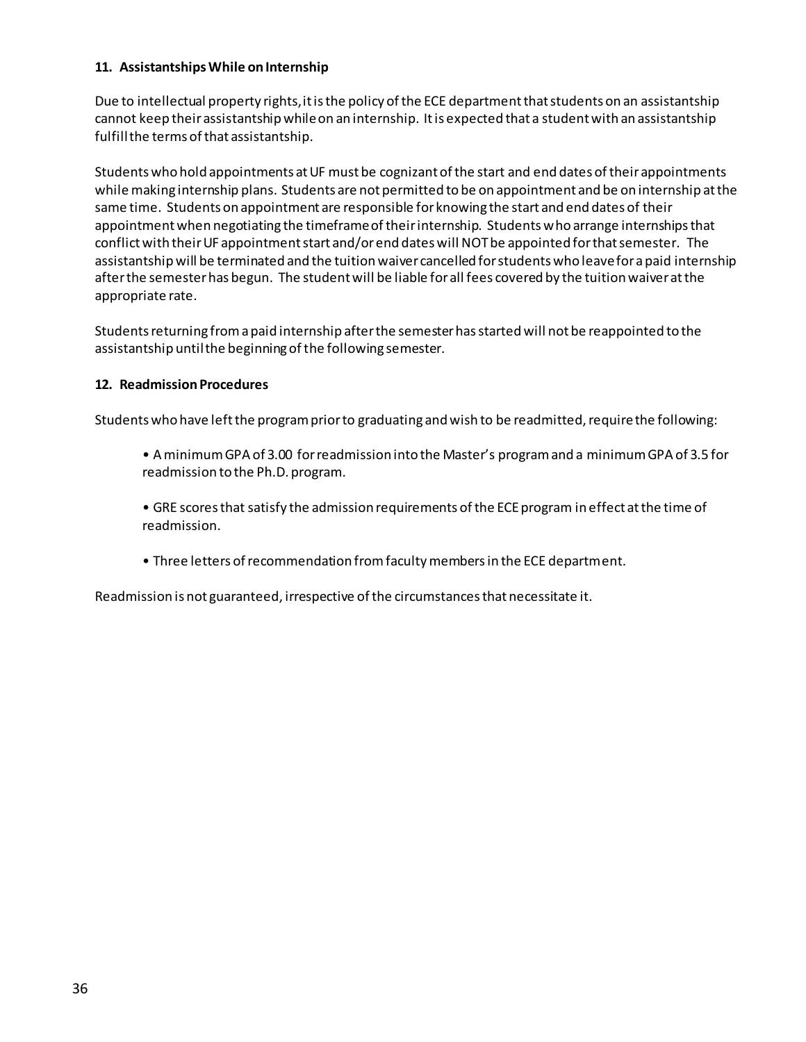**11. Assistantships While on Internship**

Due to intellectual property rights, it is the policy of the ECE department that students on an assistantship cannot keep their assistantship while on an internship. It is expected that a student with an assistantship fulfill the terms of that assistantship.

Students who hold appointments at UF must be cognizant of the start and end dates of their appointments while making internship plans. Students are not permitted to be on appointment and be on internship at the same time. Students on appointment are responsible for knowing the start and end dates of their appointment when negotiating the timeframe of their internship. Students who arrange internships that conflict with their UF appointment start and/or end dates will NOT be appointed for that semester. The assistantship will be terminated and the tuition waiver cancelled for students who leave for a paid internship after the semester has begun. The student will be liable for all fees covered by the tuition waiver at the appropriate rate.

Students returning from a paid internship after the semester has started will not be reappointed to the assistantship until the beginning of the following semester.

**12. Readmission Procedures**

Students who have left the program prior to graduating and wish to be readmitted, require the following:

- A minimum GPA of 3.00 for readmission into the Master's program and a minimum GPA of 3.5 for readmission to the Ph.D. program.
- GRE scores that satisfy the admission requirements of the ECE program in effect at the time of readmission.
- Three letters of recommendation from faculty members in the ECE department.

Readmission is not guaranteed, irrespective of the circumstances that necessitate it.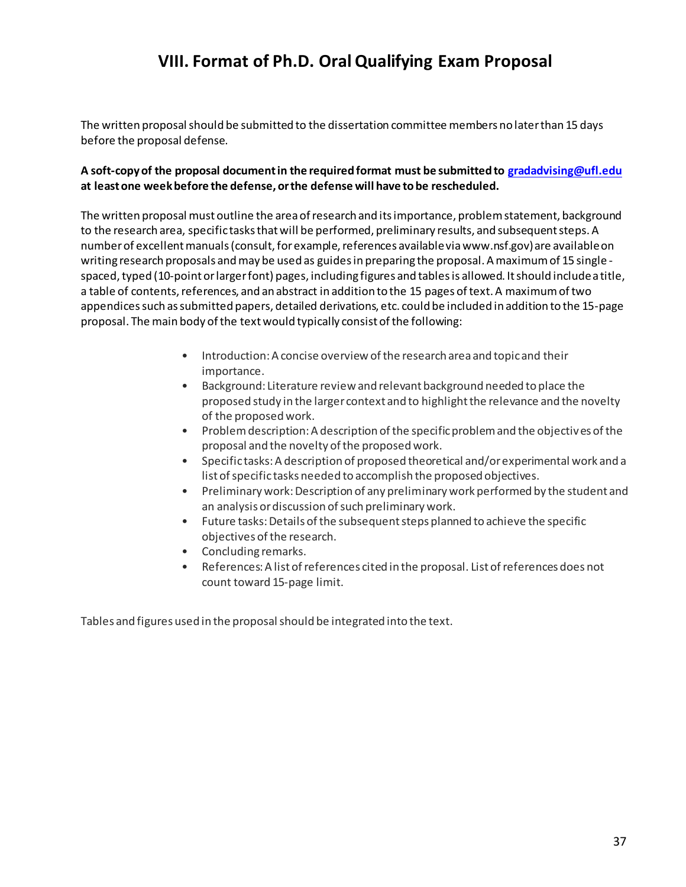# VIII. Format of Ph.D. Oral Qualifying Exam Proposal

The written proposal should be submitted to the dissertation committee members no later than 15 days before the proposal defense.

**A soft-copy of the proposal document in the required format must be submitted to gradadvising@ufl.edu at least one week before the defense, or the defense will have to be rescheduled.**

The written proposal must outline the area of research and its importance, problem statement, background to the research area, specific tasks that will be performed, preliminary results, and subsequent steps. A number of excellent manuals (consult, for example, references available via www.nsf.gov) are available on writing research proposals and may be used as guides in preparing the proposal. A maximum of 15 single-spaced, typed (10-point or larger font) pages, including figures and tables is allowed. It should include a title, a table of contents, references, and an abstract in addition to the 15 pages of text. A maximum of two appendices such as submitted papers, detailed derivations, etc. could be included in addition to the 15-page proposal. The main body of the text would typically consist of the following:

- Introduction: A concise overview of the research area and topic and their importance.
- Background: Literature review and relevant background needed to place the proposed study in the larger context and to highlight the relevance and the novelty of the proposed work.
- Problem description: A description of the specific problem and the objectives of the proposal and the novelty of the proposed work.
- Specific tasks: A description of proposed theoretical and/or experimental work and a list of specific tasks needed to accomplish the proposed objectives.
- Preliminary work: Description of any preliminary work performed by the student and an analysis or discussion of such preliminary work.
- Future tasks: Details of the subsequent steps planned to achieve the specific objectives of the research.
- Concluding remarks.
- References: A list of references cited in the proposal. List of references does not count toward 15-page limit.

Tables and figures used in the proposal should be integrated into the text.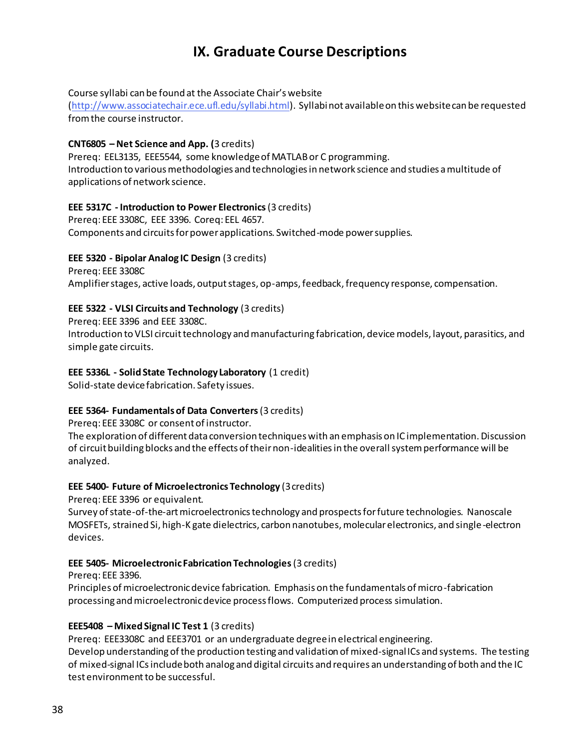# IX. Graduate Course Descriptions

Course syllabi can be found at the Associate Chair's website (http://www.associatechair.ece.ufl.edu/syllabi.html). Syllabi not available on this website can be requested from the course instructor.

**CNT6805 – Net Science and App. (**3 credits)
Prereq: EEL3135, EEE5544, some knowledge of MATLAB or C programming.
Introduction to various methodologies and technologies in network science and studies a multitude of applications of network science.

**EEE 5317C - Introduction to Power Electronics** (3 credits)
Prereq: EEE 3308C, EEE 3396. Coreq: EEL 4657.
Components and circuits for power applications. Switched-mode power supplies.

**EEE 5320 - Bipolar Analog IC Design** (3 credits)
Prereq: EEE 3308C
Amplifier stages, active loads, output stages, op-amps, feedback, frequency response, compensation.

**EEE 5322 - VLSI Circuits and Technology** (3 credits)
Prereq: EEE 3396 and EEE 3308C.
Introduction to VLSI circuit technology and manufacturing fabrication, device models, layout, parasitics, and simple gate circuits.

**EEE 5336L - Solid State Technology Laboratory** (1 credit)
Solid-state device fabrication. Safety issues.

**EEE 5364- Fundamentals of Data Converters** (3 credits)
Prereq: EEE 3308C or consent of instructor.
The exploration of different data conversion techniques with an emphasis on IC implementation. Discussion of circuit building blocks and the effects of their non-idealities in the overall system performance will be analyzed.

**EEE 5400- Future of Microelectronics Technology** (3 credits)
Prereq: EEE 3396 or equivalent.
Survey of state-of-the-art microelectronics technology and prospects for future technologies. Nanoscale MOSFETs, strained Si, high-K gate dielectrics, carbon nanotubes, molecular electronics, and single-electron devices.

**EEE 5405- Microelectronic Fabrication Technologies** (3 credits)
Prereq: EEE 3396.
Principles of microelectronic device fabrication. Emphasis on the fundamentals of micro-fabrication processing and microelectronic device process flows. Computerized process simulation.

**EEE5408 – Mixed Signal IC Test 1** (3 credits)
Prereq: EEE3308C and EEE3701 or an undergraduate degree in electrical engineering.
Develop understanding of the production testing and validation of mixed-signal ICs and systems. The testing of mixed-signal ICs include both analog and digital circuits and requires an understanding of both and the IC test environment to be successful.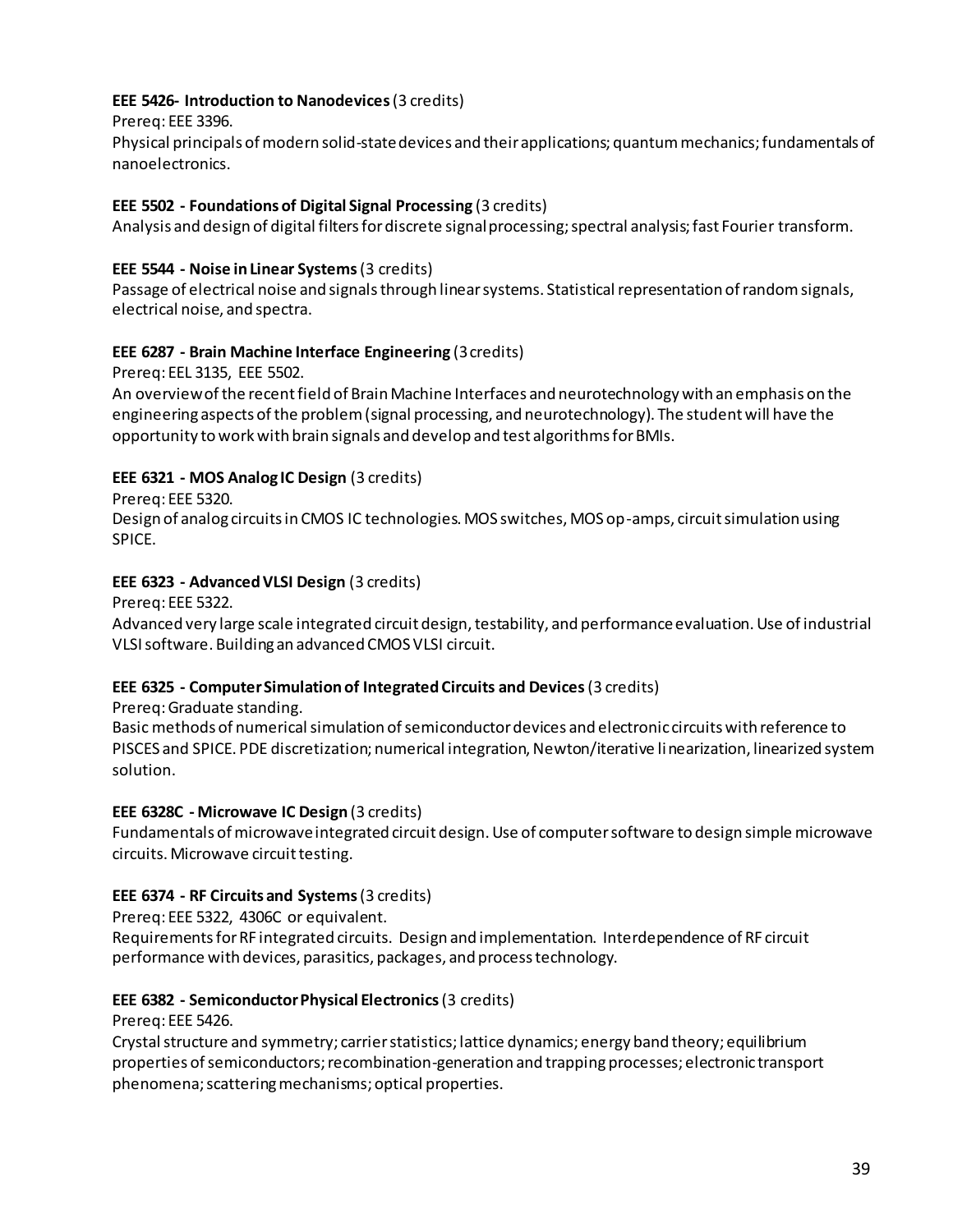**EEE 5426- Introduction to Nanodevices** (3 credits)

Prereq: EEE 3396.

Physical principals of modern solid-state devices and their applications; quantum mechanics; fundamentals of nanoelectronics.

**EEE 5502 - Foundations of Digital Signal Processing** (3 credits)

Analysis and design of digital filters for discrete signal processing; spectral analysis; fast Fourier transform.

**EEE 5544 - Noise in Linear Systems** (3 credits)

Passage of electrical noise and signals through linear systems. Statistical representation of random signals, electrical noise, and spectra.

**EEE 6287 - Brain Machine Interface Engineering** (3 credits)

Prereq: EEL 3135, EEE 5502.

An overview of the recent field of Brain Machine Interfaces and neurotechnology with an emphasis on the engineering aspects of the problem (signal processing, and neurotechnology). The student will have the opportunity to work with brain signals and develop and test algorithms for BMIs.

**EEE 6321 - MOS Analog IC Design** (3 credits)

Prereq: EEE 5320.

Design of analog circuits in CMOS IC technologies. MOS switches, MOS op-amps, circuit simulation using SPICE.

**EEE 6323 - Advanced VLSI Design** (3 credits)

Prereq: EEE 5322.

Advanced very large scale integrated circuit design, testability, and performance evaluation. Use of industrial VLSI software. Building an advanced CMOS VLSI circuit.

**EEE 6325 - Computer Simulation of Integrated Circuits and Devices** (3 credits)

Prereq: Graduate standing.

Basic methods of numerical simulation of semiconductor devices and electronic circuits with reference to PISCES and SPICE. PDE discretization; numerical integration, Newton/iterative linearization, linearized system solution.

**EEE 6328C - Microwave IC Design** (3 credits)

Fundamentals of microwave integrated circuit design. Use of computer software to design simple microwave circuits. Microwave circuit testing.

**EEE 6374 - RF Circuits and Systems** (3 credits)

Prereq: EEE 5322, 4306C or equivalent.

Requirements for RF integrated circuits. Design and implementation. Interdependence of RF circuit performance with devices, parasitics, packages, and process technology.

**EEE 6382 - Semiconductor Physical Electronics** (3 credits)

Prereq: EEE 5426.

Crystal structure and symmetry; carrier statistics; lattice dynamics; energy band theory; equilibrium properties of semiconductors; recombination-generation and trapping processes; electronic transport phenomena; scattering mechanisms; optical properties.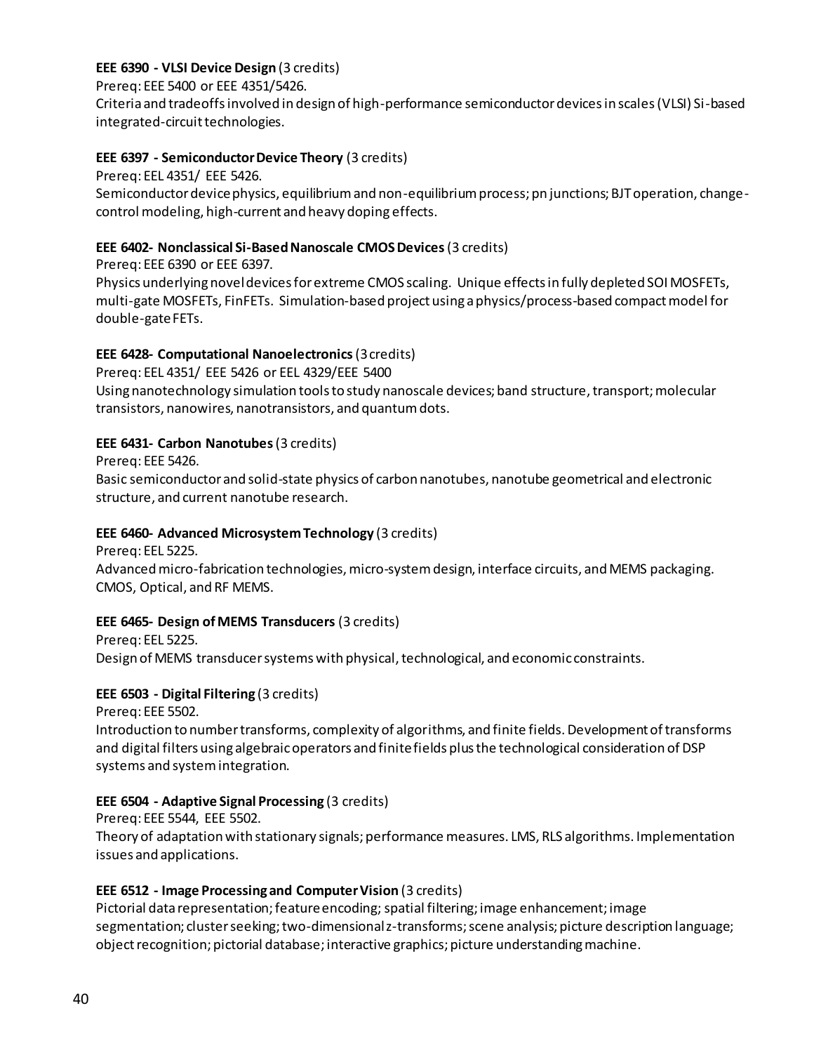**EEE 6390 - VLSI Device Design** (3 credits)
Prereq: EEE 5400 or EEE 4351/5426.
Criteria and tradeoffs involved in design of high-performance semiconductor devices in scales (VLSI) Si-based integrated-circuit technologies.

**EEE 6397 - Semiconductor Device Theory** (3 credits)
Prereq: EEL 4351/ EEE 5426.
Semiconductor device physics, equilibrium and non-equilibrium process; pn junctions; BJT operation, change-control modeling, high-current and heavy doping effects.

**EEE 6402- Nonclassical Si-Based Nanoscale CMOS Devices** (3 credits)
Prereq: EEE 6390 or EEE 6397.
Physics underlying novel devices for extreme CMOS scaling. Unique effects in fully depleted SOI MOSFETs, multi-gate MOSFETs, FinFETs. Simulation-based project using a physics/process-based compact model for double-gate FETs.

**EEE 6428- Computational Nanoelectronics** (3 credits)
Prereq: EEL 4351/ EEE 5426 or EEL 4329/EEE 5400
Using nanotechnology simulation tools to study nanoscale devices; band structure, transport; molecular transistors, nanowires, nanotransistors, and quantum dots.

**EEE 6431- Carbon Nanotubes** (3 credits)
Prereq: EEE 5426.
Basic semiconductor and solid-state physics of carbon nanotubes, nanotube geometrical and electronic structure, and current nanotube research.

**EEE 6460- Advanced Microsystem Technology** (3 credits)
Prereq: EEL 5225.
Advanced micro-fabrication technologies, micro-system design, interface circuits, and MEMS packaging. CMOS, Optical, and RF MEMS.

**EEE 6465- Design of MEMS Transducers** (3 credits)
Prereq: EEL 5225.
Design of MEMS transducer systems with physical, technological, and economic constraints.

**EEE 6503 - Digital Filtering** (3 credits)
Prereq: EEE 5502.
Introduction to number transforms, complexity of algorithms, and finite fields. Development of transforms and digital filters using algebraic operators and finite fields plus the technological consideration of DSP systems and system integration.

**EEE 6504 - Adaptive Signal Processing** (3 credits)
Prereq: EEE 5544, EEE 5502.
Theory of adaptation with stationary signals; performance measures. LMS, RLS algorithms. Implementation issues and applications.

**EEE 6512 - Image Processing and Computer Vision** (3 credits)
Pictorial data representation; feature encoding; spatial filtering; image enhancement; image segmentation; cluster seeking; two-dimensional z-transforms; scene analysis; picture description language; object recognition; pictorial database; interactive graphics; picture understanding machine.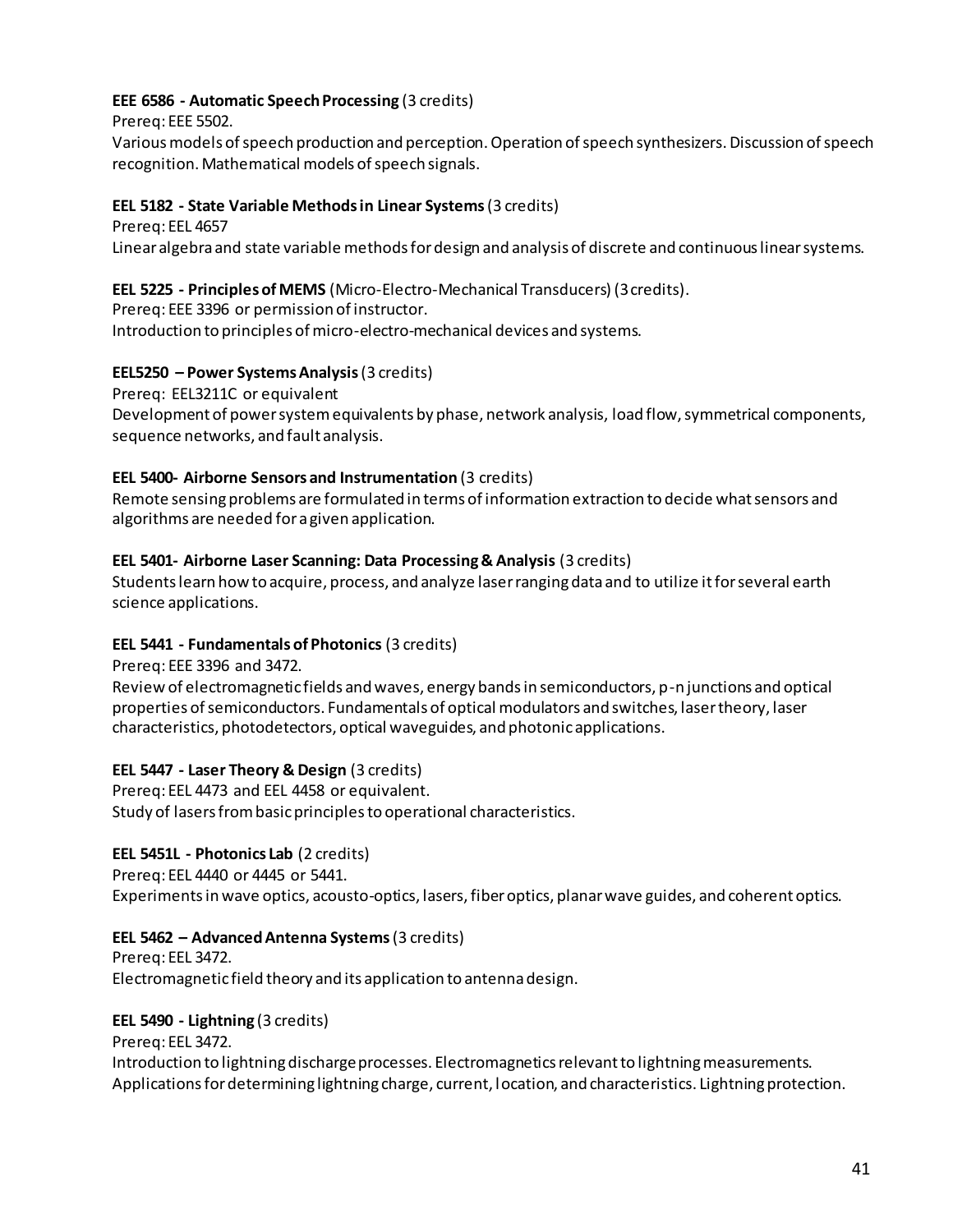**EEE 6586 - Automatic Speech Processing** (3 credits)
Prereq: EEE 5502.
Various models of speech production and perception. Operation of speech synthesizers. Discussion of speech recognition. Mathematical models of speech signals.

**EEL 5182 - State Variable Methods in Linear Systems** (3 credits)
Prereq: EEL 4657
Linear algebra and state variable methods for design and analysis of discrete and continuous linear systems.

**EEL 5225 - Principles of MEMS** (Micro-Electro-Mechanical Transducers) (3 credits).
Prereq: EEE 3396 or permission of instructor.
Introduction to principles of micro-electro-mechanical devices and systems.

**EEL5250 – Power Systems Analysis** (3 credits)
Prereq: EEL3211C or equivalent
Development of power system equivalents by phase, network analysis, load flow, symmetrical components, sequence networks, and fault analysis.

**EEL 5400- Airborne Sensors and Instrumentation** (3 credits)
Remote sensing problems are formulated in terms of information extraction to decide what sensors and algorithms are needed for a given application.

**EEL 5401- Airborne Laser Scanning: Data Processing & Analysis** (3 credits)
Students learn how to acquire, process, and analyze laser ranging data and to utilize it for several earth science applications.

**EEL 5441 - Fundamentals of Photonics** (3 credits)
Prereq: EEE 3396 and 3472.
Review of electromagnetic fields and waves, energy bands in semiconductors, p-n junctions and optical properties of semiconductors. Fundamentals of optical modulators and switches, laser theory, laser characteristics, photodetectors, optical waveguides, and photonic applications.

**EEL 5447 - Laser Theory & Design** (3 credits)
Prereq: EEL 4473 and EEL 4458 or equivalent.
Study of lasers from basic principles to operational characteristics.

**EEL 5451L - Photonics Lab** (2 credits)
Prereq: EEL 4440 or 4445 or 5441.
Experiments in wave optics, acousto-optics, lasers, fiber optics, planar wave guides, and coherent optics.

**EEL 5462 – Advanced Antenna Systems** (3 credits)
Prereq: EEL 3472.
Electromagnetic field theory and its application to antenna design.

**EEL 5490 - Lightning** (3 credits)
Prereq: EEL 3472.
Introduction to lightning discharge processes. Electromagnetics relevant to lightning measurements. Applications for determining lightning charge, current, location, and characteristics. Lightning protection.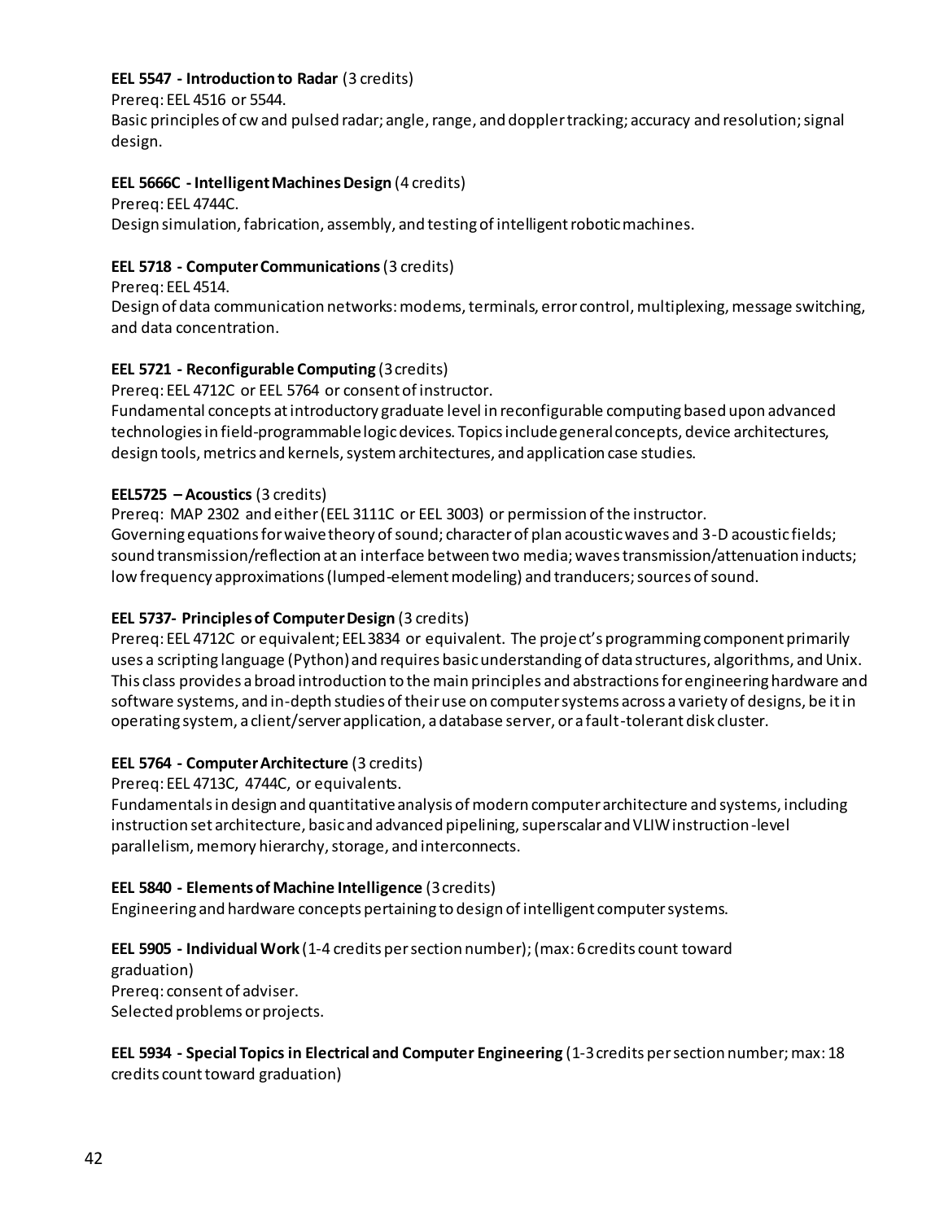**EEL 5547 - Introduction to Radar** (3 credits)
Prereq: EEL 4516 or 5544.
Basic principles of cw and pulsed radar; angle, range, and doppler tracking; accuracy and resolution; signal design.

**EEL 5666C - Intelligent Machines Design** (4 credits)
Prereq: EEL 4744C.
Design simulation, fabrication, assembly, and testing of intelligent robotic machines.

**EEL 5718 - Computer Communications** (3 credits)
Prereq: EEL 4514.
Design of data communication networks: modems, terminals, error control, multiplexing, message switching, and data concentration.

**EEL 5721 - Reconfigurable Computing** (3 credits)
Prereq: EEL 4712C or EEL 5764 or consent of instructor.
Fundamental concepts at introductory graduate level in reconfigurable computing based upon advanced technologies in field-programmable logic devices. Topics include general concepts, device architectures, design tools, metrics and kernels, system architectures, and application case studies.

**EEL5725 – Acoustics** (3 credits)
Prereq: MAP 2302 and either (EEL 3111C or EEL 3003) or permission of the instructor.
Governing equations for waive theory of sound; character of plan acoustic waves and 3-D acoustic fields; sound transmission/reflection at an interface between two media; waves transmission/attenuation inducts; low frequency approximations (lumped-element modeling) and tranducers; sources of sound.

**EEL 5737- Principles of Computer Design** (3 credits)
Prereq: EEL 4712C or equivalent; EEL 3834 or equivalent. The project's programming component primarily uses a scripting language (Python) and requires basic understanding of data structures, algorithms, and Unix. This class provides a broad introduction to the main principles and abstractions for engineering hardware and software systems, and in-depth studies of their use on computer systems across a variety of designs, be it in operating system, a client/server application, a database server, or a fault-tolerant disk cluster.

**EEL 5764 - Computer Architecture** (3 credits)
Prereq: EEL 4713C, 4744C, or equivalents.
Fundamentals in design and quantitative analysis of modern computer architecture and systems, including instruction set architecture, basic and advanced pipelining, superscalar and VLIW instruction-level parallelism, memory hierarchy, storage, and interconnects.

**EEL 5840 - Elements of Machine Intelligence** (3 credits)
Engineering and hardware concepts pertaining to design of intelligent computer systems.

**EEL 5905 - Individual Work** (1-4 credits per section number); (max: 6 credits count toward graduation)
Prereq: consent of adviser.
Selected problems or projects.

**EEL 5934 - Special Topics in Electrical and Computer Engineering** (1-3 credits per section number; max: 18 credits count toward graduation)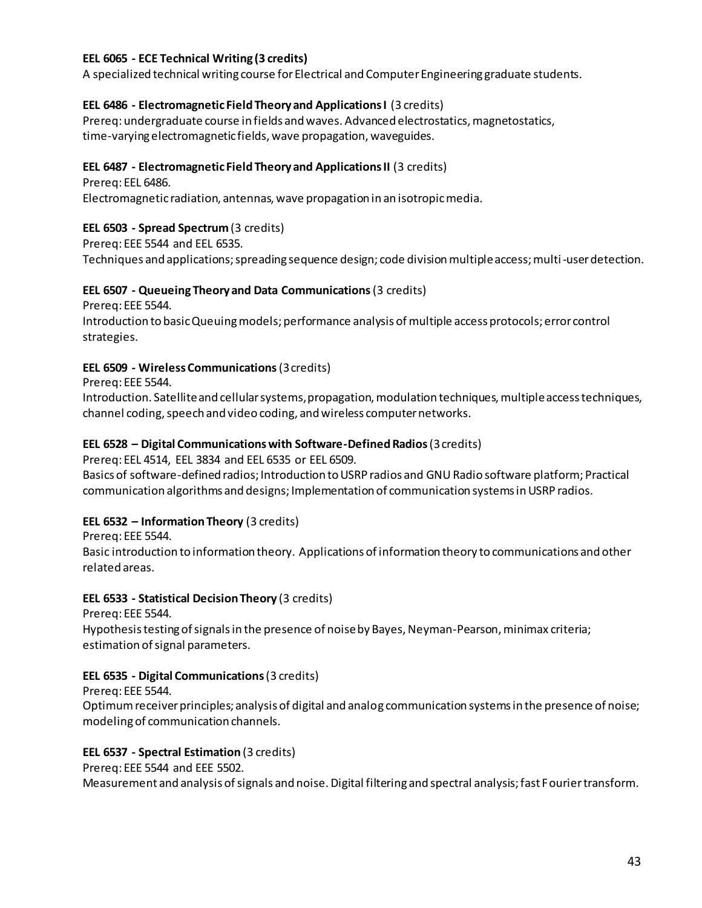**EEL 6065 - ECE Technical Writing (3 credits)**
A specialized technical writing course for Electrical and Computer Engineering graduate students.

**EEL 6486 - Electromagnetic Field Theory and Applications I** (3 credits)
Prereq: undergraduate course in fields and waves. Advanced electrostatics, magnetostatics, time-varying electromagnetic fields, wave propagation, waveguides.

**EEL 6487 - Electromagnetic Field Theory and Applications II** (3 credits)
Prereq: EEL 6486.
Electromagnetic radiation, antennas, wave propagation in an isotropic media.

**EEL 6503 - Spread Spectrum** (3 credits)
Prereq: EEE 5544 and EEL 6535.
Techniques and applications; spreading sequence design; code division multiple access; multi-user detection.

**EEL 6507 - Queueing Theory and Data Communications** (3 credits)
Prereq: EEE 5544.
Introduction to basic Queuing models; performance analysis of multiple access protocols; error control strategies.

**EEL 6509 - Wireless Communications** (3 credits)
Prereq: EEE 5544.
Introduction. Satellite and cellular systems, propagation, modulation techniques, multiple access techniques, channel coding, speech and video coding, and wireless computer networks.

**EEL 6528 – Digital Communications with Software-Defined Radios** (3 credits)
Prereq: EEL 4514, EEL 3834 and EEL 6535 or EEL 6509.
Basics of software-defined radios; Introduction to USRP radios and GNU Radio software platform; Practical communication algorithms and designs; Implementation of communication systems in USRP radios.

**EEL 6532 – Information Theory** (3 credits)
Prereq: EEE 5544.
Basic introduction to information theory. Applications of information theory to communications and other related areas.

**EEL 6533 - Statistical Decision Theory** (3 credits)
Prereq: EEE 5544.
Hypothesis testing of signals in the presence of noise by Bayes, Neyman-Pearson, minimax criteria; estimation of signal parameters.

**EEL 6535 - Digital Communications** (3 credits)
Prereq: EEE 5544.
Optimum receiver principles; analysis of digital and analog communication systems in the presence of noise; modeling of communication channels.

**EEL 6537 - Spectral Estimation** (3 credits)
Prereq: EEE 5544 and EEE 5502.
Measurement and analysis of signals and noise. Digital filtering and spectral analysis; fast Fourier transform.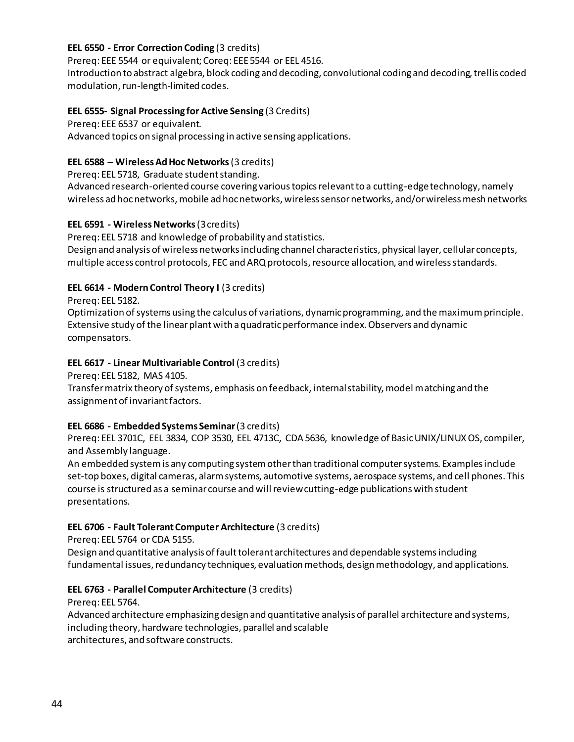**EEL 6550 - Error Correction Coding** (3 credits)
Prereq: EEE 5544 or equivalent; Coreq: EEE 5544 or EEL 4516.
Introduction to abstract algebra, block coding and decoding, convolutional coding and decoding, trellis coded modulation, run-length-limited codes.

**EEL 6555- Signal Processing for Active Sensing** (3 Credits)
Prereq: EEE 6537 or equivalent.
Advanced topics on signal processing in active sensing applications.

**EEL 6588 – Wireless Ad Hoc Networks** (3 credits)
Prereq: EEL 5718, Graduate student standing.
Advanced research-oriented course covering various topics relevant to a cutting-edge technology, namely wireless ad hoc networks, mobile ad hoc networks, wireless sensor networks, and/or wireless mesh networks

**EEL 6591 - Wireless Networks** (3 credits)
Prereq: EEL 5718 and knowledge of probability and statistics.
Design and analysis of wireless networks including channel characteristics, physical layer, cellular concepts, multiple access control protocols, FEC and ARQ protocols, resource allocation, and wireless standards.

**EEL 6614 - Modern Control Theory I** (3 credits)
Prereq: EEL 5182.
Optimization of systems using the calculus of variations, dynamic programming, and the maximum principle. Extensive study of the linear plant with a quadratic performance index. Observers and dynamic compensators.

**EEL 6617 - Linear Multivariable Control** (3 credits)
Prereq: EEL 5182, MAS 4105.
Transfer matrix theory of systems, emphasis on feedback, internal stability, model matching and the assignment of invariant factors.

**EEL 6686 - Embedded Systems Seminar** (3 credits)
Prereq: EEL 3701C, EEL 3834, COP 3530, EEL 4713C, CDA 5636, knowledge of Basic UNIX/LINUX OS, compiler, and Assembly language.
An embedded system is any computing system other than traditional computer systems. Examples include set-top boxes, digital cameras, alarm systems, automotive systems, aerospace systems, and cell phones. This course is structured as a seminar course and will review cutting-edge publications with student presentations.

**EEL 6706 - Fault Tolerant Computer Architecture** (3 credits)
Prereq: EEL 5764 or CDA 5155.
Design and quantitative analysis of fault tolerant architectures and dependable systems including fundamental issues, redundancy techniques, evaluation methods, design methodology, and applications.

**EEL 6763 - Parallel Computer Architecture** (3 credits)
Prereq: EEL 5764.
Advanced architecture emphasizing design and quantitative analysis of parallel architecture and systems, including theory, hardware technologies, parallel and scalable architectures, and software constructs.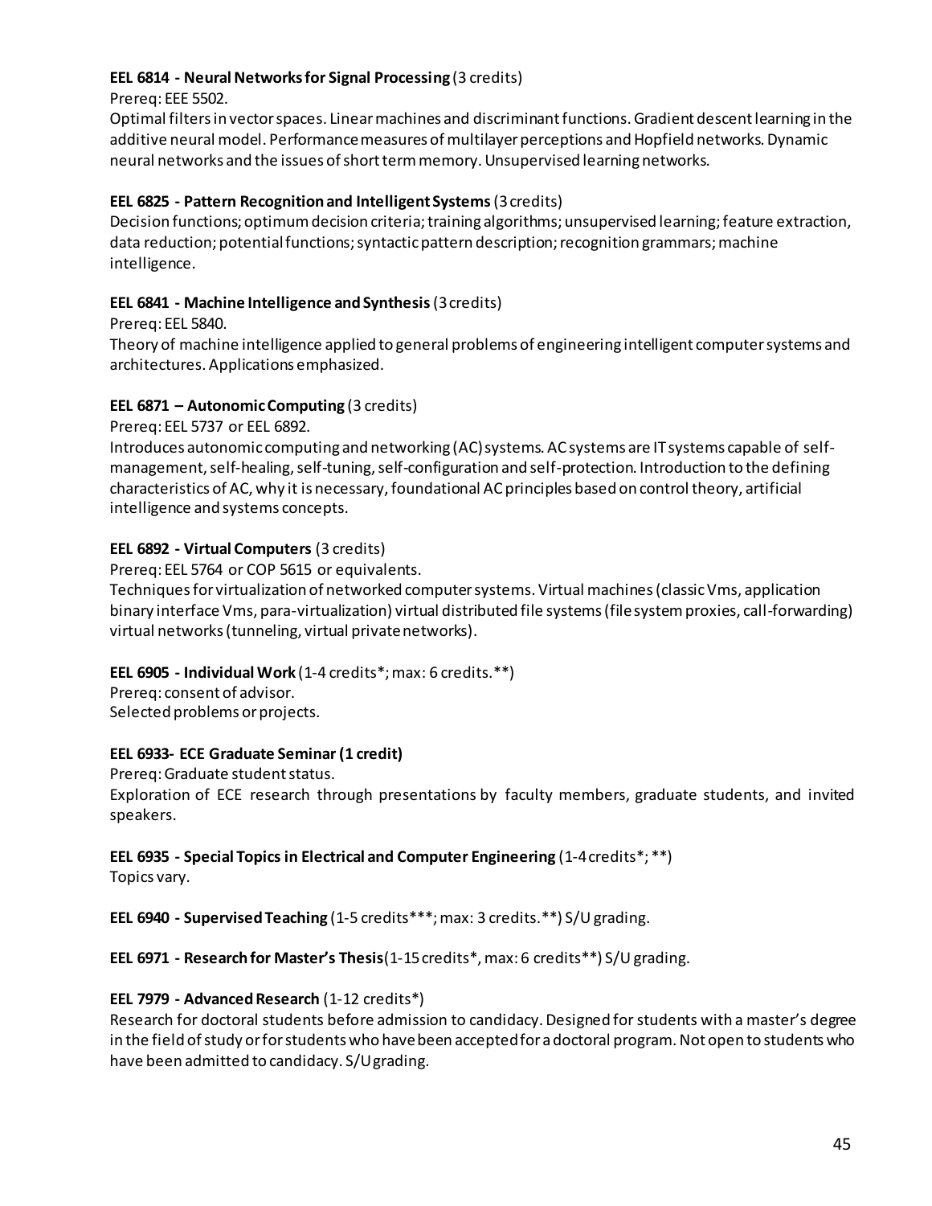**EEL 6814 - Neural Networks for Signal Processing** (3 credits)
Prereq: EEE 5502.
Optimal filters in vector spaces. Linear machines and discriminant functions. Gradient descent learning in the additive neural model. Performance measures of multilayer perceptions and Hopfield networks. Dynamic neural networks and the issues of short term memory. Unsupervised learning networks.

**EEL 6825 - Pattern Recognition and Intelligent Systems** (3 credits)
Decision functions; optimum decision criteria; training algorithms; unsupervised learning; feature extraction, data reduction; potential functions; syntactic pattern description; recognition grammars; machine intelligence.

**EEL 6841 - Machine Intelligence and Synthesis** (3 credits)
Prereq: EEL 5840.
Theory of machine intelligence applied to general problems of engineering intelligent computer systems and architectures. Applications emphasized.

**EEL 6871 – Autonomic Computing** (3 credits)
Prereq: EEL 5737 or EEL 6892.
Introduces autonomic computing and networking (AC) systems. AC systems are IT systems capable of self-management, self-healing, self-tuning, self-configuration and self-protection. Introduction to the defining characteristics of AC, why it is necessary, foundational AC principles based on control theory, artificial intelligence and systems concepts.

**EEL 6892 - Virtual Computers** (3 credits)
Prereq: EEL 5764 or COP 5615 or equivalents.
Techniques for virtualization of networked computer systems. Virtual machines (classic Vms, application binary interface Vms, para-virtualization) virtual distributed file systems (file system proxies, call-forwarding) virtual networks (tunneling, virtual private networks).

**EEL 6905 - Individual Work** (1-4 credits*; max: 6 credits.**)
Prereq: consent of advisor.
Selected problems or projects.

**EEL 6933- ECE Graduate Seminar (1 credit)**
Prereq: Graduate student status.
Exploration of ECE research through presentations by faculty members, graduate students, and invited speakers.

**EEL 6935 - Special Topics in Electrical and Computer Engineering** (1-4 credits*; **)
Topics vary.

**EEL 6940 - Supervised Teaching** (1-5 credits***; max: 3 credits.**) S/U grading.

**EEL 6971 - Research for Master's Thesis** (1-15 credits*, max: 6 credits**) S/U grading.

**EEL 7979 - Advanced Research** (1-12 credits*)
Research for doctoral students before admission to candidacy. Designed for students with a master's degree in the field of study or for students who have been accepted for a doctoral program. Not open to students who have been admitted to candidacy. S/U grading.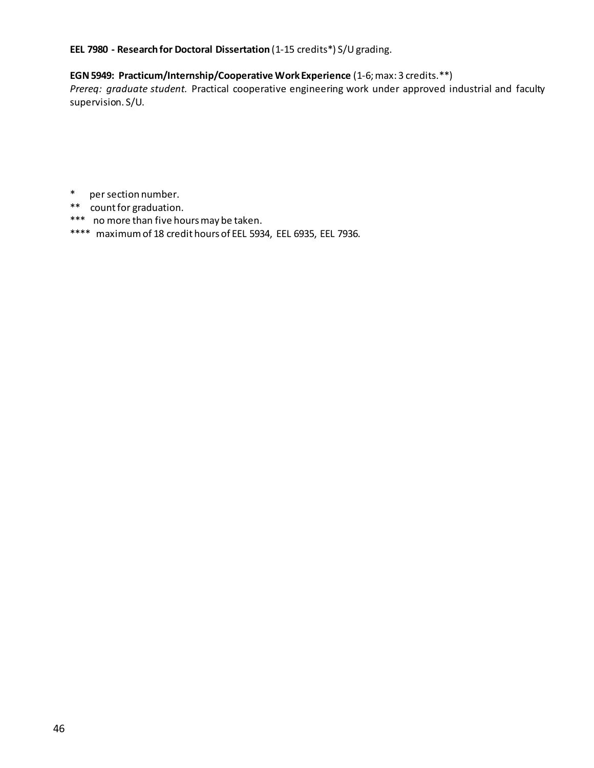**EEL 7980 - Research for Doctoral Dissertation** (1-15 credits*) S/U grading.

**EGN 5949: Practicum/Internship/Cooperative Work Experience** (1-6; max: 3 credits.**)
*Prereq: graduate student.* Practical cooperative engineering work under approved industrial and faculty supervision. S/U.

\*     per section number.
\*\*    count for graduation.
\*\*\*   no more than five hours may be taken.
\*\*\*\*   maximum of 18 credit hours of EEL 5934, EEL 6935, EEL 7936.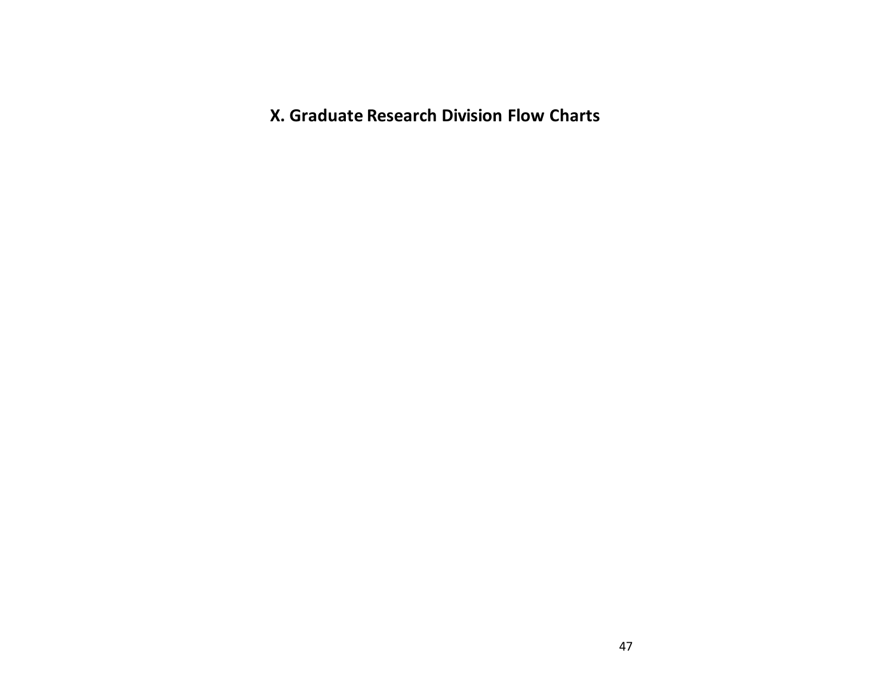## X. Graduate Research Division Flow Charts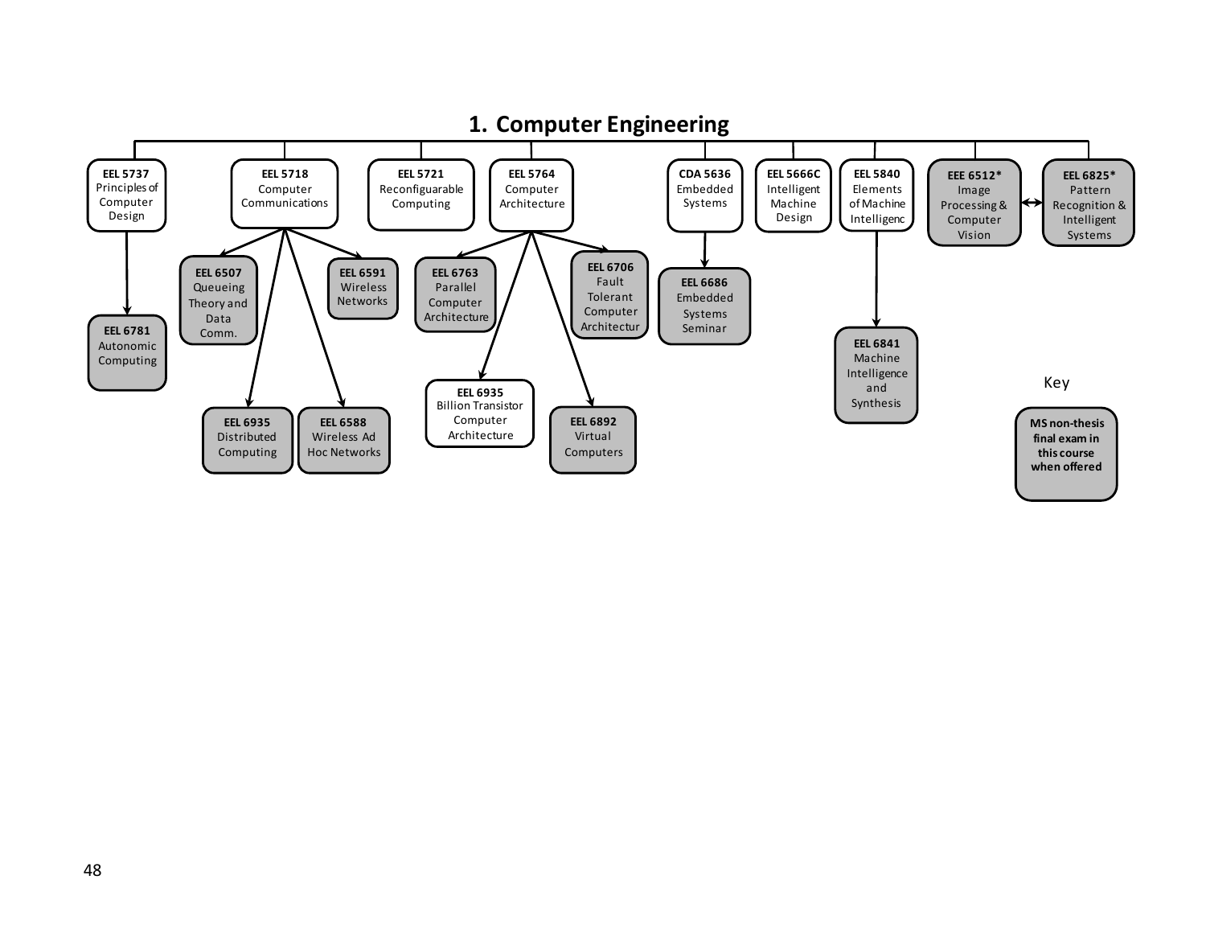# 1. Computer Engineering

- **EEL 5737** Principles of Computer Design
  - **EEL 6781** Autonomic Computing
- **EEL 5718** Computer Communications
  - **EEL 6507** Queueing Theory and Data Comm.
  - **EEL 6591** Wireless Networks
  - **EEL 6935** Distributed Computing
  - **EEL 6588** Wireless Ad Hoc Networks
- **EEL 5721** Reconfiguarable Computing
- **EEL 5764** Computer Architecture
  - **EEL 6763** Parallel Computer Architecture
  - **EEL 6706** Fault Tolerant Computer Architectur
  - **EEL 6935** Billion Transistor Computer Architecture
  - **EEL 6892** Virtual Computers
- **CDA 5636** Embedded Systems
  - **EEL 6686** Embedded Systems Seminar
- **EEL 5666C** Intelligent Machine Design
- **EEL 5840** Elements of Machine Intelligenc
  - **EEL 6841** Machine Intelligence and Synthesis
- **EEE 6512*** Image Processing & Computer Vision ↔ **EEL 6825*** Pattern Recognition & Intelligent Systems

Key

**MS non-thesis final exam in this course when offered**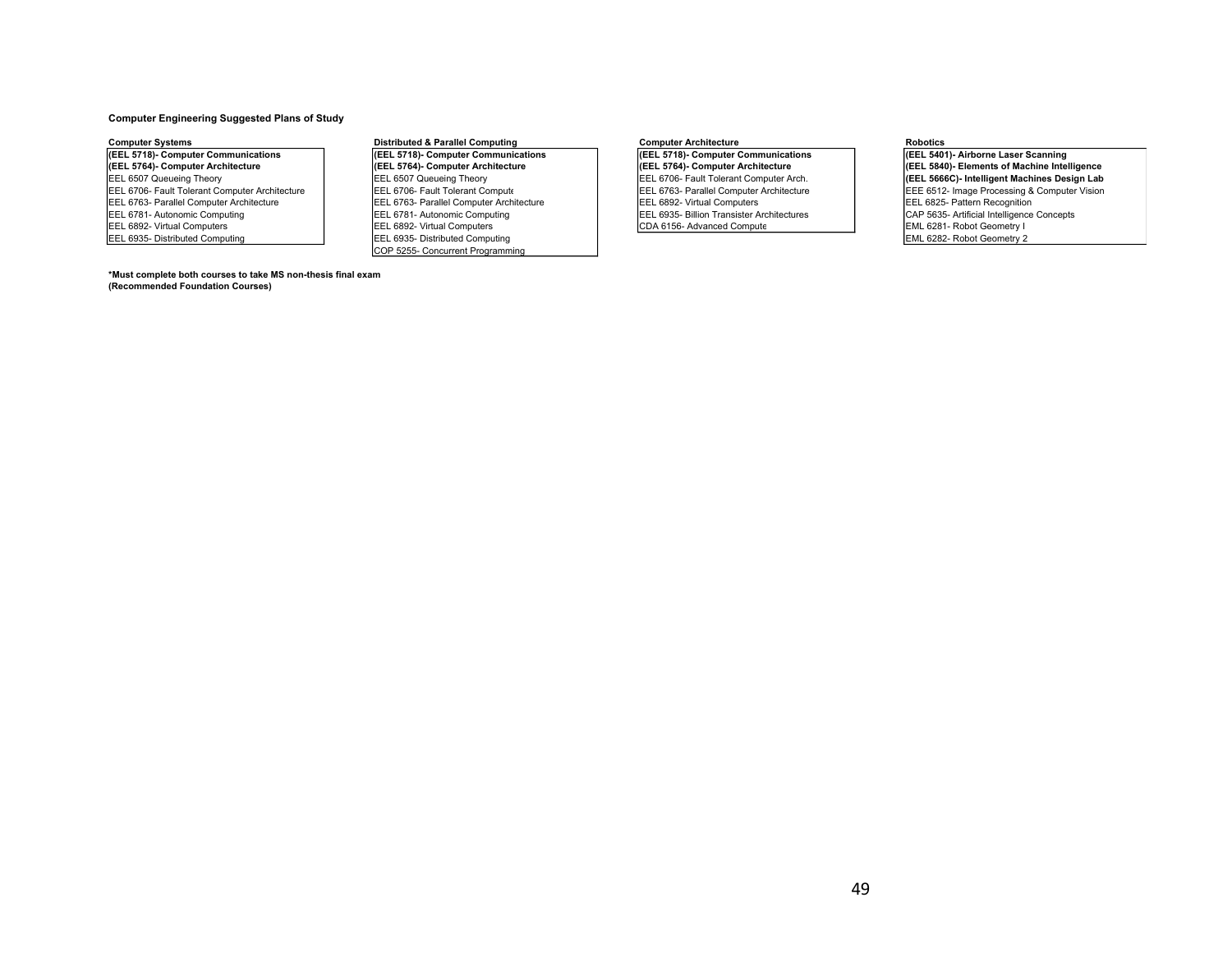**Computer Engineering Suggested Plans of Study**

| Computer Systems | Distributed & Parallel Computing | Computer Architecture | Robotics |
|---|---|---|---|
| **(EEL 5718)- Computer Communications** | **(EEL 5718)- Computer Communications** | **(EEL 5718)- Computer Communications** | **(EEL 5401)- Airborne Laser Scanning** |
| **(EEL 5764)- Computer Architecture** | **(EEL 5764)- Computer Architecture** | **(EEL 5764)- Computer Architecture** | **(EEL 5840)- Elements of Machine Intelligence** |
| EEL 6507 Queueing Theory | EEL 6507 Queueing Theory | EEL 6706- Fault Tolerant Computer Arch. | **(EEL 5666C)- Intelligent Machines Design Lab** |
| EEL 6706- Fault Tolerant Computer Architecture | EEL 6706- Fault Tolerant Compute | EEL 6763- Parallel Computer Architecture | EEE 6512- Image Processing & Computer Vision |
| EEL 6763- Parallel Computer Architecture | EEL 6763- Parallel Computer Architecture | EEL 6892- Virtual Computers | EEL 6825- Pattern Recognition |
| EEL 6781- Autonomic Computing | EEL 6781- Autonomic Computing | EEL 6935- Billion Transister Architectures | CAP 5635- Artificial Intelligence Concepts |
| EEL 6892- Virtual Computers | EEL 6892- Virtual Computers | CDA 6156- Advanced Compute | EML 6281- Robot Geometry I |
| EEL 6935- Distributed Computing | EEL 6935- Distributed Computing | | EML 6282- Robot Geometry 2 |
| | COP 5255- Concurrent Programming | | |

**\*Must complete both courses to take MS non-thesis final exam**
**(Recommended Foundation Courses)**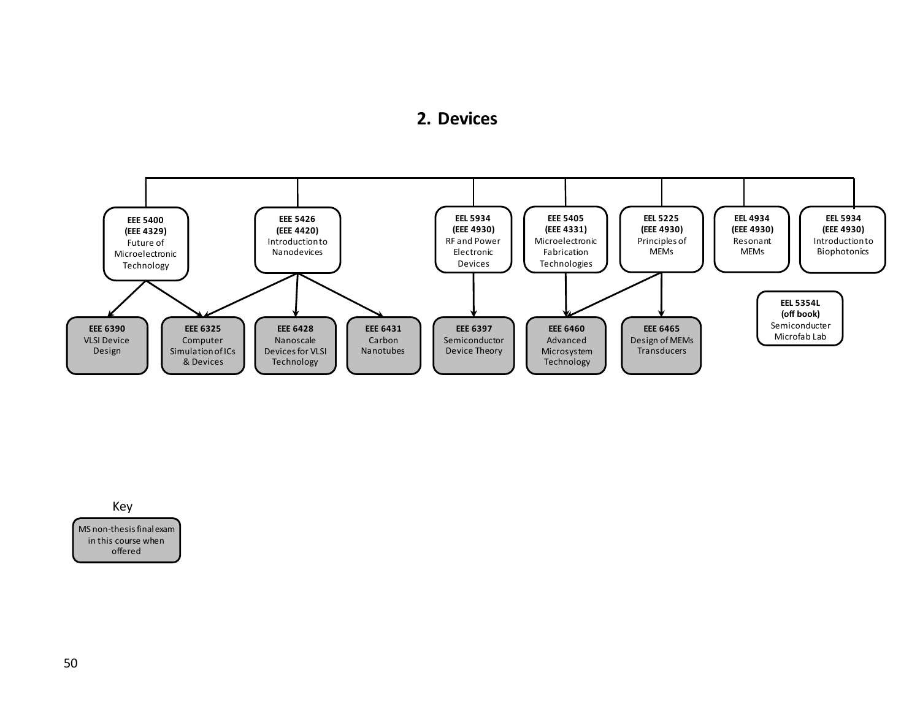## 2. Devices

**EEE 5400 (EEE 4329)** Future of Microelectronic Technology
- → **EEE 6390** VLSI Device Design
- → **EEE 6325** Computer Simulation of ICs & Devices

**EEE 5426 (EEE 4420)** Introduction to Nanodevices
- → **EEE 6325** Computer Simulation of ICs & Devices
- → **EEE 6428** Nanoscale Devices for VLSI Technology
- → **EEE 6431** Carbon Nanotubes

**EEL 5934 (EEE 4930)** RF and Power Electronic Devices
- → **EEE 6397** Semiconductor Device Theory

**EEE 5405 (EEE 4331)** Microelectronic Fabrication Technologies
- → **EEE 6460** Advanced Microsystem Technology

**EEL 5225 (EEE 4930)** Principles of MEMs
- → **EEE 6460** Advanced Microsystem Technology
- → **EEE 6465** Design of MEMs Transducers

**EEL 4934 (EEE 4930)** Resonant MEMs

**EEL 5934 (EEE 4930)** Introduction to Biophotonics

**EEL 5354L (off book)** Semiconducter Microfab Lab

Key: MS non-thesis final exam in this course when offered (EEE 6390, EEE 6325, EEE 6428, EEE 6431, EEE 6397, EEE 6460, EEE 6465)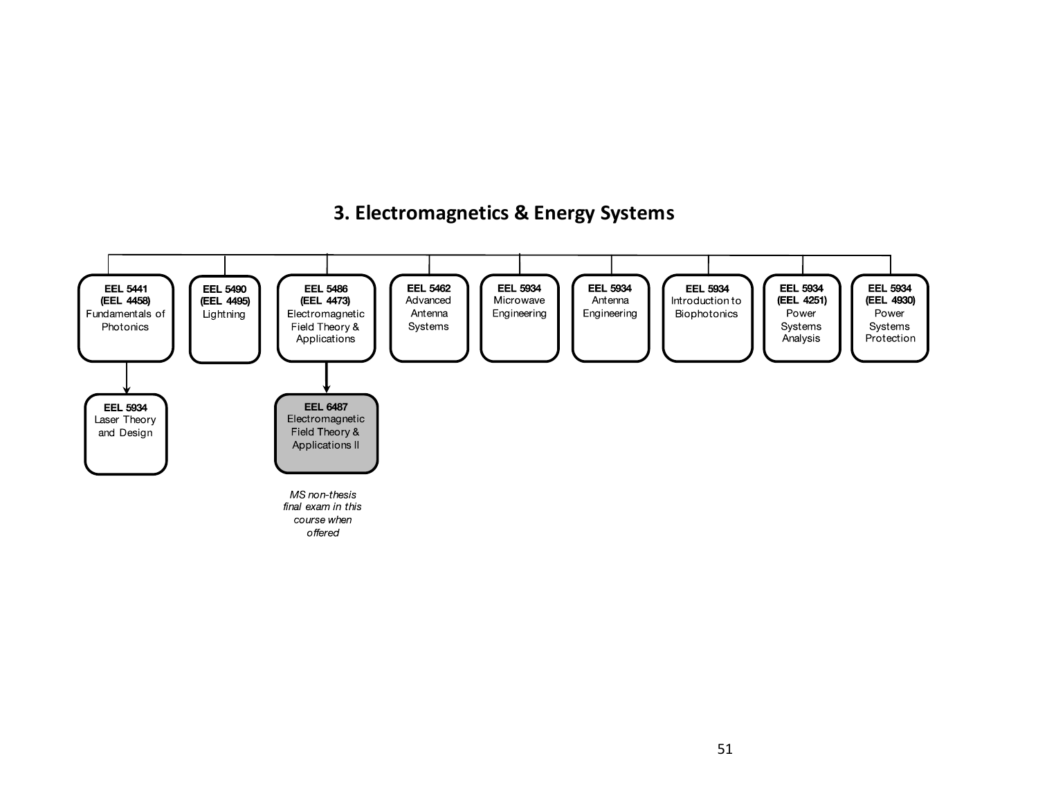## 3. Electromagnetics & Energy Systems

- **EEL 5441 (EEL 4458)** Fundamentals of Photonics
  - **EEL 5934** Laser Theory and Design
- **EEL 5490 (EEL 4495)** Lightning
- **EEL 5486 (EEL 4473)** Electromagnetic Field Theory & Applications
  - **EEL 6487** Electromagnetic Field Theory & Applications II
    - *MS non-thesis final exam in this course when offered*
- **EEL 5462** Advanced Antenna Systems
- **EEL 5934** Microwave Engineering
- **EEL 5934** Antenna Engineering
- **EEL 5934** Introduction to Biophotonics
- **EEL 5934 (EEL 4251)** Power Systems Analysis
- **EEL 5934 (EEL 4930)** Power Systems Protection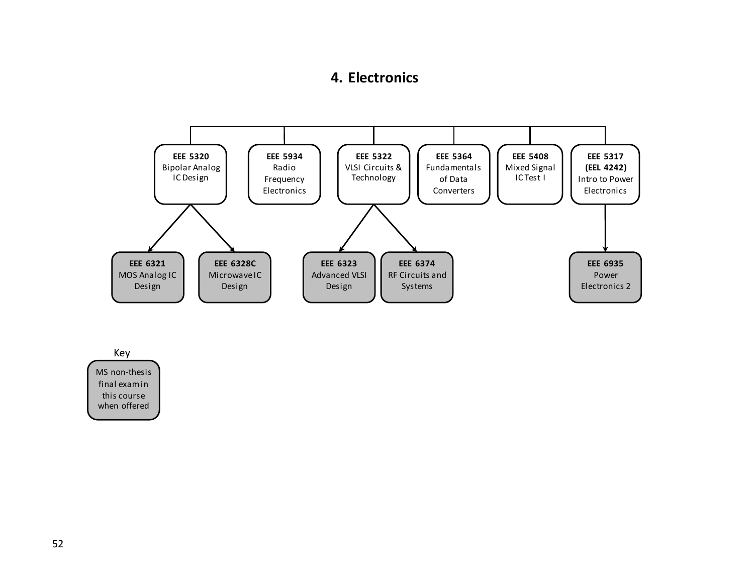## 4. Electronics

**EEE 5320** Bipolar Analog IC Design
- **EEE 6321** MOS Analog IC Design
- **EEE 6328C** Microwave IC Design

**EEE 5934** Radio Frequency Electronics

**EEE 5322** VLSI Circuits & Technology
- **EEE 6323** Advanced VLSI Design
- **EEE 6374** RF Circuits and Systems

**EEE 5364** Fundamentals of Data Converters

**EEE 5408** Mixed Signal IC Test I

**EEE 5317 (EEL 4242)** Intro to Power Electronics
- **EEE 6935** Power Electronics 2

Key: MS non-thesis final exam in this course when offered (applies to EEE 6321, EEE 6328C, EEE 6323, EEE 6374, EEE 6935)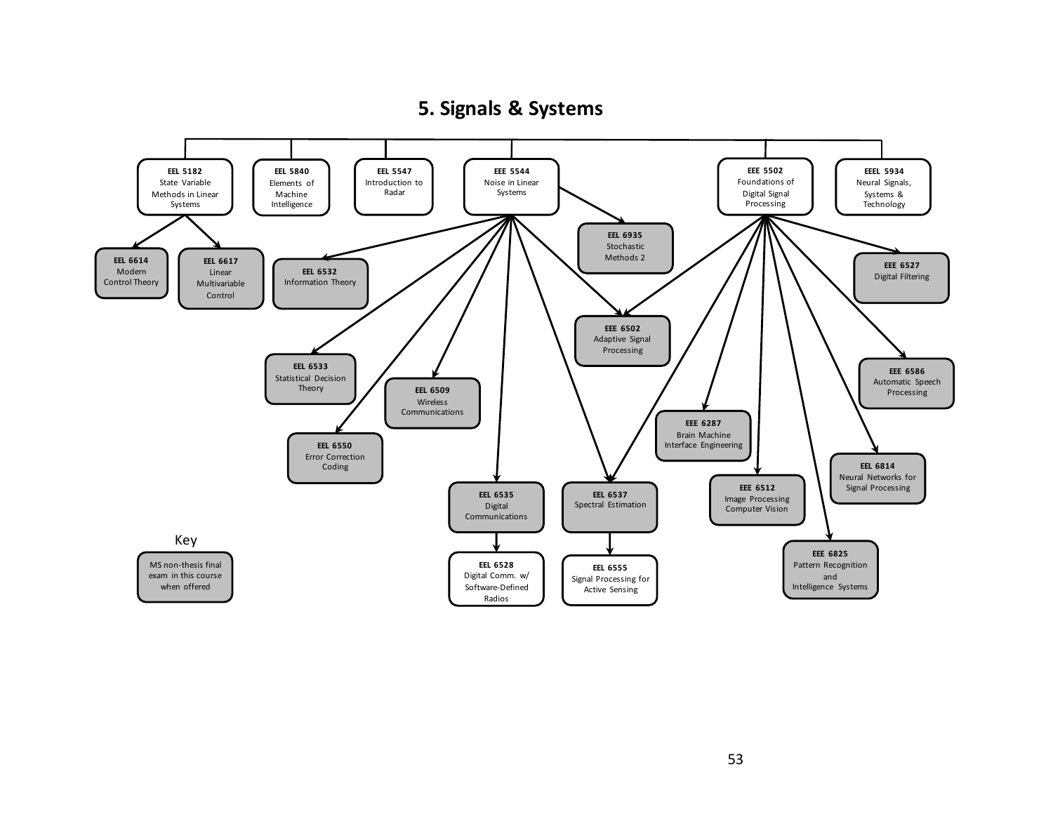## 5. Signals & Systems

EEL 5182
State Variable Methods in Linear Systems

EEL 5840
Elements of Machine Intelligence

EEL 5547
Introduction to Radar

EEE 5544
Noise in Linear Systems

EEE 5502
Foundations of Digital Signal Processing

EEEL 5934
Neural Signals, Systems & Technology

EEL 6614
Modern Control Theory

EEL 6617
Linear Multivariable Control

EEL 6532
Information Theory

EEL 6935
Stochastic Methods 2

EEE 6527
Digital Filtering

EEE 6502
Adaptive Signal Processing

EEL 6533
Statistical Decision Theory

EEE 6586
Automatic Speech Processing

EEL 6509
Wireless Communications

EEE 6287
Brain Machine Interface Engineering

EEL 6550
Error Correction Coding

EEL 6814
Neural Networks for Signal Processing

EEL 6535
Digital Communications

EEL 6537
Spectral Estimation

EEE 6512
Image Processing Computer Vision

EEE 6825
Pattern Recognition and Intelligence Systems

EEL 6528
Digital Comm. w/ Software-Defined Radios

EEL 6555
Signal Processing for Active Sensing

Key

MS non-thesis final exam in this course when offered